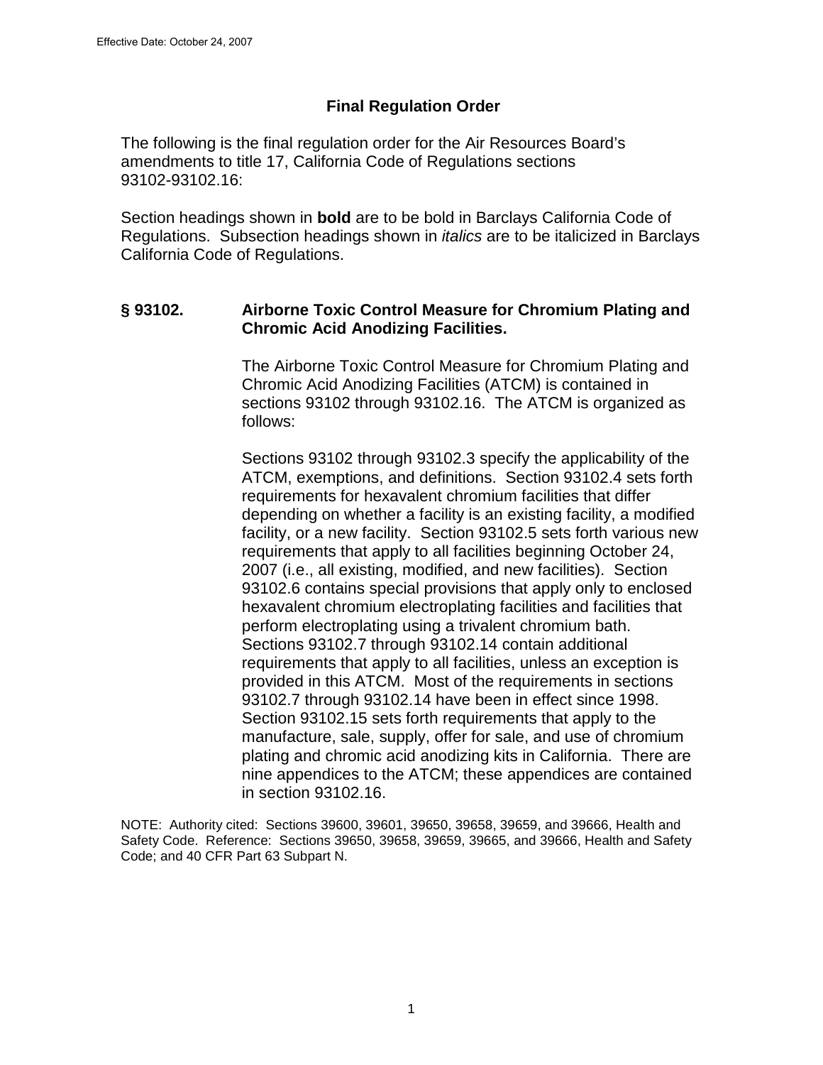Effective Date: October 24, 2007

# Final Regulation Order

The following is the final regulation order for the Air Resources Board's amendments to title 17, California Code of Regulations sections 93102-93102.16:

Section headings shown in **bold** are to be bold in Barclays California Code of Regulations. Subsection headings shown in *italics* are to be italicized in Barclays California Code of Regulations.

## § 93102. Airborne Toxic Control Measure for Chromium Plating and Chromic Acid Anodizing Facilities.

The Airborne Toxic Control Measure for Chromium Plating and Chromic Acid Anodizing Facilities (ATCM) is contained in sections 93102 through 93102.16. The ATCM is organized as follows:

Sections 93102 through 93102.3 specify the applicability of the ATCM, exemptions, and definitions. Section 93102.4 sets forth requirements for hexavalent chromium facilities that differ depending on whether a facility is an existing facility, a modified facility, or a new facility. Section 93102.5 sets forth various new requirements that apply to all facilities beginning October 24, 2007 (i.e., all existing, modified, and new facilities). Section 93102.6 contains special provisions that apply only to enclosed hexavalent chromium electroplating facilities and facilities that perform electroplating using a trivalent chromium bath. Sections 93102.7 through 93102.14 contain additional requirements that apply to all facilities, unless an exception is provided in this ATCM. Most of the requirements in sections 93102.7 through 93102.14 have been in effect since 1998. Section 93102.15 sets forth requirements that apply to the manufacture, sale, supply, offer for sale, and use of chromium plating and chromic acid anodizing kits in California. There are nine appendices to the ATCM; these appendices are contained in section 93102.16.

NOTE: Authority cited: Sections 39600, 39601, 39650, 39658, 39659, and 39666, Health and Safety Code. Reference: Sections 39650, 39658, 39659, 39665, and 39666, Health and Safety Code; and 40 CFR Part 63 Subpart N.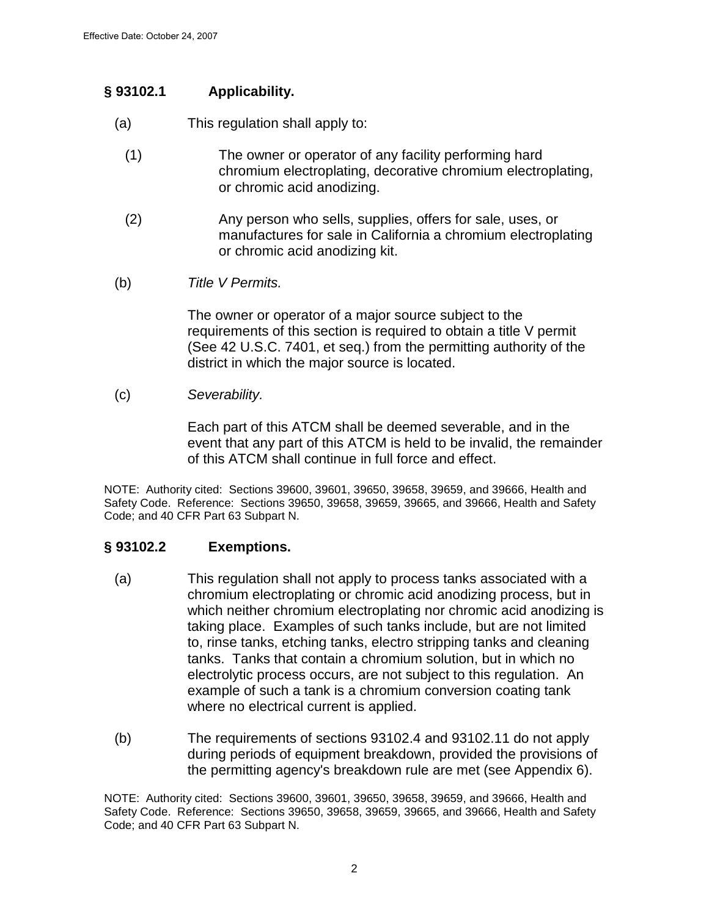## § 93102.1 Applicability.

(a) This regulation shall apply to:

(1) The owner or operator of any facility performing hard chromium electroplating, decorative chromium electroplating, or chromic acid anodizing.

(2) Any person who sells, supplies, offers for sale, uses, or manufactures for sale in California a chromium electroplating or chromic acid anodizing kit.

(b) *Title V Permits.*

The owner or operator of a major source subject to the requirements of this section is required to obtain a title V permit (See 42 U.S.C. 7401, et seq.) from the permitting authority of the district in which the major source is located.

(c) *Severability.*

Each part of this ATCM shall be deemed severable, and in the event that any part of this ATCM is held to be invalid, the remainder of this ATCM shall continue in full force and effect.

NOTE: Authority cited: Sections 39600, 39601, 39650, 39658, 39659, and 39666, Health and Safety Code. Reference: Sections 39650, 39658, 39659, 39665, and 39666, Health and Safety Code; and 40 CFR Part 63 Subpart N.

## § 93102.2 Exemptions.

(a) This regulation shall not apply to process tanks associated with a chromium electroplating or chromic acid anodizing process, but in which neither chromium electroplating nor chromic acid anodizing is taking place. Examples of such tanks include, but are not limited to, rinse tanks, etching tanks, electro stripping tanks and cleaning tanks. Tanks that contain a chromium solution, but in which no electrolytic process occurs, are not subject to this regulation. An example of such a tank is a chromium conversion coating tank where no electrical current is applied.

(b) The requirements of sections 93102.4 and 93102.11 do not apply during periods of equipment breakdown, provided the provisions of the permitting agency's breakdown rule are met (see Appendix 6).

NOTE: Authority cited: Sections 39600, 39601, 39650, 39658, 39659, and 39666, Health and Safety Code. Reference: Sections 39650, 39658, 39659, 39665, and 39666, Health and Safety Code; and 40 CFR Part 63 Subpart N.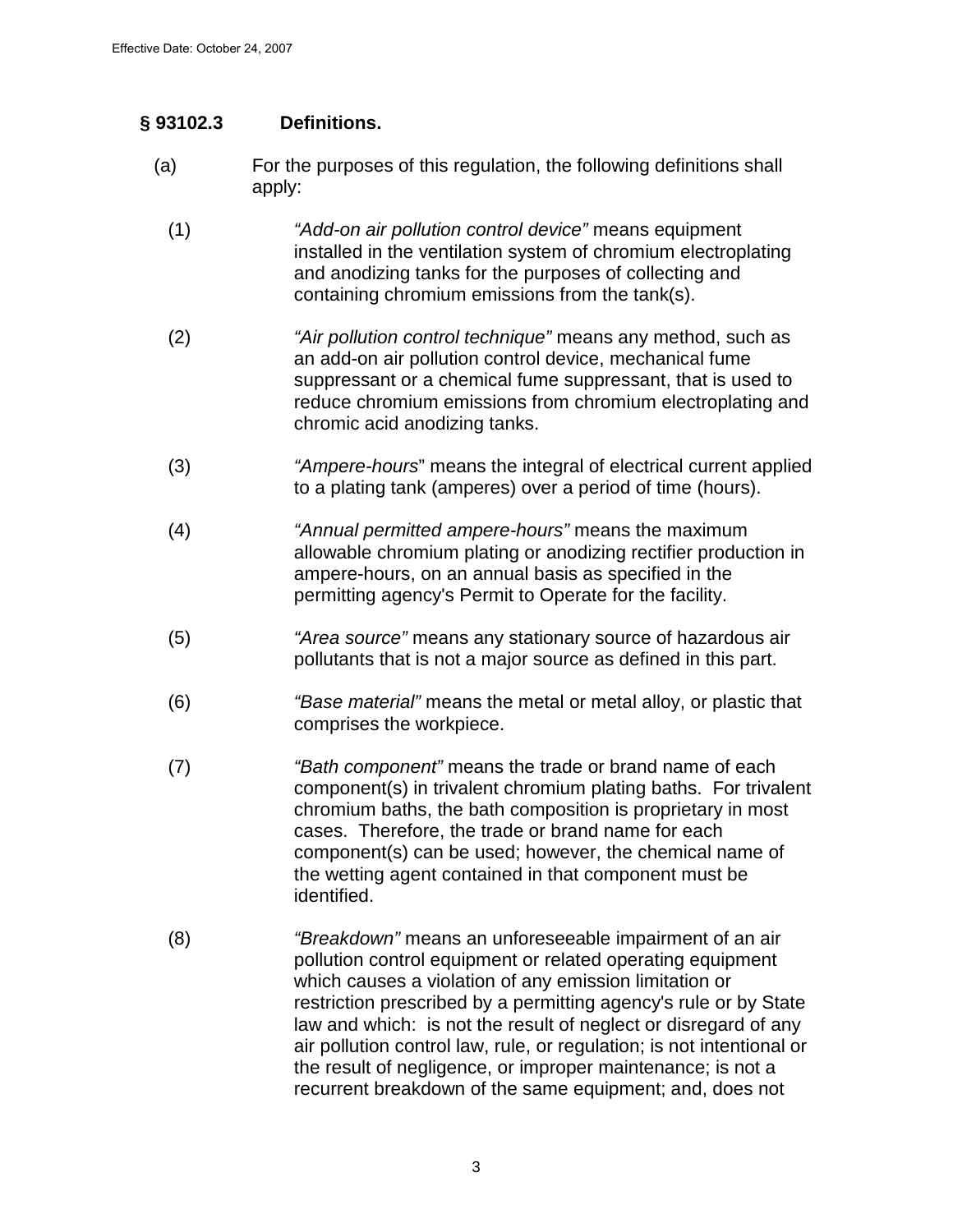## § 93102.3 Definitions.

(a) For the purposes of this regulation, the following definitions shall apply:

(1) *"Add-on air pollution control device"* means equipment installed in the ventilation system of chromium electroplating and anodizing tanks for the purposes of collecting and containing chromium emissions from the tank(s).

(2) *"Air pollution control technique"* means any method, such as an add-on air pollution control device, mechanical fume suppressant or a chemical fume suppressant, that is used to reduce chromium emissions from chromium electroplating and chromic acid anodizing tanks.

(3) *"Ampere-hours"* means the integral of electrical current applied to a plating tank (amperes) over a period of time (hours).

(4) *"Annual permitted ampere-hours"* means the maximum allowable chromium plating or anodizing rectifier production in ampere-hours, on an annual basis as specified in the permitting agency's Permit to Operate for the facility.

(5) *"Area source"* means any stationary source of hazardous air pollutants that is not a major source as defined in this part.

(6) *"Base material"* means the metal or metal alloy, or plastic that comprises the workpiece.

(7) *"Bath component"* means the trade or brand name of each component(s) in trivalent chromium plating baths. For trivalent chromium baths, the bath composition is proprietary in most cases. Therefore, the trade or brand name for each component(s) can be used; however, the chemical name of the wetting agent contained in that component must be identified.

(8) *"Breakdown"* means an unforeseeable impairment of an air pollution control equipment or related operating equipment which causes a violation of any emission limitation or restriction prescribed by a permitting agency's rule or by State law and which: is not the result of neglect or disregard of any air pollution control law, rule, or regulation; is not intentional or the result of negligence, or improper maintenance; is not a recurrent breakdown of the same equipment; and, does not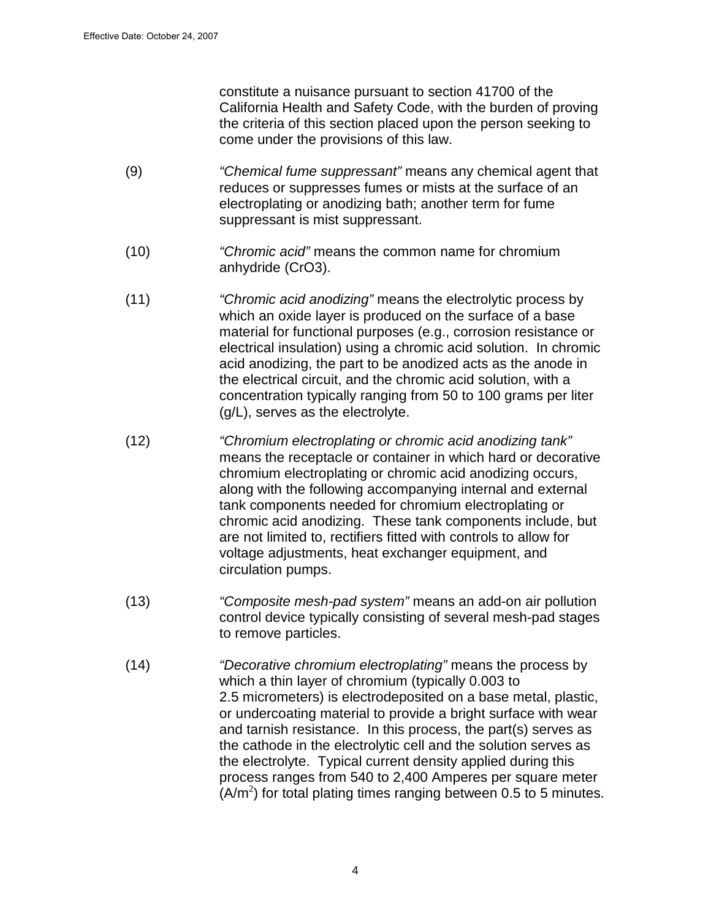constitute a nuisance pursuant to section 41700 of the California Health and Safety Code, with the burden of proving the criteria of this section placed upon the person seeking to come under the provisions of this law.

(9) *"Chemical fume suppressant"* means any chemical agent that reduces or suppresses fumes or mists at the surface of an electroplating or anodizing bath; another term for fume suppressant is mist suppressant.

(10) *"Chromic acid"* means the common name for chromium anhydride (CrO3).

(11) *"Chromic acid anodizing"* means the electrolytic process by which an oxide layer is produced on the surface of a base material for functional purposes (e.g., corrosion resistance or electrical insulation) using a chromic acid solution. In chromic acid anodizing, the part to be anodized acts as the anode in the electrical circuit, and the chromic acid solution, with a concentration typically ranging from 50 to 100 grams per liter (g/L), serves as the electrolyte.

(12) *"Chromium electroplating or chromic acid anodizing tank"* means the receptacle or container in which hard or decorative chromium electroplating or chromic acid anodizing occurs, along with the following accompanying internal and external tank components needed for chromium electroplating or chromic acid anodizing. These tank components include, but are not limited to, rectifiers fitted with controls to allow for voltage adjustments, heat exchanger equipment, and circulation pumps.

(13) *"Composite mesh-pad system"* means an add-on air pollution control device typically consisting of several mesh-pad stages to remove particles.

(14) *"Decorative chromium electroplating"* means the process by which a thin layer of chromium (typically 0.003 to 2.5 micrometers) is electrodeposited on a base metal, plastic, or undercoating material to provide a bright surface with wear and tarnish resistance. In this process, the part(s) serves as the cathode in the electrolytic cell and the solution serves as the electrolyte. Typical current density applied during this process ranges from 540 to 2,400 Amperes per square meter ($A/m^2$) for total plating times ranging between 0.5 to 5 minutes.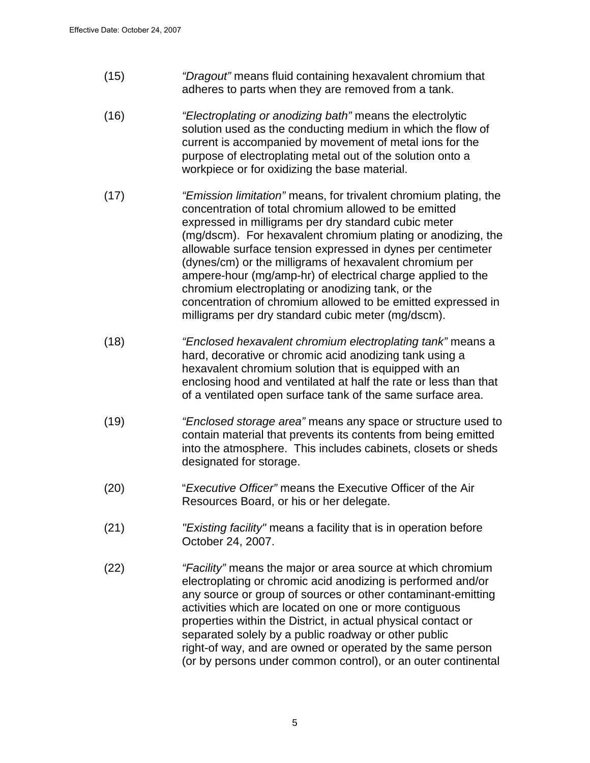(15) *"Dragout"* means fluid containing hexavalent chromium that adheres to parts when they are removed from a tank.

(16) *"Electroplating or anodizing bath"* means the electrolytic solution used as the conducting medium in which the flow of current is accompanied by movement of metal ions for the purpose of electroplating metal out of the solution onto a workpiece or for oxidizing the base material.

(17) *"Emission limitation"* means, for trivalent chromium plating, the concentration of total chromium allowed to be emitted expressed in milligrams per dry standard cubic meter (mg/dscm). For hexavalent chromium plating or anodizing, the allowable surface tension expressed in dynes per centimeter (dynes/cm) or the milligrams of hexavalent chromium per ampere-hour (mg/amp-hr) of electrical charge applied to the chromium electroplating or anodizing tank, or the concentration of chromium allowed to be emitted expressed in milligrams per dry standard cubic meter (mg/dscm).

(18) *"Enclosed hexavalent chromium electroplating tank"* means a hard, decorative or chromic acid anodizing tank using a hexavalent chromium solution that is equipped with an enclosing hood and ventilated at half the rate or less than that of a ventilated open surface tank of the same surface area.

(19) *"Enclosed storage area"* means any space or structure used to contain material that prevents its contents from being emitted into the atmosphere. This includes cabinets, closets or sheds designated for storage.

(20) "*Executive Officer"* means the Executive Officer of the Air Resources Board, or his or her delegate.

(21) *"Existing facility"* means a facility that is in operation before October 24, 2007.

(22) *"Facility"* means the major or area source at which chromium electroplating or chromic acid anodizing is performed and/or any source or group of sources or other contaminant-emitting activities which are located on one or more contiguous properties within the District, in actual physical contact or separated solely by a public roadway or other public right-of way, and are owned or operated by the same person (or by persons under common control), or an outer continental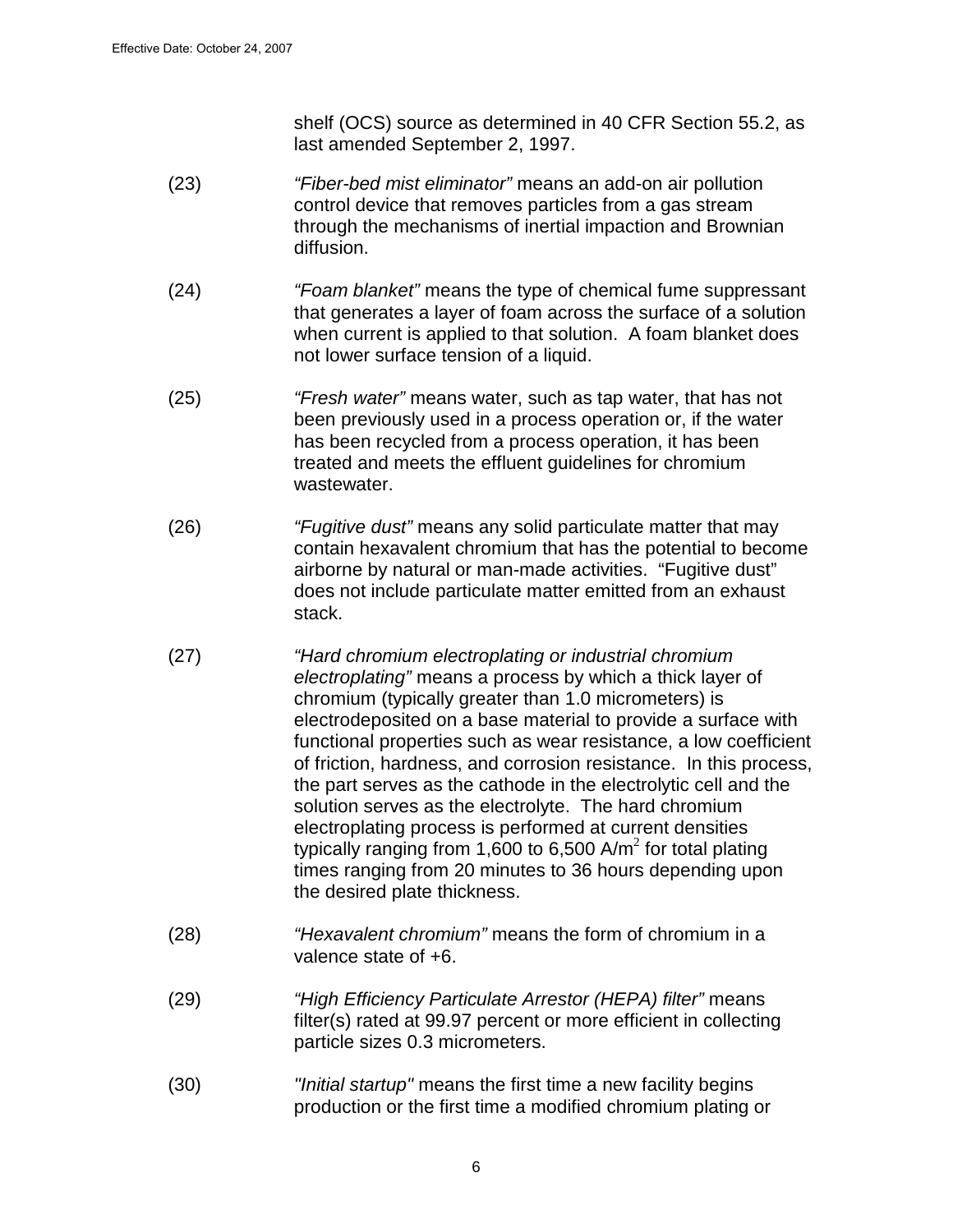shelf (OCS) source as determined in 40 CFR Section 55.2, as last amended September 2, 1997.

(23) *“Fiber-bed mist eliminator”* means an add-on air pollution control device that removes particles from a gas stream through the mechanisms of inertial impaction and Brownian diffusion.

(24) *“Foam blanket”* means the type of chemical fume suppressant that generates a layer of foam across the surface of a solution when current is applied to that solution. A foam blanket does not lower surface tension of a liquid.

(25) *“Fresh water”* means water, such as tap water, that has not been previously used in a process operation or, if the water has been recycled from a process operation, it has been treated and meets the effluent guidelines for chromium wastewater.

(26) *“Fugitive dust”* means any solid particulate matter that may contain hexavalent chromium that has the potential to become airborne by natural or man-made activities. “Fugitive dust” does not include particulate matter emitted from an exhaust stack.

(27) *“Hard chromium electroplating or industrial chromium electroplating”* means a process by which a thick layer of chromium (typically greater than 1.0 micrometers) is electrodeposited on a base material to provide a surface with functional properties such as wear resistance, a low coefficient of friction, hardness, and corrosion resistance. In this process, the part serves as the cathode in the electrolytic cell and the solution serves as the electrolyte. The hard chromium electroplating process is performed at current densities typically ranging from 1,600 to 6,500 $A/m^2$ for total plating times ranging from 20 minutes to 36 hours depending upon the desired plate thickness.

(28) *“Hexavalent chromium”* means the form of chromium in a valence state of +6.

(29) *“High Efficiency Particulate Arrestor (HEPA) filter”* means filter(s) rated at 99.97 percent or more efficient in collecting particle sizes 0.3 micrometers.

(30) *"Initial startup"* means the first time a new facility begins production or the first time a modified chromium plating or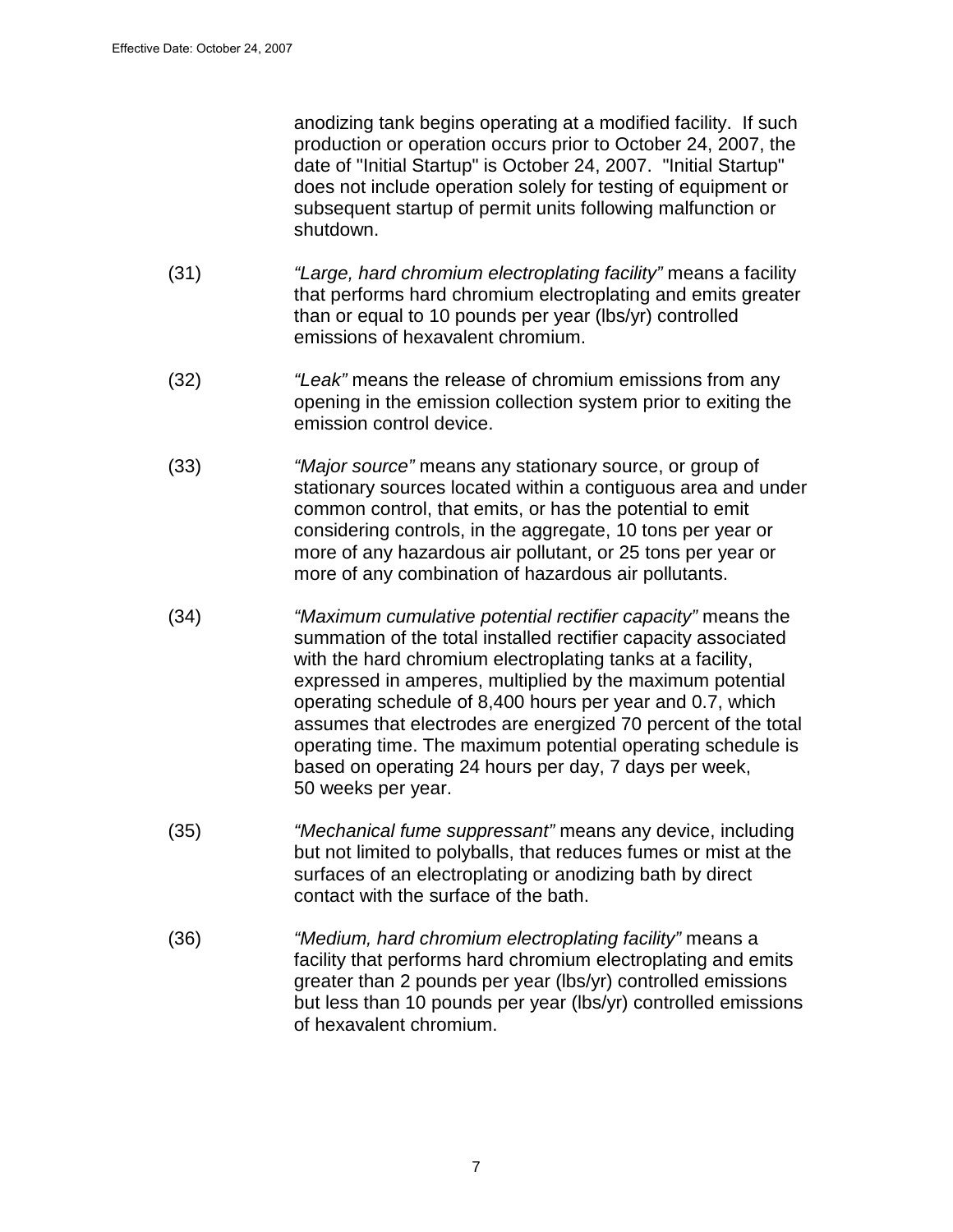anodizing tank begins operating at a modified facility. If such production or operation occurs prior to October 24, 2007, the date of "Initial Startup" is October 24, 2007. "Initial Startup" does not include operation solely for testing of equipment or subsequent startup of permit units following malfunction or shutdown.

(31) *"Large, hard chromium electroplating facility"* means a facility that performs hard chromium electroplating and emits greater than or equal to 10 pounds per year (lbs/yr) controlled emissions of hexavalent chromium.

(32) *"Leak"* means the release of chromium emissions from any opening in the emission collection system prior to exiting the emission control device.

(33) *"Major source"* means any stationary source, or group of stationary sources located within a contiguous area and under common control, that emits, or has the potential to emit considering controls, in the aggregate, 10 tons per year or more of any hazardous air pollutant, or 25 tons per year or more of any combination of hazardous air pollutants.

(34) *"Maximum cumulative potential rectifier capacity"* means the summation of the total installed rectifier capacity associated with the hard chromium electroplating tanks at a facility, expressed in amperes, multiplied by the maximum potential operating schedule of 8,400 hours per year and 0.7, which assumes that electrodes are energized 70 percent of the total operating time. The maximum potential operating schedule is based on operating 24 hours per day, 7 days per week, 50 weeks per year.

(35) *"Mechanical fume suppressant"* means any device, including but not limited to polyballs, that reduces fumes or mist at the surfaces of an electroplating or anodizing bath by direct contact with the surface of the bath.

(36) *"Medium, hard chromium electroplating facility"* means a facility that performs hard chromium electroplating and emits greater than 2 pounds per year (lbs/yr) controlled emissions but less than 10 pounds per year (lbs/yr) controlled emissions of hexavalent chromium.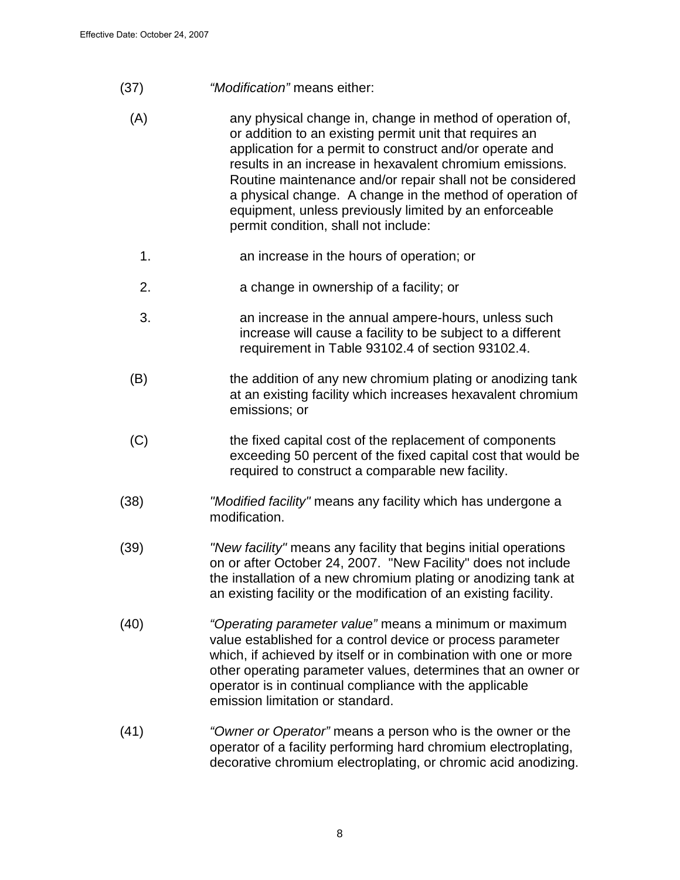(37) *"Modification"* means either:

(A) any physical change in, change in method of operation of, or addition to an existing permit unit that requires an application for a permit to construct and/or operate and results in an increase in hexavalent chromium emissions. Routine maintenance and/or repair shall not be considered a physical change. A change in the method of operation of equipment, unless previously limited by an enforceable permit condition, shall not include:

1. an increase in the hours of operation; or

2. a change in ownership of a facility; or

3. an increase in the annual ampere-hours, unless such increase will cause a facility to be subject to a different requirement in Table 93102.4 of section 93102.4.

(B) the addition of any new chromium plating or anodizing tank at an existing facility which increases hexavalent chromium emissions; or

(C) the fixed capital cost of the replacement of components exceeding 50 percent of the fixed capital cost that would be required to construct a comparable new facility.

(38) *"Modified facility"* means any facility which has undergone a modification.

(39) *"New facility"* means any facility that begins initial operations on or after October 24, 2007. "New Facility" does not include the installation of a new chromium plating or anodizing tank at an existing facility or the modification of an existing facility.

(40) *"Operating parameter value"* means a minimum or maximum value established for a control device or process parameter which, if achieved by itself or in combination with one or more other operating parameter values, determines that an owner or operator is in continual compliance with the applicable emission limitation or standard.

(41) *"Owner or Operator"* means a person who is the owner or the operator of a facility performing hard chromium electroplating, decorative chromium electroplating, or chromic acid anodizing.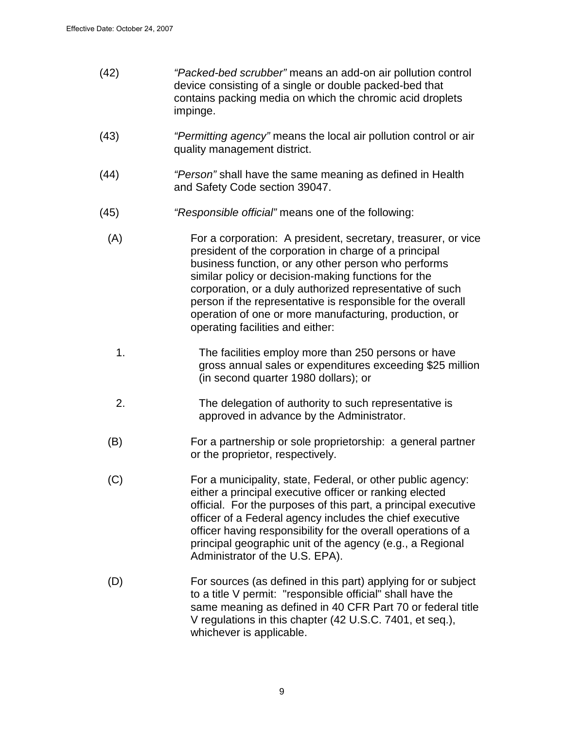(42) *"Packed-bed scrubber"* means an add-on air pollution control device consisting of a single or double packed-bed that contains packing media on which the chromic acid droplets impinge.

(43) *"Permitting agency"* means the local air pollution control or air quality management district.

(44) *"Person"* shall have the same meaning as defined in Health and Safety Code section 39047.

(45) *"Responsible official"* means one of the following:

(A) For a corporation: A president, secretary, treasurer, or vice president of the corporation in charge of a principal business function, or any other person who performs similar policy or decision-making functions for the corporation, or a duly authorized representative of such person if the representative is responsible for the overall operation of one or more manufacturing, production, or operating facilities and either:

1. The facilities employ more than 250 persons or have gross annual sales or expenditures exceeding $25 million (in second quarter 1980 dollars); or

2. The delegation of authority to such representative is approved in advance by the Administrator.

(B) For a partnership or sole proprietorship: a general partner or the proprietor, respectively.

(C) For a municipality, state, Federal, or other public agency: either a principal executive officer or ranking elected official. For the purposes of this part, a principal executive officer of a Federal agency includes the chief executive officer having responsibility for the overall operations of a principal geographic unit of the agency (e.g., a Regional Administrator of the U.S. EPA).

(D) For sources (as defined in this part) applying for or subject to a title V permit: "responsible official" shall have the same meaning as defined in 40 CFR Part 70 or federal title V regulations in this chapter (42 U.S.C. 7401, et seq.), whichever is applicable.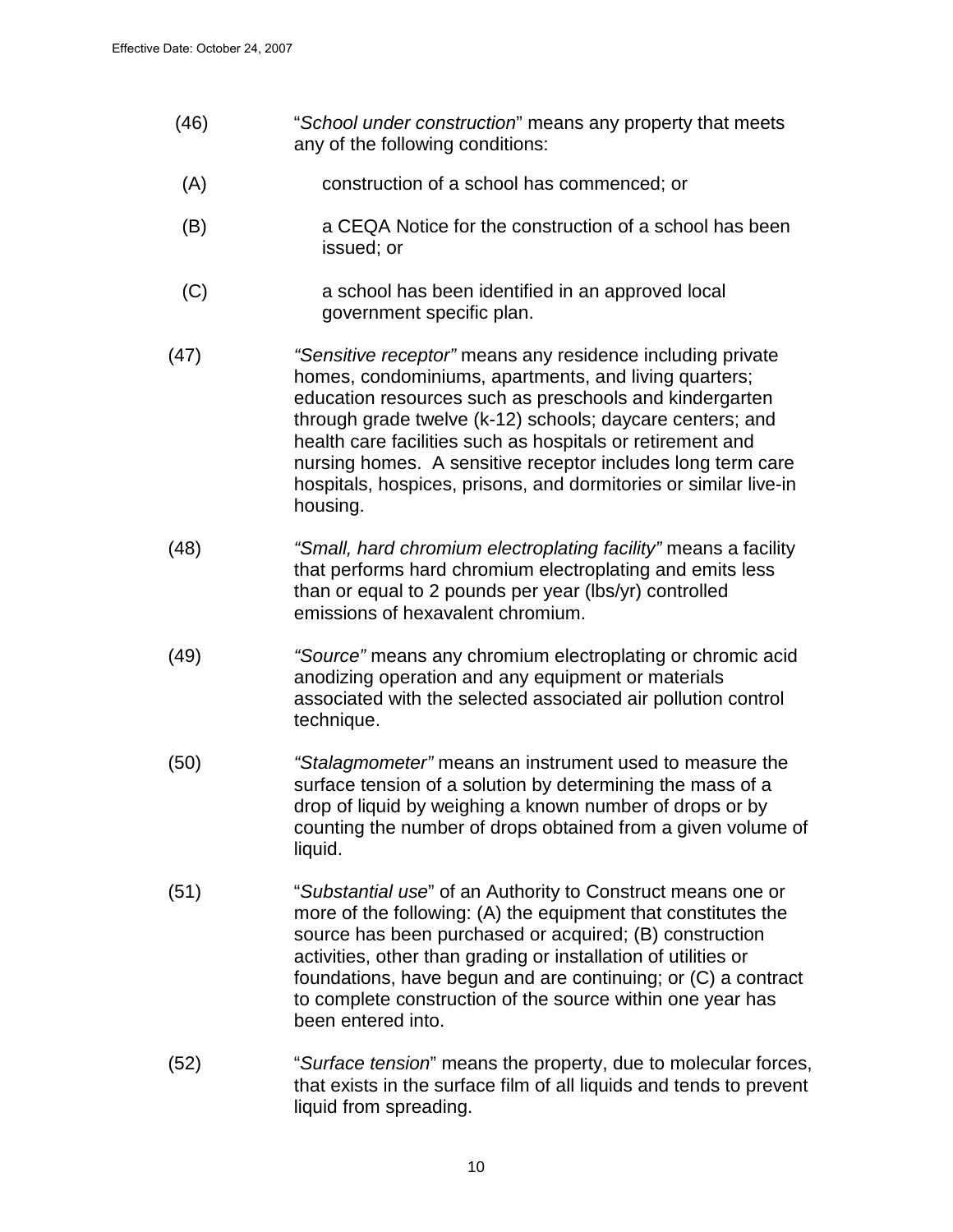(46) "*School under construction*" means any property that meets any of the following conditions:

(A) construction of a school has commenced; or

(B) a CEQA Notice for the construction of a school has been issued; or

(C) a school has been identified in an approved local government specific plan.

(47) *"Sensitive receptor"* means any residence including private homes, condominiums, apartments, and living quarters; education resources such as preschools and kindergarten through grade twelve (k-12) schools; daycare centers; and health care facilities such as hospitals or retirement and nursing homes. A sensitive receptor includes long term care hospitals, hospices, prisons, and dormitories or similar live-in housing.

(48) *"Small, hard chromium electroplating facility"* means a facility that performs hard chromium electroplating and emits less than or equal to 2 pounds per year (lbs/yr) controlled emissions of hexavalent chromium.

(49) *"Source"* means any chromium electroplating or chromic acid anodizing operation and any equipment or materials associated with the selected associated air pollution control technique.

(50) *"Stalagmometer"* means an instrument used to measure the surface tension of a solution by determining the mass of a drop of liquid by weighing a known number of drops or by counting the number of drops obtained from a given volume of liquid.

(51) "*Substantial use*" of an Authority to Construct means one or more of the following: (A) the equipment that constitutes the source has been purchased or acquired; (B) construction activities, other than grading or installation of utilities or foundations, have begun and are continuing; or (C) a contract to complete construction of the source within one year has been entered into.

(52) "*Surface tension*" means the property, due to molecular forces, that exists in the surface film of all liquids and tends to prevent liquid from spreading.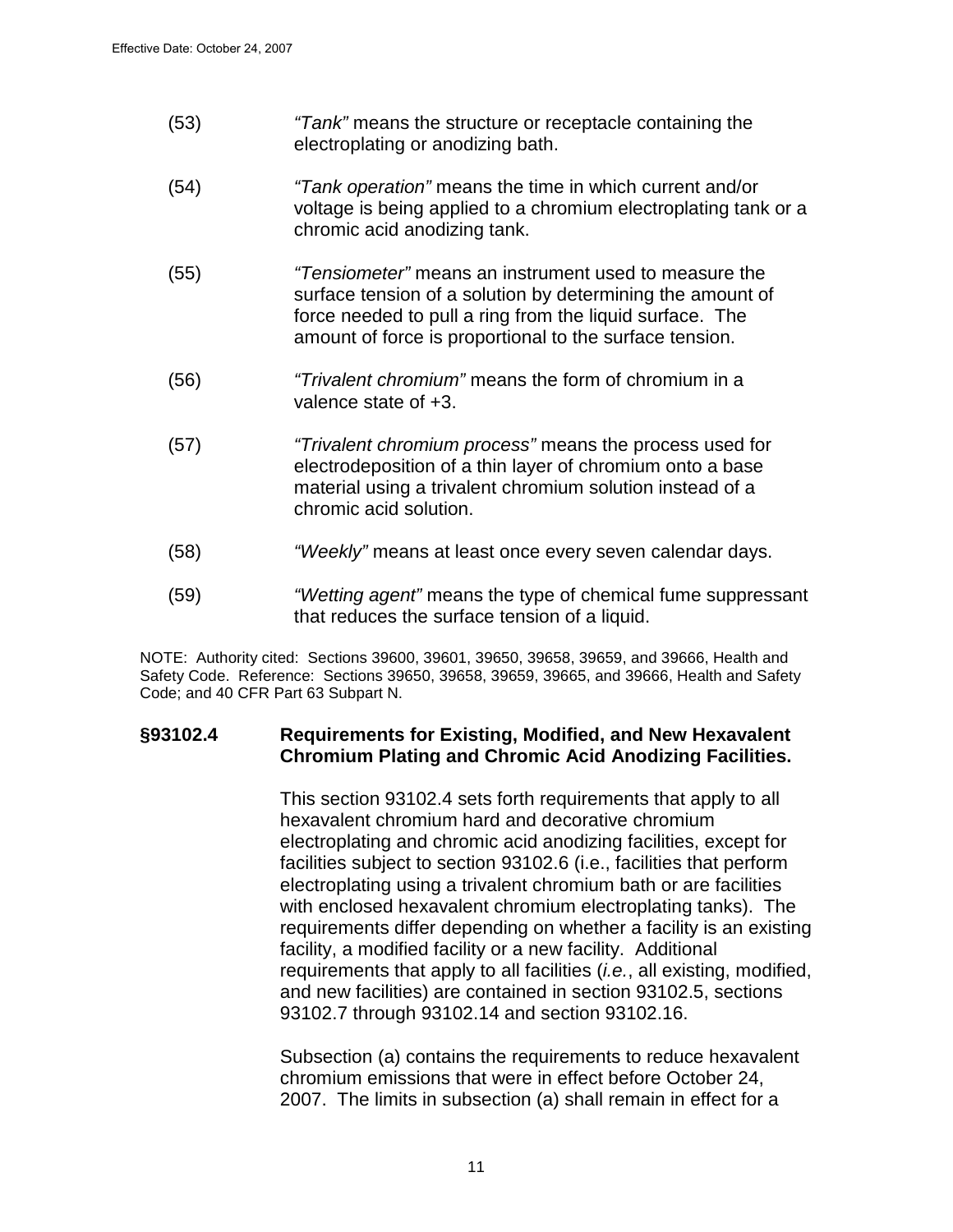(53) *"Tank"* means the structure or receptacle containing the electroplating or anodizing bath.

(54) *"Tank operation"* means the time in which current and/or voltage is being applied to a chromium electroplating tank or a chromic acid anodizing tank.

(55) *"Tensiometer"* means an instrument used to measure the surface tension of a solution by determining the amount of force needed to pull a ring from the liquid surface. The amount of force is proportional to the surface tension.

(56) *"Trivalent chromium"* means the form of chromium in a valence state of +3.

(57) *"Trivalent chromium process"* means the process used for electrodeposition of a thin layer of chromium onto a base material using a trivalent chromium solution instead of a chromic acid solution.

(58) *"Weekly"* means at least once every seven calendar days.

(59) *"Wetting agent"* means the type of chemical fume suppressant that reduces the surface tension of a liquid.

NOTE: Authority cited: Sections 39600, 39601, 39650, 39658, 39659, and 39666, Health and Safety Code. Reference: Sections 39650, 39658, 39659, 39665, and 39666, Health and Safety Code; and 40 CFR Part 63 Subpart N.

## §93102.4 Requirements for Existing, Modified, and New Hexavalent Chromium Plating and Chromic Acid Anodizing Facilities.

This section 93102.4 sets forth requirements that apply to all hexavalent chromium hard and decorative chromium electroplating and chromic acid anodizing facilities, except for facilities subject to section 93102.6 (i.e., facilities that perform electroplating using a trivalent chromium bath or are facilities with enclosed hexavalent chromium electroplating tanks). The requirements differ depending on whether a facility is an existing facility, a modified facility or a new facility. Additional requirements that apply to all facilities (*i.e.*, all existing, modified, and new facilities) are contained in section 93102.5, sections 93102.7 through 93102.14 and section 93102.16.

Subsection (a) contains the requirements to reduce hexavalent chromium emissions that were in effect before October 24, 2007. The limits in subsection (a) shall remain in effect for a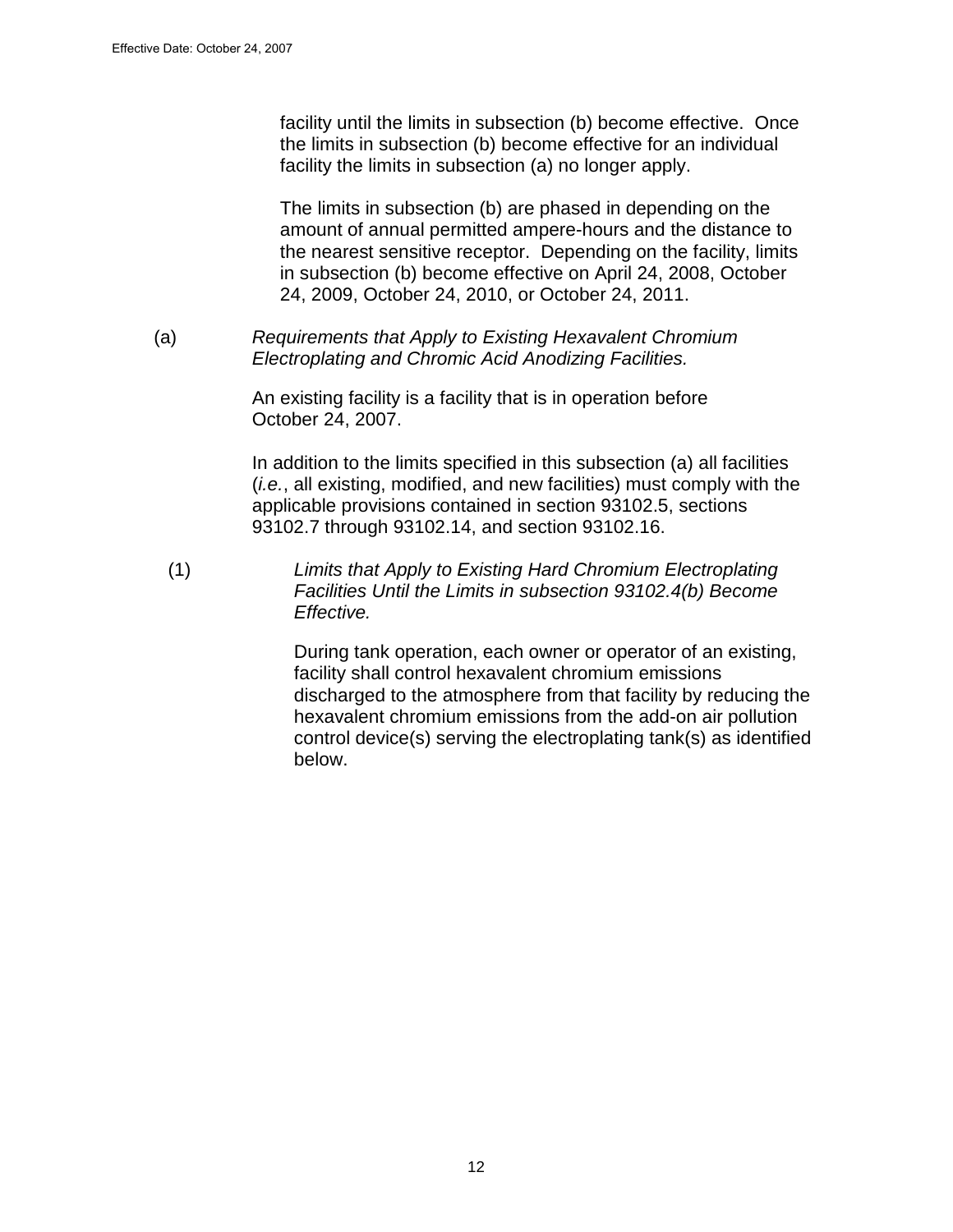facility until the limits in subsection (b) become effective. Once the limits in subsection (b) become effective for an individual facility the limits in subsection (a) no longer apply.

The limits in subsection (b) are phased in depending on the amount of annual permitted ampere-hours and the distance to the nearest sensitive receptor. Depending on the facility, limits in subsection (b) become effective on April 24, 2008, October 24, 2009, October 24, 2010, or October 24, 2011.

(a) *Requirements that Apply to Existing Hexavalent Chromium Electroplating and Chromic Acid Anodizing Facilities.*

An existing facility is a facility that is in operation before October 24, 2007.

In addition to the limits specified in this subsection (a) all facilities (*i.e.*, all existing, modified, and new facilities) must comply with the applicable provisions contained in section 93102.5, sections 93102.7 through 93102.14, and section 93102.16.

(1) *Limits that Apply to Existing Hard Chromium Electroplating Facilities Until the Limits in subsection 93102.4(b) Become Effective.*

During tank operation, each owner or operator of an existing, facility shall control hexavalent chromium emissions discharged to the atmosphere from that facility by reducing the hexavalent chromium emissions from the add-on air pollution control device(s) serving the electroplating tank(s) as identified below.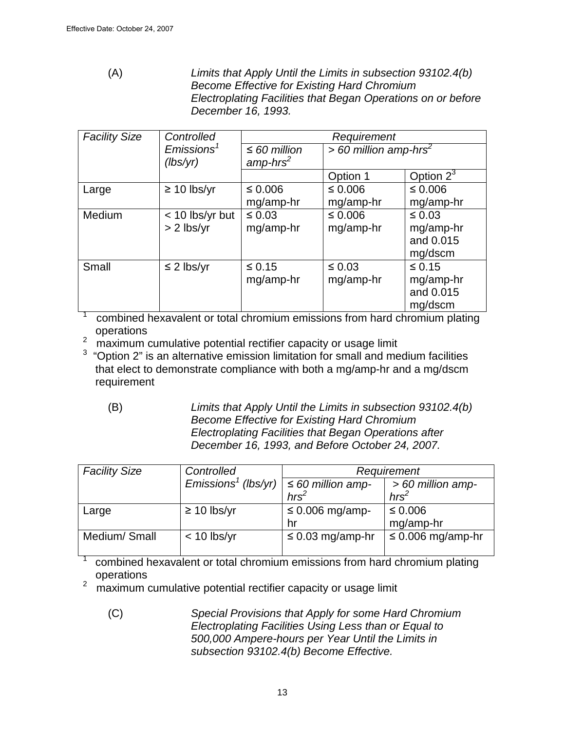(A) *Limits that Apply Until the Limits in subsection 93102.4(b) Become Effective for Existing Hard Chromium Electroplating Facilities that Began Operations on or before December 16, 1993.*

| *Facility Size* | *Controlled Emissions[1] (lbs/yr)* | *Requirement* | | |
|---|---|---|---|---|
| | | *≤ 60 million amp-hrs[2]* | *> 60 million amp-hrs[2]* | |
| | | | Option 1 | Option 2[3] |
| Large | ≥ 10 lbs/yr | ≤ 0.006 mg/amp-hr | ≤ 0.006 mg/amp-hr | ≤ 0.006 mg/amp-hr |
| Medium | < 10 lbs/yr but > 2 lbs/yr | ≤ 0.03 mg/amp-hr | ≤ 0.006 mg/amp-hr | ≤ 0.03 mg/amp-hr and 0.015 mg/dscm |
| Small | ≤ 2 lbs/yr | ≤ 0.15 mg/amp-hr | ≤ 0.03 mg/amp-hr | ≤ 0.15 mg/amp-hr and 0.015 mg/dscm |

[1] combined hexavalent or total chromium emissions from hard chromium plating operations

[2] maximum cumulative potential rectifier capacity or usage limit

[3] "Option 2" is an alternative emission limitation for small and medium facilities that elect to demonstrate compliance with both a mg/amp-hr and a mg/dscm requirement

(B) *Limits that Apply Until the Limits in subsection 93102.4(b) Become Effective for Existing Hard Chromium Electroplating Facilities that Began Operations after December 16, 1993, and Before October 24, 2007.*

| *Facility Size* | *Controlled Emissions[1] (lbs/yr)* | *Requirement* | |
|---|---|---|---|
| | | *≤ 60 million amp-hrs[2]* | *> 60 million amp-hrs[2]* |
| Large | ≥ 10 lbs/yr | ≤ 0.006 mg/amp-hr | ≤ 0.006 mg/amp-hr |
| Medium/ Small | < 10 lbs/yr | ≤ 0.03 mg/amp-hr | ≤ 0.006 mg/amp-hr |

[1] combined hexavalent or total chromium emissions from hard chromium plating operations

[2] maximum cumulative potential rectifier capacity or usage limit

(C) *Special Provisions that Apply for some Hard Chromium Electroplating Facilities Using Less than or Equal to 500,000 Ampere-hours per Year Until the Limits in subsection 93102.4(b) Become Effective.*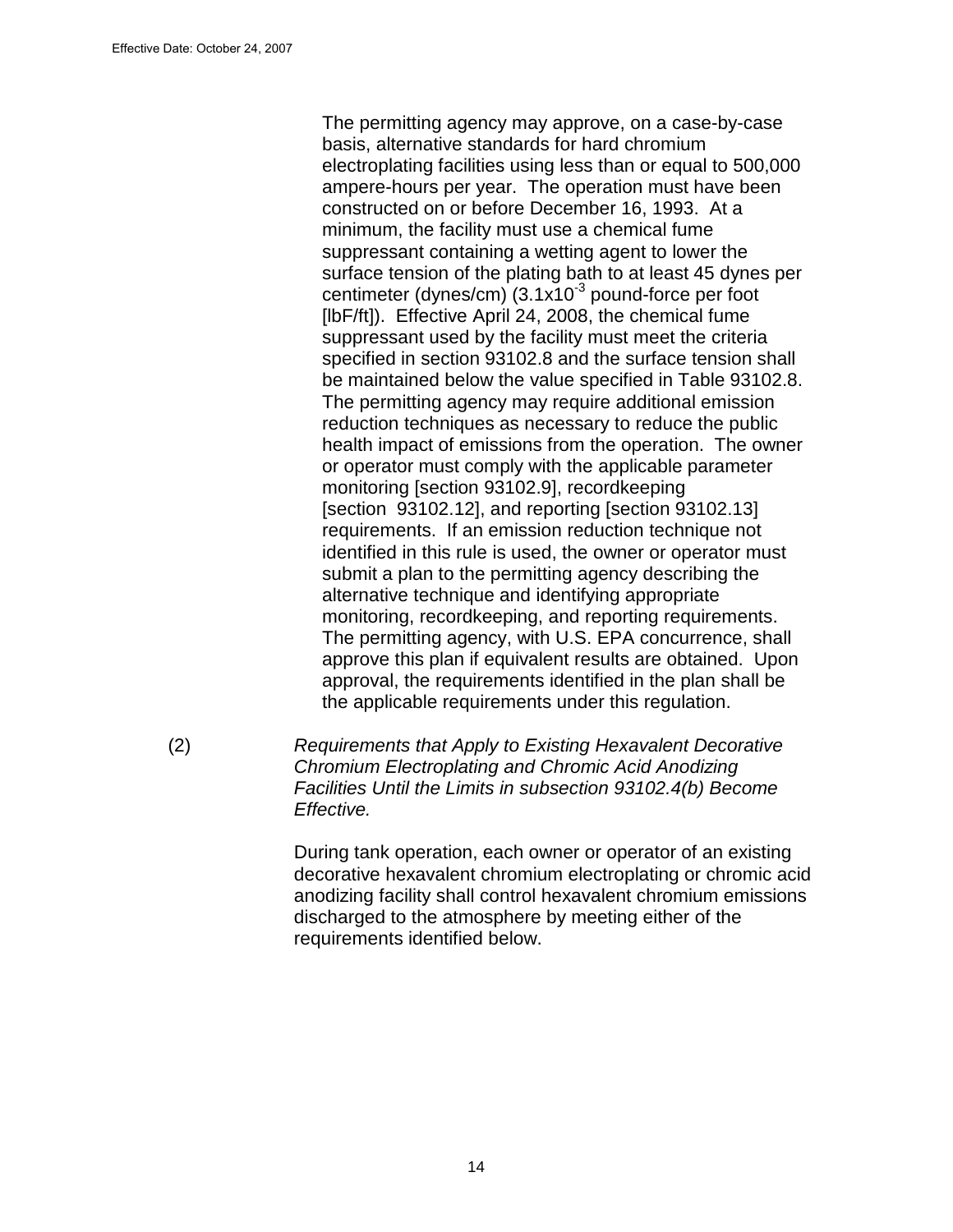The permitting agency may approve, on a case-by-case basis, alternative standards for hard chromium electroplating facilities using less than or equal to 500,000 ampere-hours per year. The operation must have been constructed on or before December 16, 1993. At a minimum, the facility must use a chemical fume suppressant containing a wetting agent to lower the surface tension of the plating bath to at least 45 dynes per centimeter (dynes/cm) ($3.1 \times 10^{-3}$ pound-force per foot [lbF/ft]). Effective April 24, 2008, the chemical fume suppressant used by the facility must meet the criteria specified in section 93102.8 and the surface tension shall be maintained below the value specified in Table 93102.8. The permitting agency may require additional emission reduction techniques as necessary to reduce the public health impact of emissions from the operation. The owner or operator must comply with the applicable parameter monitoring [section 93102.9], recordkeeping [section 93102.12], and reporting [section 93102.13] requirements. If an emission reduction technique not identified in this rule is used, the owner or operator must submit a plan to the permitting agency describing the alternative technique and identifying appropriate monitoring, recordkeeping, and reporting requirements. The permitting agency, with U.S. EPA concurrence, shall approve this plan if equivalent results are obtained. Upon approval, the requirements identified in the plan shall be the applicable requirements under this regulation.

(2) *Requirements that Apply to Existing Hexavalent Decorative Chromium Electroplating and Chromic Acid Anodizing Facilities Until the Limits in subsection 93102.4(b) Become Effective.*

During tank operation, each owner or operator of an existing decorative hexavalent chromium electroplating or chromic acid anodizing facility shall control hexavalent chromium emissions discharged to the atmosphere by meeting either of the requirements identified below.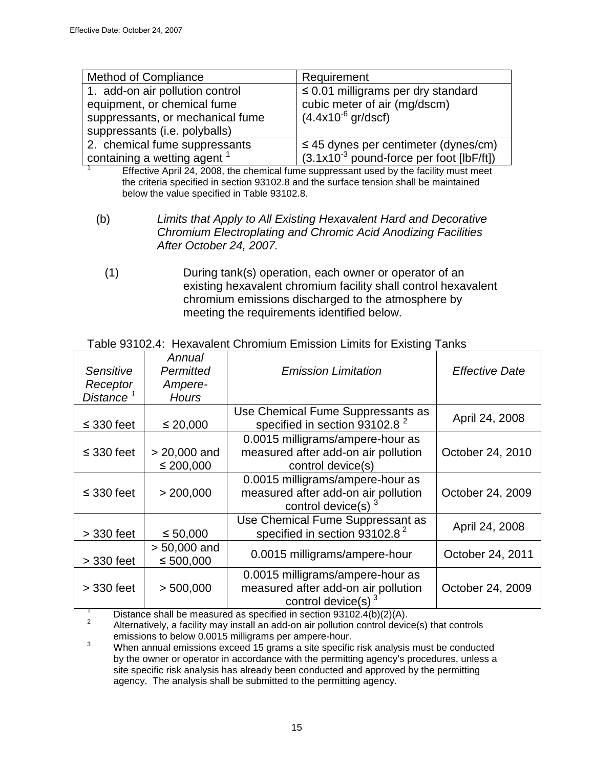| Method of Compliance | Requirement |
|---|---|
| 1. add-on air pollution control equipment, or chemical fume suppressants, or mechanical fume suppressants (i.e. polyballs) | ≤ 0.01 milligrams per dry standard cubic meter of air (mg/dscm) ($4.4x10^{-6}$ gr/dscf) |
| 2. chemical fume suppressants containing a wetting agent [1] | ≤ 45 dynes per centimeter (dynes/cm) ($3.1x10^{-3}$ pound-force per foot [lbF/ft]) |

[1] Effective April 24, 2008, the chemical fume suppressant used by the facility must meet the criteria specified in section 93102.8 and the surface tension shall be maintained below the value specified in Table 93102.8.

(b) *Limits that Apply to All Existing Hexavalent Hard and Decorative Chromium Electroplating and Chromic Acid Anodizing Facilities After October 24, 2007.*

(1) During tank(s) operation, each owner or operator of an existing hexavalent chromium facility shall control hexavalent chromium emissions discharged to the atmosphere by meeting the requirements identified below.

Table 93102.4: Hexavalent Chromium Emission Limits for Existing Tanks

| *Sensitive Receptor Distance* [1] | *Annual Permitted Ampere-Hours* | *Emission Limitation* | *Effective Date* |
|---|---|---|---|
| ≤ 330 feet | ≤ 20,000 | Use Chemical Fume Suppressants as specified in section 93102.8 [2] | April 24, 2008 |
| ≤ 330 feet | > 20,000 and ≤ 200,000 | 0.0015 milligrams/ampere-hour as measured after add-on air pollution control device(s) | October 24, 2010 |
| ≤ 330 feet | > 200,000 | 0.0015 milligrams/ampere-hour as measured after add-on air pollution control device(s) [3] | October 24, 2009 |
| > 330 feet | ≤ 50,000 | Use Chemical Fume Suppressant as specified in section 93102.8 [2] | April 24, 2008 |
| > 330 feet | > 50,000 and ≤ 500,000 | 0.0015 milligrams/ampere-hour | October 24, 2011 |
| > 330 feet | > 500,000 | 0.0015 milligrams/ampere-hour as measured after add-on air pollution control device(s) [3] | October 24, 2009 |

[1] Distance shall be measured as specified in section 93102.4(b)(2)(A).

[2] Alternatively, a facility may install an add-on air pollution control device(s) that controls emissions to below 0.0015 milligrams per ampere-hour.

[3] When annual emissions exceed 15 grams a site specific risk analysis must be conducted by the owner or operator in accordance with the permitting agency's procedures, unless a site specific risk analysis has already been conducted and approved by the permitting agency. The analysis shall be submitted to the permitting agency.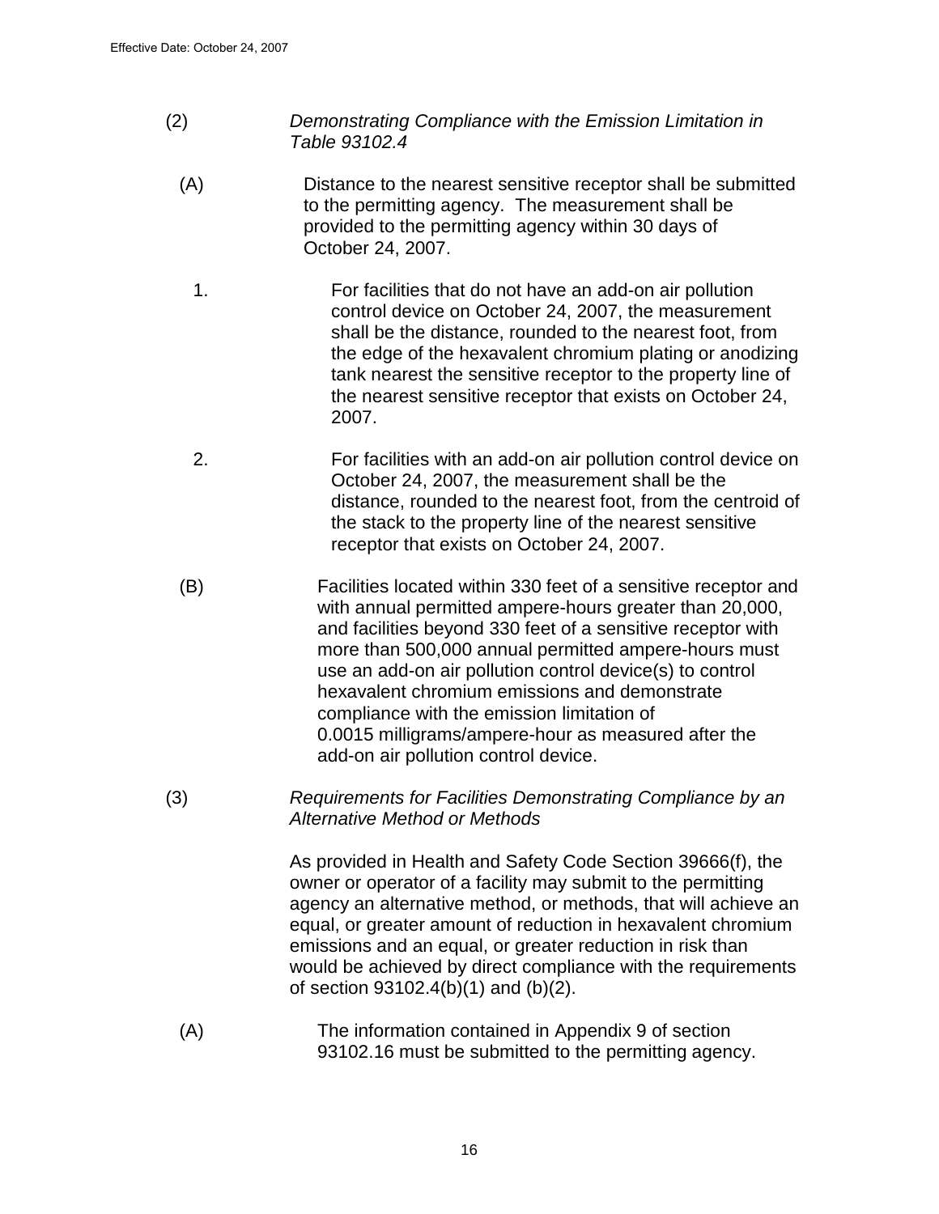(2) *Demonstrating Compliance with the Emission Limitation in Table 93102.4*

(A) Distance to the nearest sensitive receptor shall be submitted to the permitting agency. The measurement shall be provided to the permitting agency within 30 days of October 24, 2007.

1. For facilities that do not have an add-on air pollution control device on October 24, 2007, the measurement shall be the distance, rounded to the nearest foot, from the edge of the hexavalent chromium plating or anodizing tank nearest the sensitive receptor to the property line of the nearest sensitive receptor that exists on October 24, 2007.

2. For facilities with an add-on air pollution control device on October 24, 2007, the measurement shall be the distance, rounded to the nearest foot, from the centroid of the stack to the property line of the nearest sensitive receptor that exists on October 24, 2007.

(B) Facilities located within 330 feet of a sensitive receptor and with annual permitted ampere-hours greater than 20,000, and facilities beyond 330 feet of a sensitive receptor with more than 500,000 annual permitted ampere-hours must use an add-on air pollution control device(s) to control hexavalent chromium emissions and demonstrate compliance with the emission limitation of 0.0015 milligrams/ampere-hour as measured after the add-on air pollution control device.

(3) *Requirements for Facilities Demonstrating Compliance by an Alternative Method or Methods*

As provided in Health and Safety Code Section 39666(f), the owner or operator of a facility may submit to the permitting agency an alternative method, or methods, that will achieve an equal, or greater amount of reduction in hexavalent chromium emissions and an equal, or greater reduction in risk than would be achieved by direct compliance with the requirements of section 93102.4(b)(1) and (b)(2).

(A) The information contained in Appendix 9 of section 93102.16 must be submitted to the permitting agency.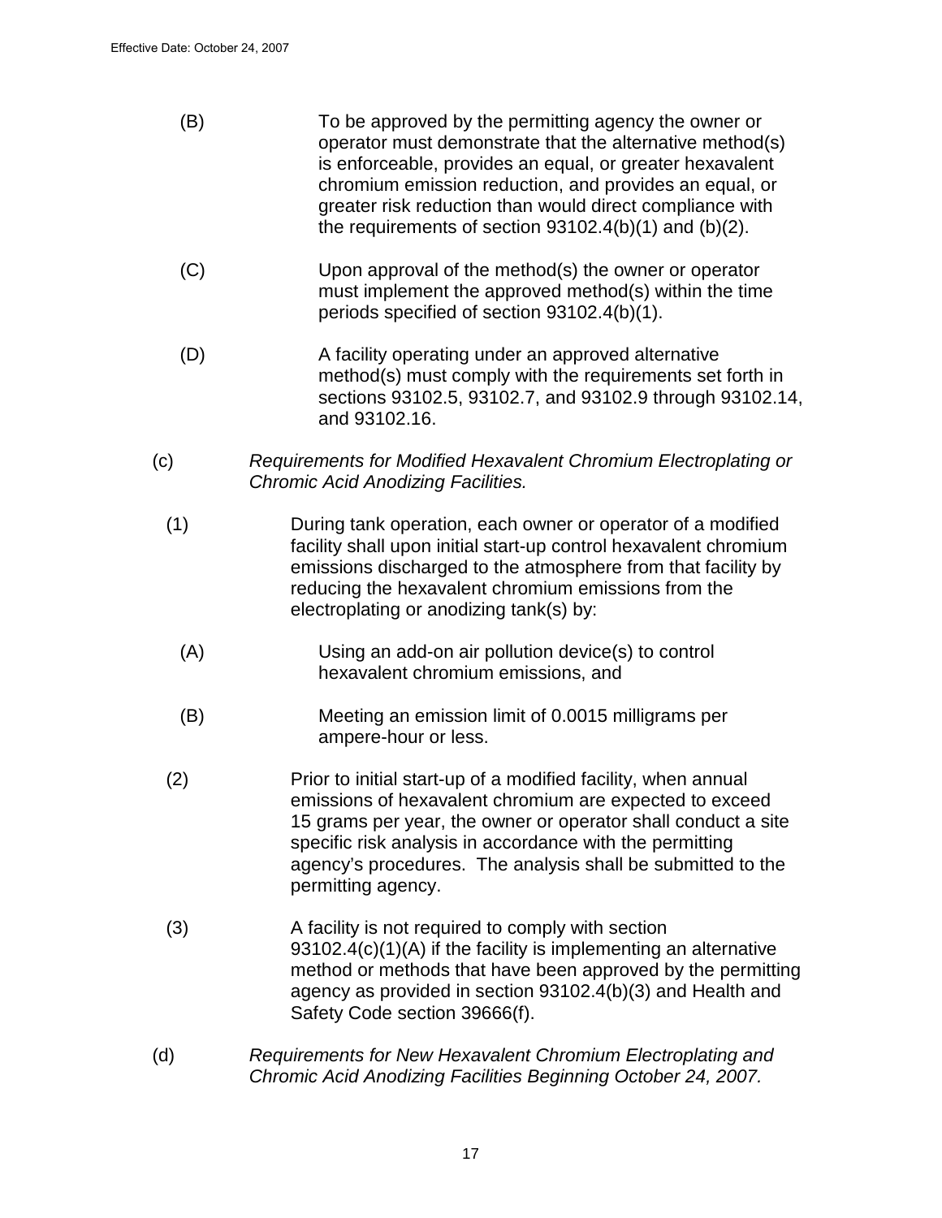(B) To be approved by the permitting agency the owner or operator must demonstrate that the alternative method(s) is enforceable, provides an equal, or greater hexavalent chromium emission reduction, and provides an equal, or greater risk reduction than would direct compliance with the requirements of section 93102.4(b)(1) and (b)(2).

(C) Upon approval of the method(s) the owner or operator must implement the approved method(s) within the time periods specified of section 93102.4(b)(1).

(D) A facility operating under an approved alternative method(s) must comply with the requirements set forth in sections 93102.5, 93102.7, and 93102.9 through 93102.14, and 93102.16.

(c) *Requirements for Modified Hexavalent Chromium Electroplating or Chromic Acid Anodizing Facilities.*

(1) During tank operation, each owner or operator of a modified facility shall upon initial start-up control hexavalent chromium emissions discharged to the atmosphere from that facility by reducing the hexavalent chromium emissions from the electroplating or anodizing tank(s) by:

(A) Using an add-on air pollution device(s) to control hexavalent chromium emissions, and

(B) Meeting an emission limit of 0.0015 milligrams per ampere-hour or less.

(2) Prior to initial start-up of a modified facility, when annual emissions of hexavalent chromium are expected to exceed 15 grams per year, the owner or operator shall conduct a site specific risk analysis in accordance with the permitting agency's procedures. The analysis shall be submitted to the permitting agency.

(3) A facility is not required to comply with section 93102.4(c)(1)(A) if the facility is implementing an alternative method or methods that have been approved by the permitting agency as provided in section 93102.4(b)(3) and Health and Safety Code section 39666(f).

(d) *Requirements for New Hexavalent Chromium Electroplating and Chromic Acid Anodizing Facilities Beginning October 24, 2007.*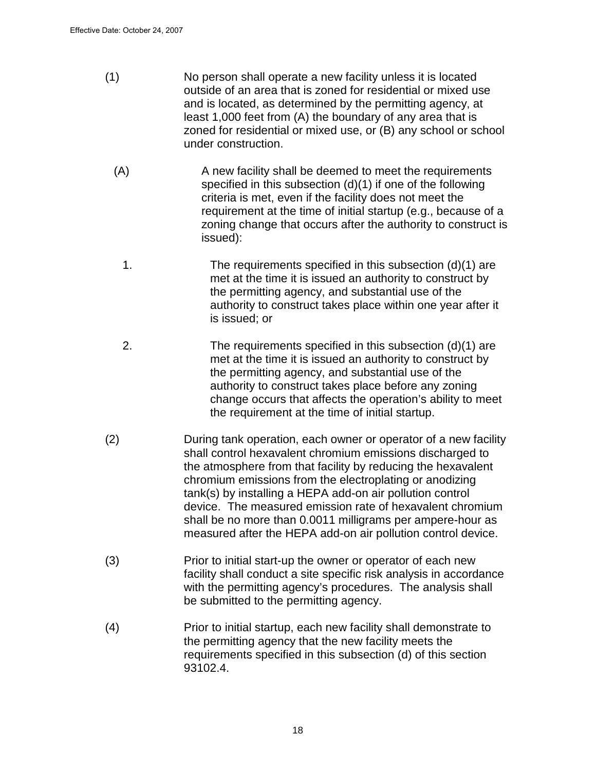(1) No person shall operate a new facility unless it is located outside of an area that is zoned for residential or mixed use and is located, as determined by the permitting agency, at least 1,000 feet from (A) the boundary of any area that is zoned for residential or mixed use, or (B) any school or school under construction.

(A) A new facility shall be deemed to meet the requirements specified in this subsection (d)(1) if one of the following criteria is met, even if the facility does not meet the requirement at the time of initial startup (e.g., because of a zoning change that occurs after the authority to construct is issued):

1. The requirements specified in this subsection (d)(1) are met at the time it is issued an authority to construct by the permitting agency, and substantial use of the authority to construct takes place within one year after it is issued; or

2. The requirements specified in this subsection (d)(1) are met at the time it is issued an authority to construct by the permitting agency, and substantial use of the authority to construct takes place before any zoning change occurs that affects the operation's ability to meet the requirement at the time of initial startup.

(2) During tank operation, each owner or operator of a new facility shall control hexavalent chromium emissions discharged to the atmosphere from that facility by reducing the hexavalent chromium emissions from the electroplating or anodizing tank(s) by installing a HEPA add-on air pollution control device. The measured emission rate of hexavalent chromium shall be no more than 0.0011 milligrams per ampere-hour as measured after the HEPA add-on air pollution control device.

(3) Prior to initial start-up the owner or operator of each new facility shall conduct a site specific risk analysis in accordance with the permitting agency's procedures. The analysis shall be submitted to the permitting agency.

(4) Prior to initial startup, each new facility shall demonstrate to the permitting agency that the new facility meets the requirements specified in this subsection (d) of this section 93102.4.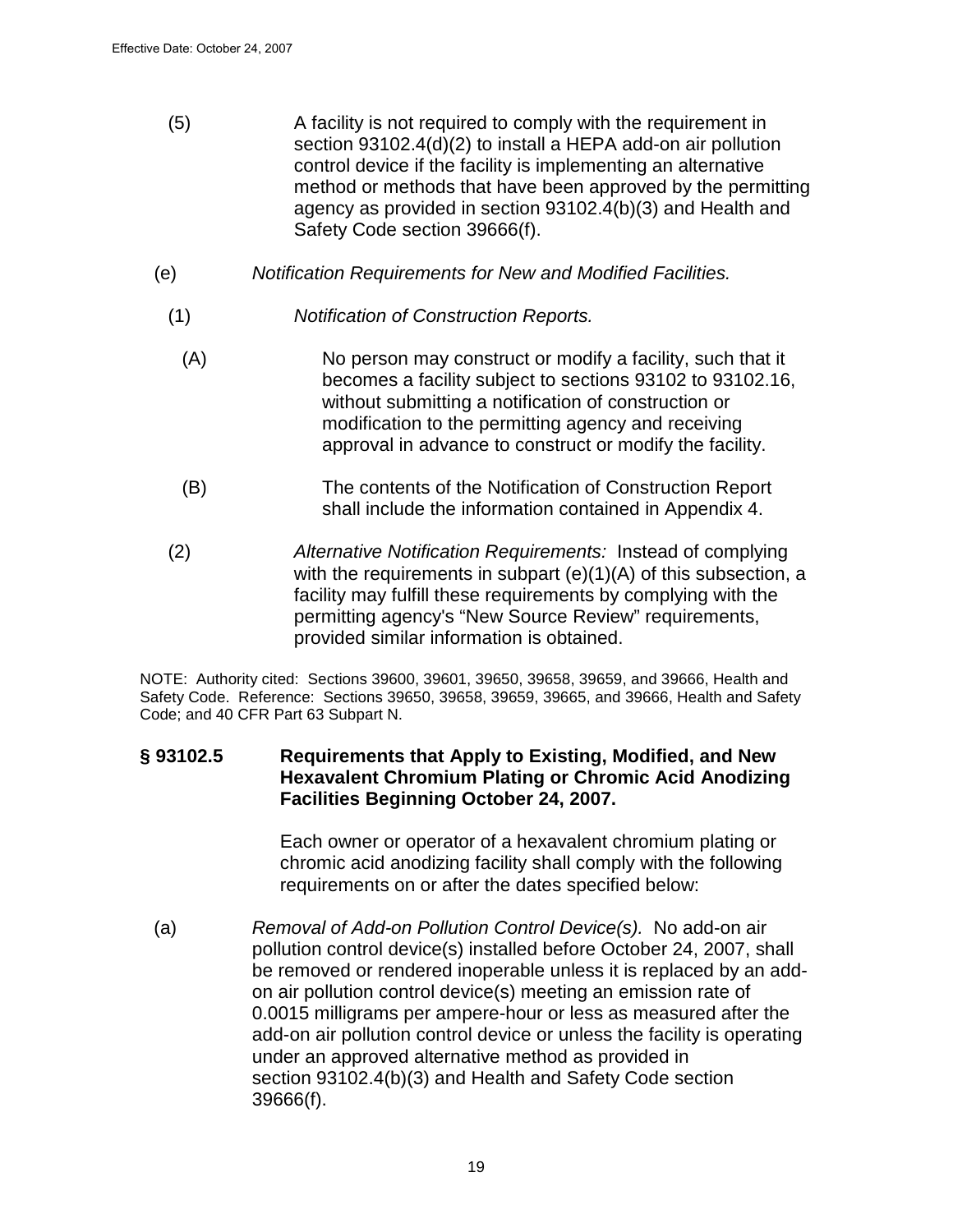(5) A facility is not required to comply with the requirement in section 93102.4(d)(2) to install a HEPA add-on air pollution control device if the facility is implementing an alternative method or methods that have been approved by the permitting agency as provided in section 93102.4(b)(3) and Health and Safety Code section 39666(f).

(e) *Notification Requirements for New and Modified Facilities.*

(1) *Notification of Construction Reports.*

(A) No person may construct or modify a facility, such that it becomes a facility subject to sections 93102 to 93102.16, without submitting a notification of construction or modification to the permitting agency and receiving approval in advance to construct or modify the facility.

(B) The contents of the Notification of Construction Report shall include the information contained in Appendix 4.

(2) *Alternative Notification Requirements:* Instead of complying with the requirements in subpart (e)(1)(A) of this subsection, a facility may fulfill these requirements by complying with the permitting agency's "New Source Review" requirements, provided similar information is obtained.

NOTE: Authority cited: Sections 39600, 39601, 39650, 39658, 39659, and 39666, Health and Safety Code. Reference: Sections 39650, 39658, 39659, 39665, and 39666, Health and Safety Code; and 40 CFR Part 63 Subpart N.

## § 93102.5 Requirements that Apply to Existing, Modified, and New Hexavalent Chromium Plating or Chromic Acid Anodizing Facilities Beginning October 24, 2007.

Each owner or operator of a hexavalent chromium plating or chromic acid anodizing facility shall comply with the following requirements on or after the dates specified below:

(a) *Removal of Add-on Pollution Control Device(s).* No add-on air pollution control device(s) installed before October 24, 2007, shall be removed or rendered inoperable unless it is replaced by an add-on air pollution control device(s) meeting an emission rate of 0.0015 milligrams per ampere-hour or less as measured after the add-on air pollution control device or unless the facility is operating under an approved alternative method as provided in section 93102.4(b)(3) and Health and Safety Code section 39666(f).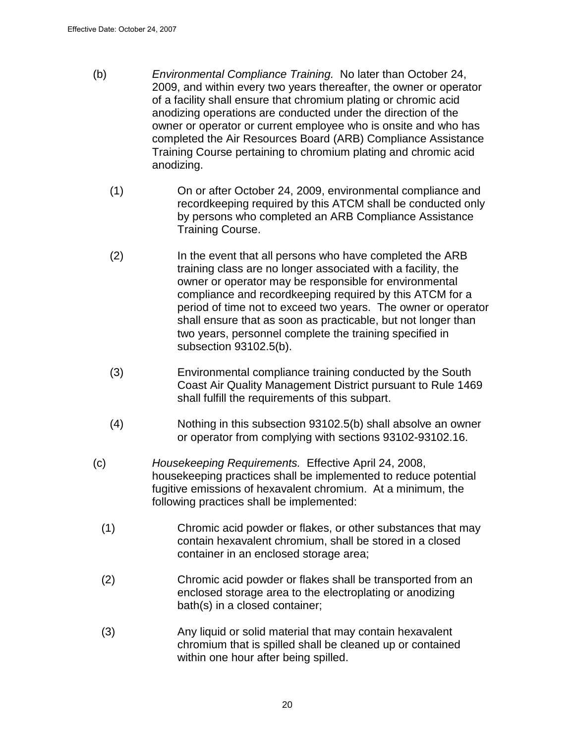(b) *Environmental Compliance Training.* No later than October 24, 2009, and within every two years thereafter, the owner or operator of a facility shall ensure that chromium plating or chromic acid anodizing operations are conducted under the direction of the owner or operator or current employee who is onsite and who has completed the Air Resources Board (ARB) Compliance Assistance Training Course pertaining to chromium plating and chromic acid anodizing.

(1) On or after October 24, 2009, environmental compliance and recordkeeping required by this ATCM shall be conducted only by persons who completed an ARB Compliance Assistance Training Course.

(2) In the event that all persons who have completed the ARB training class are no longer associated with a facility, the owner or operator may be responsible for environmental compliance and recordkeeping required by this ATCM for a period of time not to exceed two years. The owner or operator shall ensure that as soon as practicable, but not longer than two years, personnel complete the training specified in subsection 93102.5(b).

(3) Environmental compliance training conducted by the South Coast Air Quality Management District pursuant to Rule 1469 shall fulfill the requirements of this subpart.

(4) Nothing in this subsection 93102.5(b) shall absolve an owner or operator from complying with sections 93102-93102.16.

(c) *Housekeeping Requirements.* Effective April 24, 2008, housekeeping practices shall be implemented to reduce potential fugitive emissions of hexavalent chromium. At a minimum, the following practices shall be implemented:

(1) Chromic acid powder or flakes, or other substances that may contain hexavalent chromium, shall be stored in a closed container in an enclosed storage area;

(2) Chromic acid powder or flakes shall be transported from an enclosed storage area to the electroplating or anodizing bath(s) in a closed container;

(3) Any liquid or solid material that may contain hexavalent chromium that is spilled shall be cleaned up or contained within one hour after being spilled.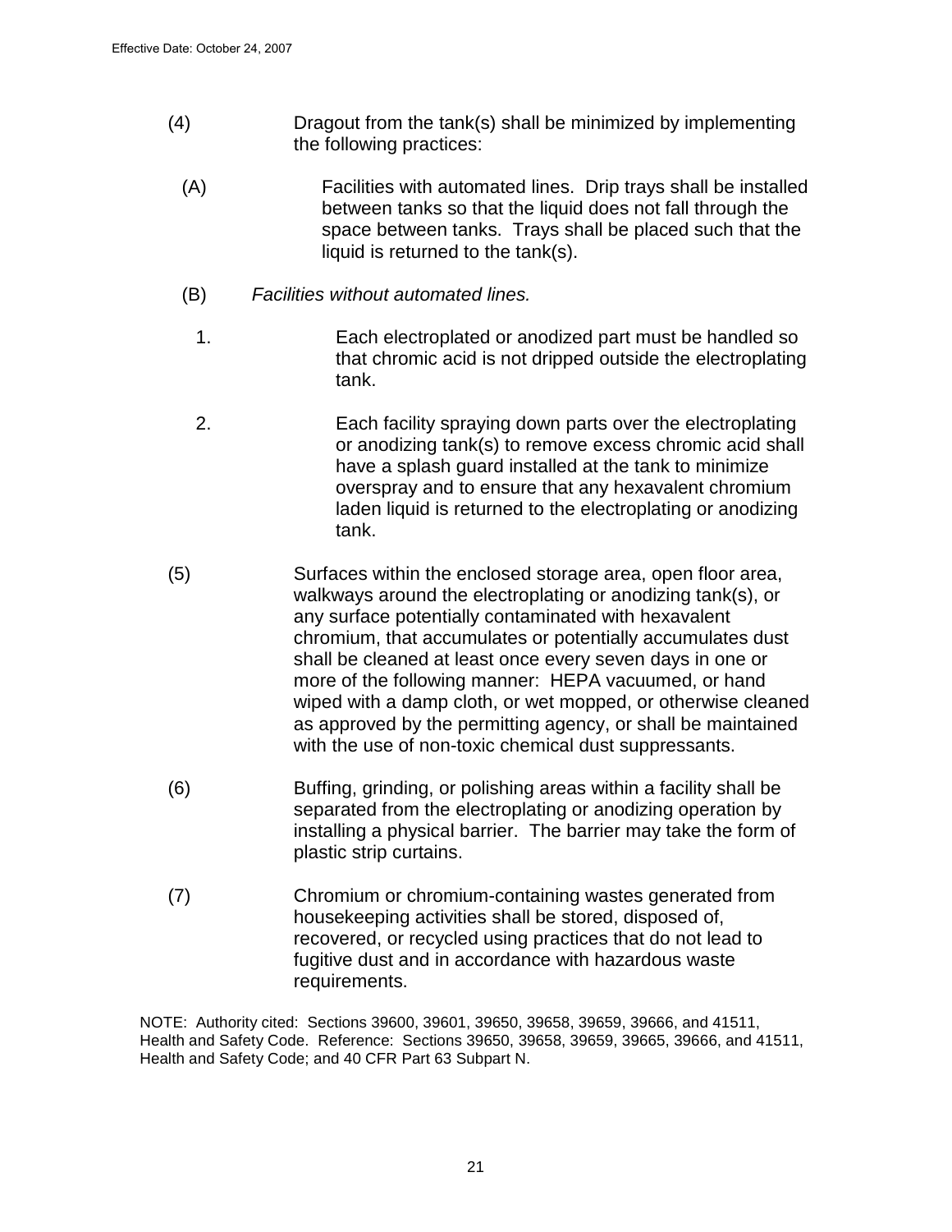(4) Dragout from the tank(s) shall be minimized by implementing the following practices:

(A) Facilities with automated lines. Drip trays shall be installed between tanks so that the liquid does not fall through the space between tanks. Trays shall be placed such that the liquid is returned to the tank(s).

(B) *Facilities without automated lines.*

1. Each electroplated or anodized part must be handled so that chromic acid is not dripped outside the electroplating tank.

2. Each facility spraying down parts over the electroplating or anodizing tank(s) to remove excess chromic acid shall have a splash guard installed at the tank to minimize overspray and to ensure that any hexavalent chromium laden liquid is returned to the electroplating or anodizing tank.

(5) Surfaces within the enclosed storage area, open floor area, walkways around the electroplating or anodizing tank(s), or any surface potentially contaminated with hexavalent chromium, that accumulates or potentially accumulates dust shall be cleaned at least once every seven days in one or more of the following manner: HEPA vacuumed, or hand wiped with a damp cloth, or wet mopped, or otherwise cleaned as approved by the permitting agency, or shall be maintained with the use of non-toxic chemical dust suppressants.

(6) Buffing, grinding, or polishing areas within a facility shall be separated from the electroplating or anodizing operation by installing a physical barrier. The barrier may take the form of plastic strip curtains.

(7) Chromium or chromium-containing wastes generated from housekeeping activities shall be stored, disposed of, recovered, or recycled using practices that do not lead to fugitive dust and in accordance with hazardous waste requirements.

NOTE: Authority cited: Sections 39600, 39601, 39650, 39658, 39659, 39666, and 41511, Health and Safety Code. Reference: Sections 39650, 39658, 39659, 39665, 39666, and 41511, Health and Safety Code; and 40 CFR Part 63 Subpart N.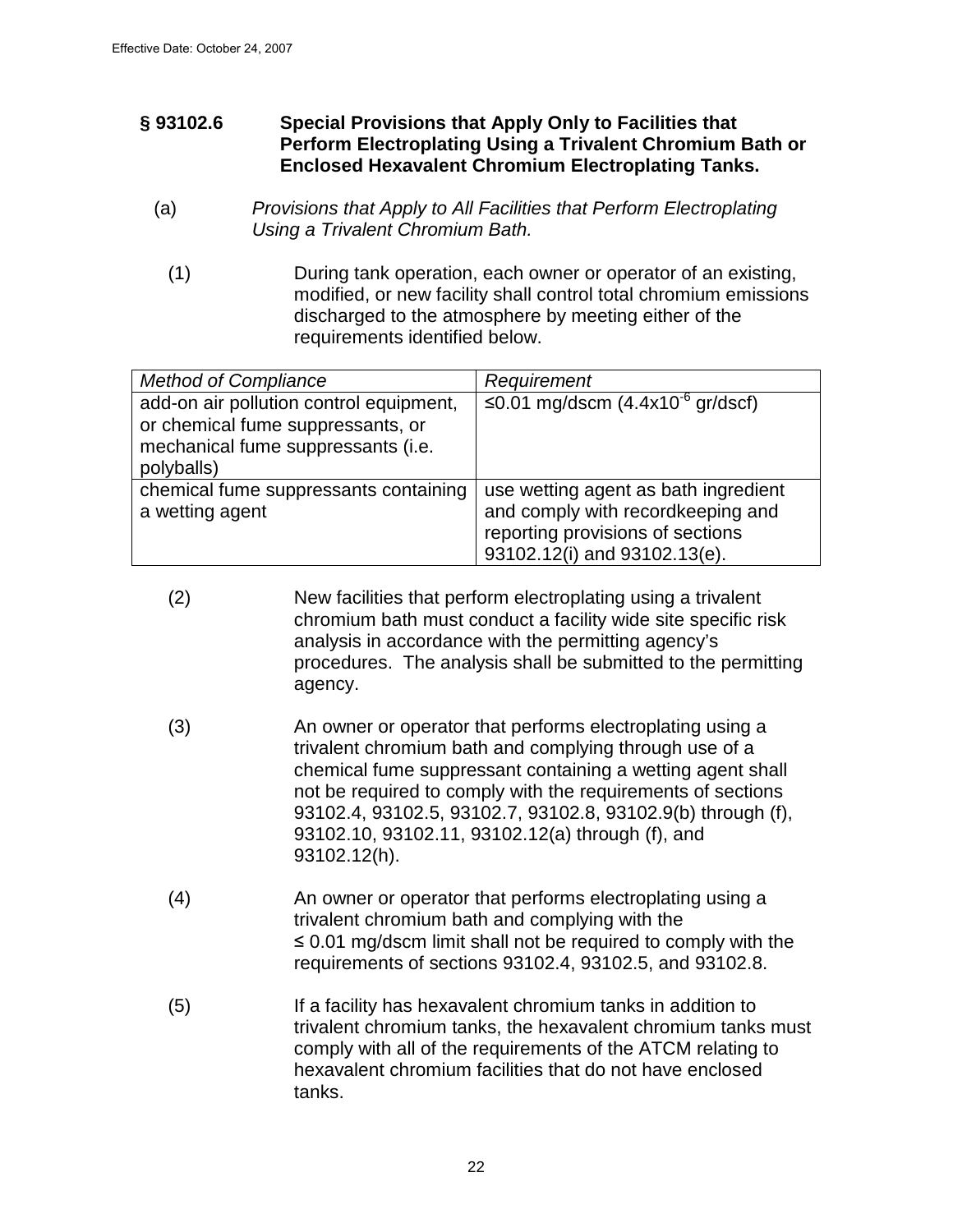Effective Date: October 24, 2007

## § 93102.6 Special Provisions that Apply Only to Facilities that Perform Electroplating Using a Trivalent Chromium Bath or Enclosed Hexavalent Chromium Electroplating Tanks.

(a) *Provisions that Apply to All Facilities that Perform Electroplating Using a Trivalent Chromium Bath.*

(1) During tank operation, each owner or operator of an existing, modified, or new facility shall control total chromium emissions discharged to the atmosphere by meeting either of the requirements identified below.

| *Method of Compliance* | *Requirement* |
|---|---|
| add-on air pollution control equipment, or chemical fume suppressants, or mechanical fume suppressants (i.e. polyballs) | ≤0.01 mg/dscm ($4.4 \times 10^{-6}$ gr/dscf) |
| chemical fume suppressants containing a wetting agent | use wetting agent as bath ingredient and comply with recordkeeping and reporting provisions of sections 93102.12(i) and 93102.13(e). |

(2) New facilities that perform electroplating using a trivalent chromium bath must conduct a facility wide site specific risk analysis in accordance with the permitting agency's procedures. The analysis shall be submitted to the permitting agency.

(3) An owner or operator that performs electroplating using a trivalent chromium bath and complying through use of a chemical fume suppressant containing a wetting agent shall not be required to comply with the requirements of sections 93102.4, 93102.5, 93102.7, 93102.8, 93102.9(b) through (f), 93102.10, 93102.11, 93102.12(a) through (f), and 93102.12(h).

(4) An owner or operator that performs electroplating using a trivalent chromium bath and complying with the ≤ 0.01 mg/dscm limit shall not be required to comply with the requirements of sections 93102.4, 93102.5, and 93102.8.

(5) If a facility has hexavalent chromium tanks in addition to trivalent chromium tanks, the hexavalent chromium tanks must comply with all of the requirements of the ATCM relating to hexavalent chromium facilities that do not have enclosed tanks.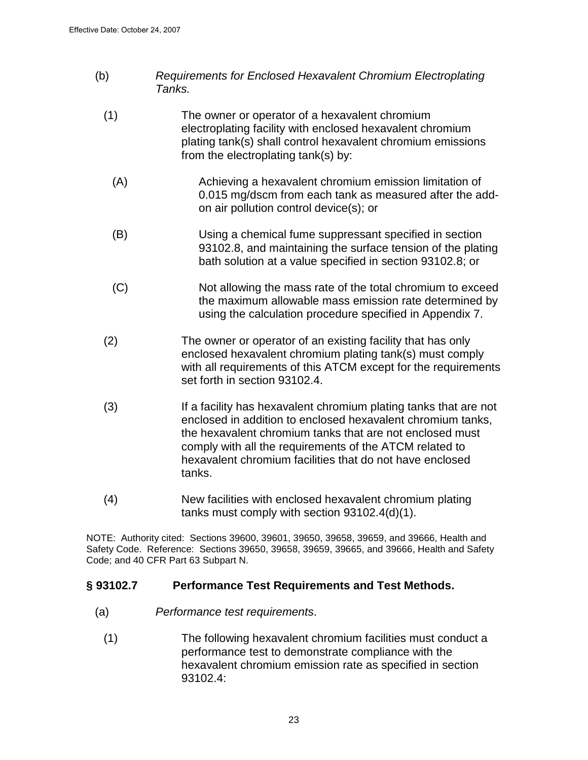(b) *Requirements for Enclosed Hexavalent Chromium Electroplating Tanks.*

(1) The owner or operator of a hexavalent chromium electroplating facility with enclosed hexavalent chromium plating tank(s) shall control hexavalent chromium emissions from the electroplating tank(s) by:

(A) Achieving a hexavalent chromium emission limitation of 0.015 mg/dscm from each tank as measured after the add-on air pollution control device(s); or

(B) Using a chemical fume suppressant specified in section 93102.8, and maintaining the surface tension of the plating bath solution at a value specified in section 93102.8; or

(C) Not allowing the mass rate of the total chromium to exceed the maximum allowable mass emission rate determined by using the calculation procedure specified in Appendix 7.

(2) The owner or operator of an existing facility that has only enclosed hexavalent chromium plating tank(s) must comply with all requirements of this ATCM except for the requirements set forth in section 93102.4.

(3) If a facility has hexavalent chromium plating tanks that are not enclosed in addition to enclosed hexavalent chromium tanks, the hexavalent chromium tanks that are not enclosed must comply with all the requirements of the ATCM related to hexavalent chromium facilities that do not have enclosed tanks.

(4) New facilities with enclosed hexavalent chromium plating tanks must comply with section 93102.4(d)(1).

NOTE: Authority cited: Sections 39600, 39601, 39650, 39658, 39659, and 39666, Health and Safety Code. Reference: Sections 39650, 39658, 39659, 39665, and 39666, Health and Safety Code; and 40 CFR Part 63 Subpart N.

## § 93102.7 Performance Test Requirements and Test Methods.

(a) *Performance test requirements*.

(1) The following hexavalent chromium facilities must conduct a performance test to demonstrate compliance with the hexavalent chromium emission rate as specified in section 93102.4: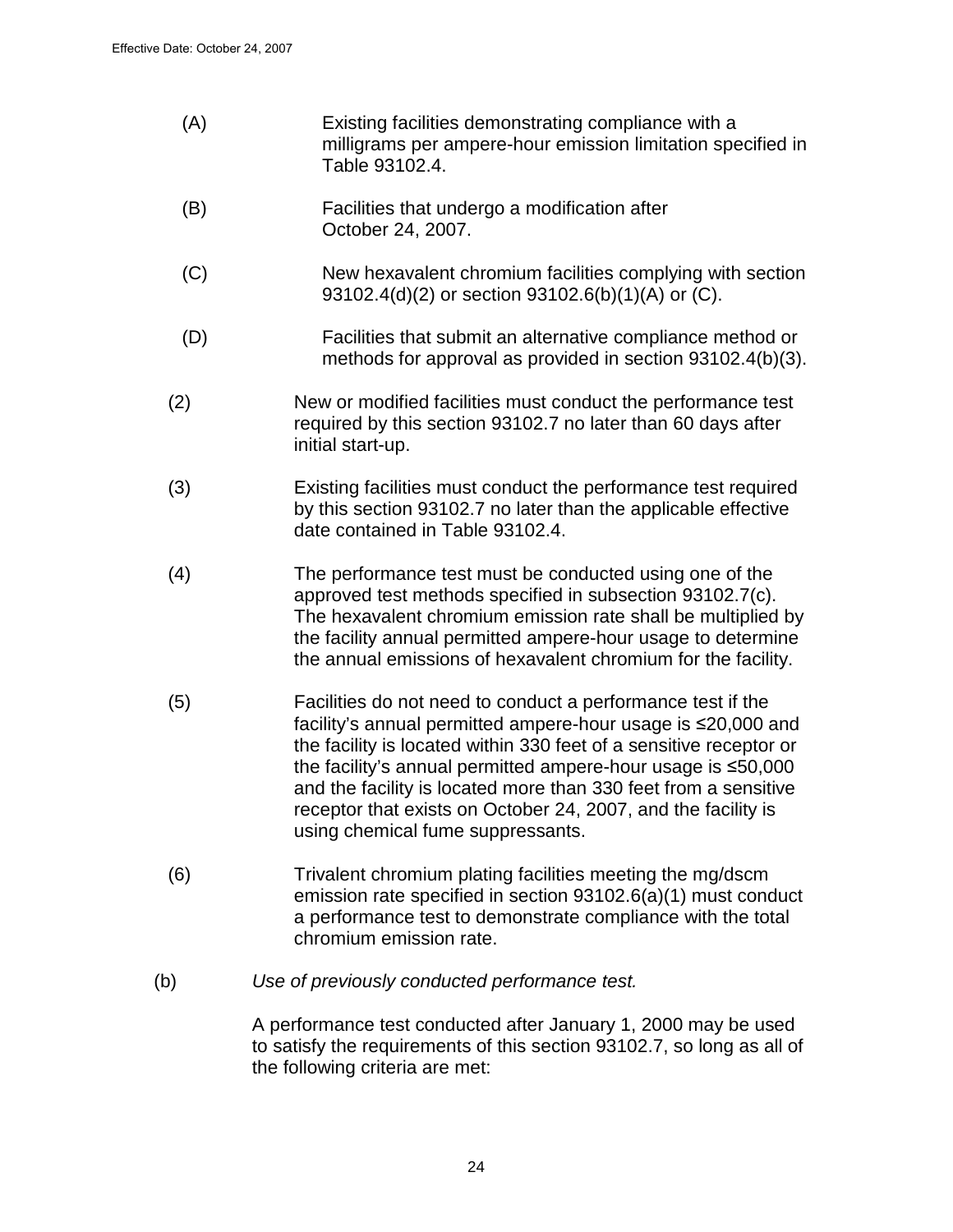(A) Existing facilities demonstrating compliance with a milligrams per ampere-hour emission limitation specified in Table 93102.4.

(B) Facilities that undergo a modification after October 24, 2007.

(C) New hexavalent chromium facilities complying with section 93102.4(d)(2) or section 93102.6(b)(1)(A) or (C).

(D) Facilities that submit an alternative compliance method or methods for approval as provided in section 93102.4(b)(3).

(2) New or modified facilities must conduct the performance test required by this section 93102.7 no later than 60 days after initial start-up.

(3) Existing facilities must conduct the performance test required by this section 93102.7 no later than the applicable effective date contained in Table 93102.4.

(4) The performance test must be conducted using one of the approved test methods specified in subsection 93102.7(c). The hexavalent chromium emission rate shall be multiplied by the facility annual permitted ampere-hour usage to determine the annual emissions of hexavalent chromium for the facility.

(5) Facilities do not need to conduct a performance test if the facility's annual permitted ampere-hour usage is ≤20,000 and the facility is located within 330 feet of a sensitive receptor or the facility's annual permitted ampere-hour usage is ≤50,000 and the facility is located more than 330 feet from a sensitive receptor that exists on October 24, 2007, and the facility is using chemical fume suppressants.

(6) Trivalent chromium plating facilities meeting the mg/dscm emission rate specified in section 93102.6(a)(1) must conduct a performance test to demonstrate compliance with the total chromium emission rate.

(b) *Use of previously conducted performance test.*

A performance test conducted after January 1, 2000 may be used to satisfy the requirements of this section 93102.7, so long as all of the following criteria are met: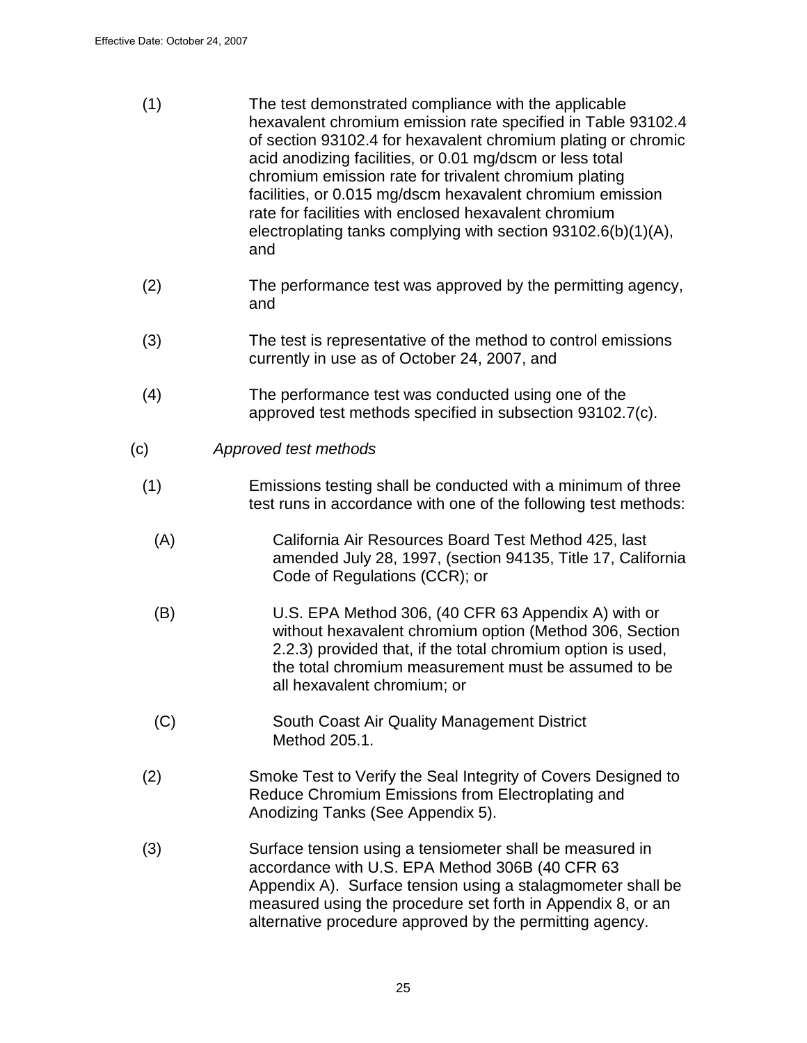(1) The test demonstrated compliance with the applicable hexavalent chromium emission rate specified in Table 93102.4 of section 93102.4 for hexavalent chromium plating or chromic acid anodizing facilities, or 0.01 mg/dscm or less total chromium emission rate for trivalent chromium plating facilities, or 0.015 mg/dscm hexavalent chromium emission rate for facilities with enclosed hexavalent chromium electroplating tanks complying with section 93102.6(b)(1)(A), and

(2) The performance test was approved by the permitting agency, and

(3) The test is representative of the method to control emissions currently in use as of October 24, 2007, and

(4) The performance test was conducted using one of the approved test methods specified in subsection 93102.7(c).

(c) *Approved test methods*

(1) Emissions testing shall be conducted with a minimum of three test runs in accordance with one of the following test methods:

(A) California Air Resources Board Test Method 425, last amended July 28, 1997, (section 94135, Title 17, California Code of Regulations (CCR); or

(B) U.S. EPA Method 306, (40 CFR 63 Appendix A) with or without hexavalent chromium option (Method 306, Section 2.2.3) provided that, if the total chromium option is used, the total chromium measurement must be assumed to be all hexavalent chromium; or

(C) South Coast Air Quality Management District Method 205.1.

(2) Smoke Test to Verify the Seal Integrity of Covers Designed to Reduce Chromium Emissions from Electroplating and Anodizing Tanks (See Appendix 5).

(3) Surface tension using a tensiometer shall be measured in accordance with U.S. EPA Method 306B (40 CFR 63 Appendix A). Surface tension using a stalagmometer shall be measured using the procedure set forth in Appendix 8, or an alternative procedure approved by the permitting agency.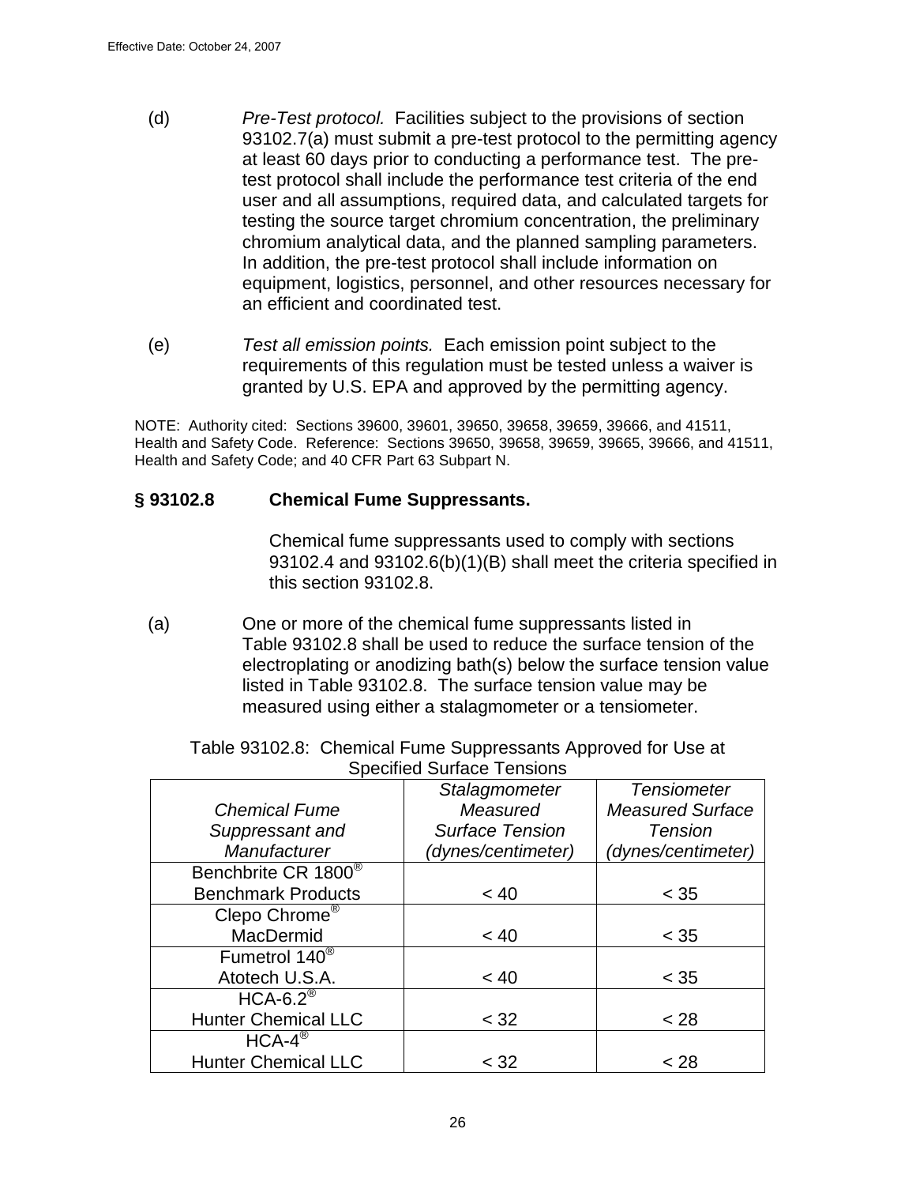(d) *Pre-Test protocol.* Facilities subject to the provisions of section 93102.7(a) must submit a pre-test protocol to the permitting agency at least 60 days prior to conducting a performance test. The pre-test protocol shall include the performance test criteria of the end user and all assumptions, required data, and calculated targets for testing the source target chromium concentration, the preliminary chromium analytical data, and the planned sampling parameters. In addition, the pre-test protocol shall include information on equipment, logistics, personnel, and other resources necessary for an efficient and coordinated test.

(e) *Test all emission points.* Each emission point subject to the requirements of this regulation must be tested unless a waiver is granted by U.S. EPA and approved by the permitting agency.

NOTE: Authority cited: Sections 39600, 39601, 39650, 39658, 39659, 39666, and 41511, Health and Safety Code. Reference: Sections 39650, 39658, 39659, 39665, 39666, and 41511, Health and Safety Code; and 40 CFR Part 63 Subpart N.

## § 93102.8 Chemical Fume Suppressants.

Chemical fume suppressants used to comply with sections 93102.4 and 93102.6(b)(1)(B) shall meet the criteria specified in this section 93102.8.

(a) One or more of the chemical fume suppressants listed in Table 93102.8 shall be used to reduce the surface tension of the electroplating or anodizing bath(s) below the surface tension value listed in Table 93102.8. The surface tension value may be measured using either a stalagmometer or a tensiometer.

Table 93102.8: Chemical Fume Suppressants Approved for Use at Specified Surface Tensions

| *Chemical Fume Suppressant and Manufacturer* | *Stalagmometer Measured Surface Tension (dynes/centimeter)* | *Tensiometer Measured Surface Tension (dynes/centimeter)* |
|---|---|---|
| Benchbrite CR 1800® Benchmark Products | < 40 | < 35 |
| Clepo Chrome® MacDermid | < 40 | < 35 |
| Fumetrol 140® Atotech U.S.A. | < 40 | < 35 |
| HCA-6.2® Hunter Chemical LLC | < 32 | < 28 |
| HCA-4® Hunter Chemical LLC | < 32 | < 28 |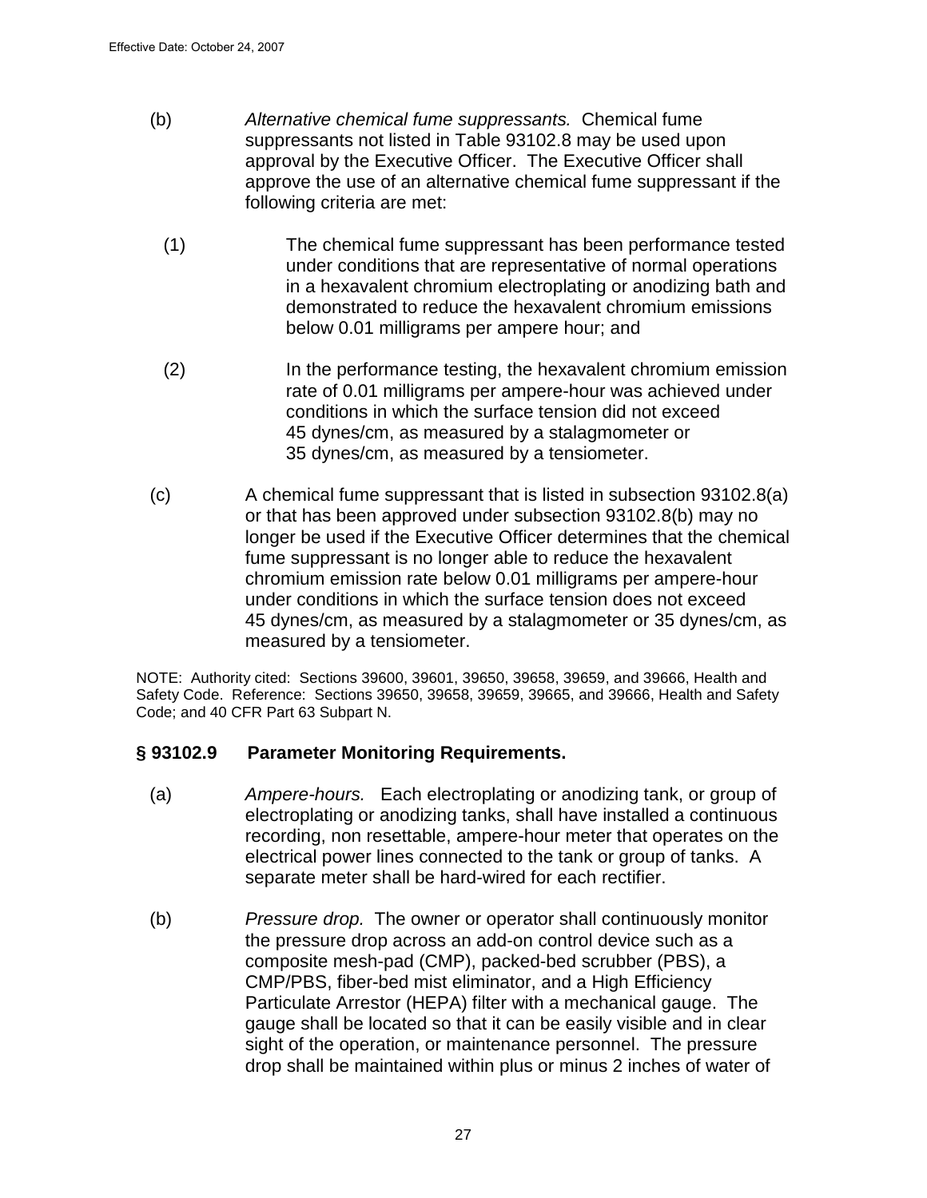(b) *Alternative chemical fume suppressants.* Chemical fume suppressants not listed in Table 93102.8 may be used upon approval by the Executive Officer. The Executive Officer shall approve the use of an alternative chemical fume suppressant if the following criteria are met:

(1) The chemical fume suppressant has been performance tested under conditions that are representative of normal operations in a hexavalent chromium electroplating or anodizing bath and demonstrated to reduce the hexavalent chromium emissions below 0.01 milligrams per ampere hour; and

(2) In the performance testing, the hexavalent chromium emission rate of 0.01 milligrams per ampere-hour was achieved under conditions in which the surface tension did not exceed 45 dynes/cm, as measured by a stalagmometer or 35 dynes/cm, as measured by a tensiometer.

(c) A chemical fume suppressant that is listed in subsection 93102.8(a) or that has been approved under subsection 93102.8(b) may no longer be used if the Executive Officer determines that the chemical fume suppressant is no longer able to reduce the hexavalent chromium emission rate below 0.01 milligrams per ampere-hour under conditions in which the surface tension does not exceed 45 dynes/cm, as measured by a stalagmometer or 35 dynes/cm, as measured by a tensiometer.

NOTE: Authority cited: Sections 39600, 39601, 39650, 39658, 39659, and 39666, Health and Safety Code. Reference: Sections 39650, 39658, 39659, 39665, and 39666, Health and Safety Code; and 40 CFR Part 63 Subpart N.

## § 93102.9 Parameter Monitoring Requirements.

(a) *Ampere-hours.* Each electroplating or anodizing tank, or group of electroplating or anodizing tanks, shall have installed a continuous recording, non resettable, ampere-hour meter that operates on the electrical power lines connected to the tank or group of tanks. A separate meter shall be hard-wired for each rectifier.

(b) *Pressure drop.* The owner or operator shall continuously monitor the pressure drop across an add-on control device such as a composite mesh-pad (CMP), packed-bed scrubber (PBS), a CMP/PBS, fiber-bed mist eliminator, and a High Efficiency Particulate Arrestor (HEPA) filter with a mechanical gauge. The gauge shall be located so that it can be easily visible and in clear sight of the operation, or maintenance personnel. The pressure drop shall be maintained within plus or minus 2 inches of water of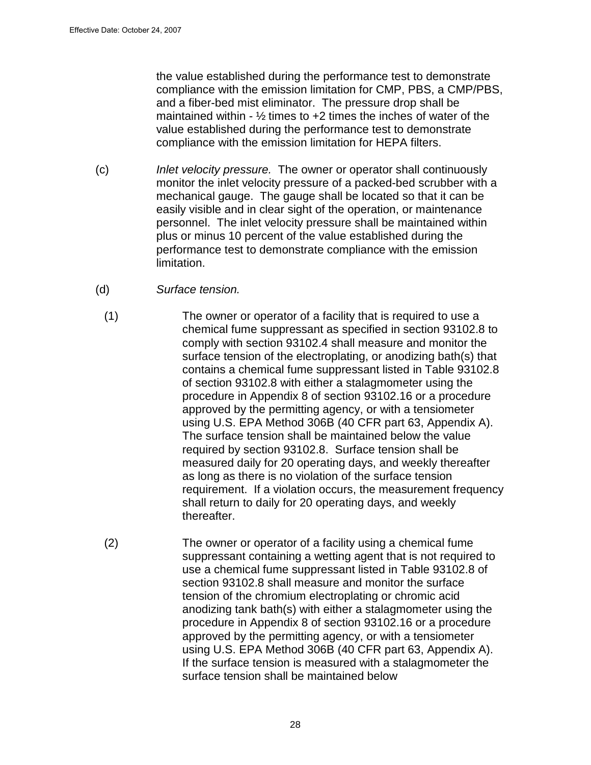the value established during the performance test to demonstrate compliance with the emission limitation for CMP, PBS, a CMP/PBS, and a fiber-bed mist eliminator. The pressure drop shall be maintained within - ½ times to +2 times the inches of water of the value established during the performance test to demonstrate compliance with the emission limitation for HEPA filters.

(c) *Inlet velocity pressure.* The owner or operator shall continuously monitor the inlet velocity pressure of a packed-bed scrubber with a mechanical gauge. The gauge shall be located so that it can be easily visible and in clear sight of the operation, or maintenance personnel. The inlet velocity pressure shall be maintained within plus or minus 10 percent of the value established during the performance test to demonstrate compliance with the emission limitation.

(d) *Surface tension.*

(1) The owner or operator of a facility that is required to use a chemical fume suppressant as specified in section 93102.8 to comply with section 93102.4 shall measure and monitor the surface tension of the electroplating, or anodizing bath(s) that contains a chemical fume suppressant listed in Table 93102.8 of section 93102.8 with either a stalagmometer using the procedure in Appendix 8 of section 93102.16 or a procedure approved by the permitting agency, or with a tensiometer using U.S. EPA Method 306B (40 CFR part 63, Appendix A). The surface tension shall be maintained below the value required by section 93102.8. Surface tension shall be measured daily for 20 operating days, and weekly thereafter as long as there is no violation of the surface tension requirement. If a violation occurs, the measurement frequency shall return to daily for 20 operating days, and weekly thereafter.

(2) The owner or operator of a facility using a chemical fume suppressant containing a wetting agent that is not required to use a chemical fume suppressant listed in Table 93102.8 of section 93102.8 shall measure and monitor the surface tension of the chromium electroplating or chromic acid anodizing tank bath(s) with either a stalagmometer using the procedure in Appendix 8 of section 93102.16 or a procedure approved by the permitting agency, or with a tensiometer using U.S. EPA Method 306B (40 CFR part 63, Appendix A). If the surface tension is measured with a stalagmometer the surface tension shall be maintained below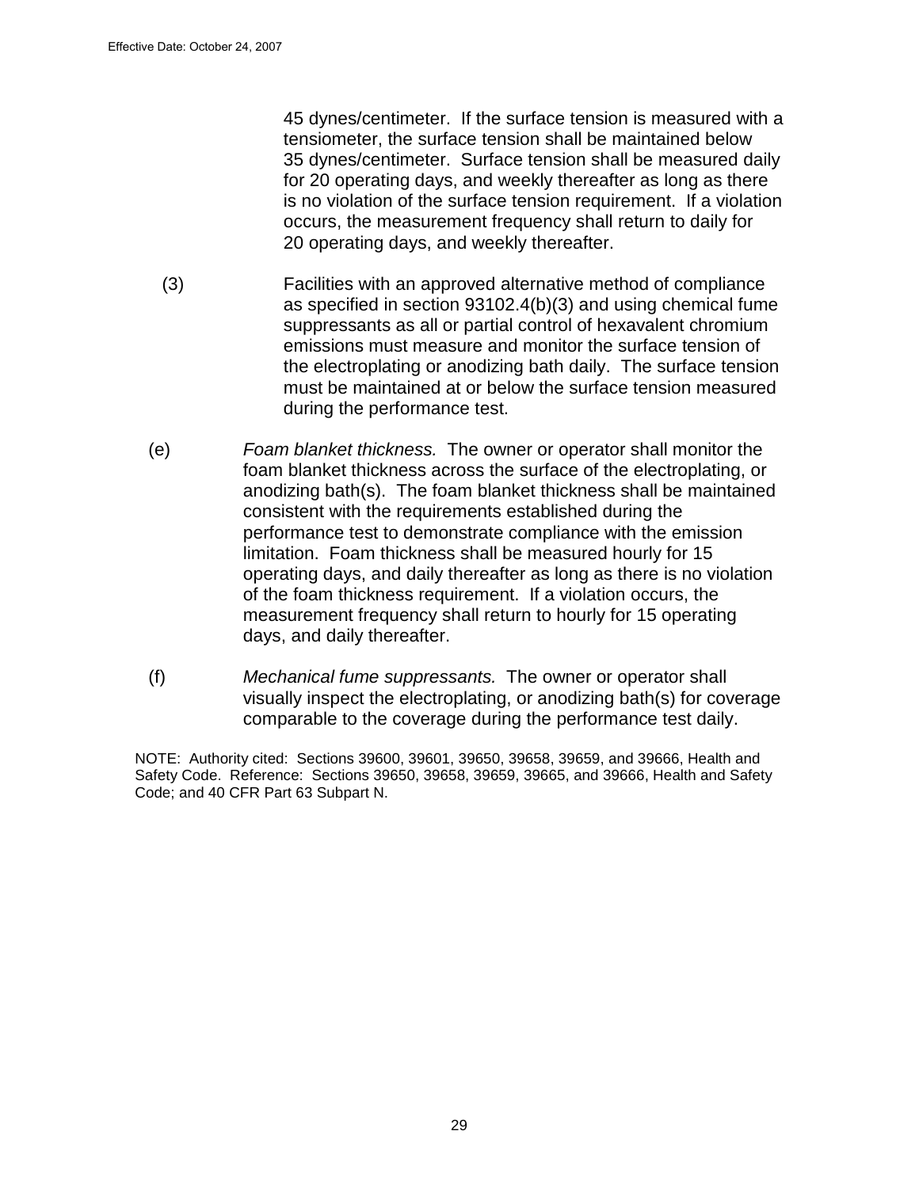45 dynes/centimeter. If the surface tension is measured with a tensiometer, the surface tension shall be maintained below 35 dynes/centimeter. Surface tension shall be measured daily for 20 operating days, and weekly thereafter as long as there is no violation of the surface tension requirement. If a violation occurs, the measurement frequency shall return to daily for 20 operating days, and weekly thereafter.

(3) Facilities with an approved alternative method of compliance as specified in section 93102.4(b)(3) and using chemical fume suppressants as all or partial control of hexavalent chromium emissions must measure and monitor the surface tension of the electroplating or anodizing bath daily. The surface tension must be maintained at or below the surface tension measured during the performance test.

(e) *Foam blanket thickness.* The owner or operator shall monitor the foam blanket thickness across the surface of the electroplating, or anodizing bath(s). The foam blanket thickness shall be maintained consistent with the requirements established during the performance test to demonstrate compliance with the emission limitation. Foam thickness shall be measured hourly for 15 operating days, and daily thereafter as long as there is no violation of the foam thickness requirement. If a violation occurs, the measurement frequency shall return to hourly for 15 operating days, and daily thereafter.

(f) *Mechanical fume suppressants.* The owner or operator shall visually inspect the electroplating, or anodizing bath(s) for coverage comparable to the coverage during the performance test daily.

NOTE: Authority cited: Sections 39600, 39601, 39650, 39658, 39659, and 39666, Health and Safety Code. Reference: Sections 39650, 39658, 39659, 39665, and 39666, Health and Safety Code; and 40 CFR Part 63 Subpart N.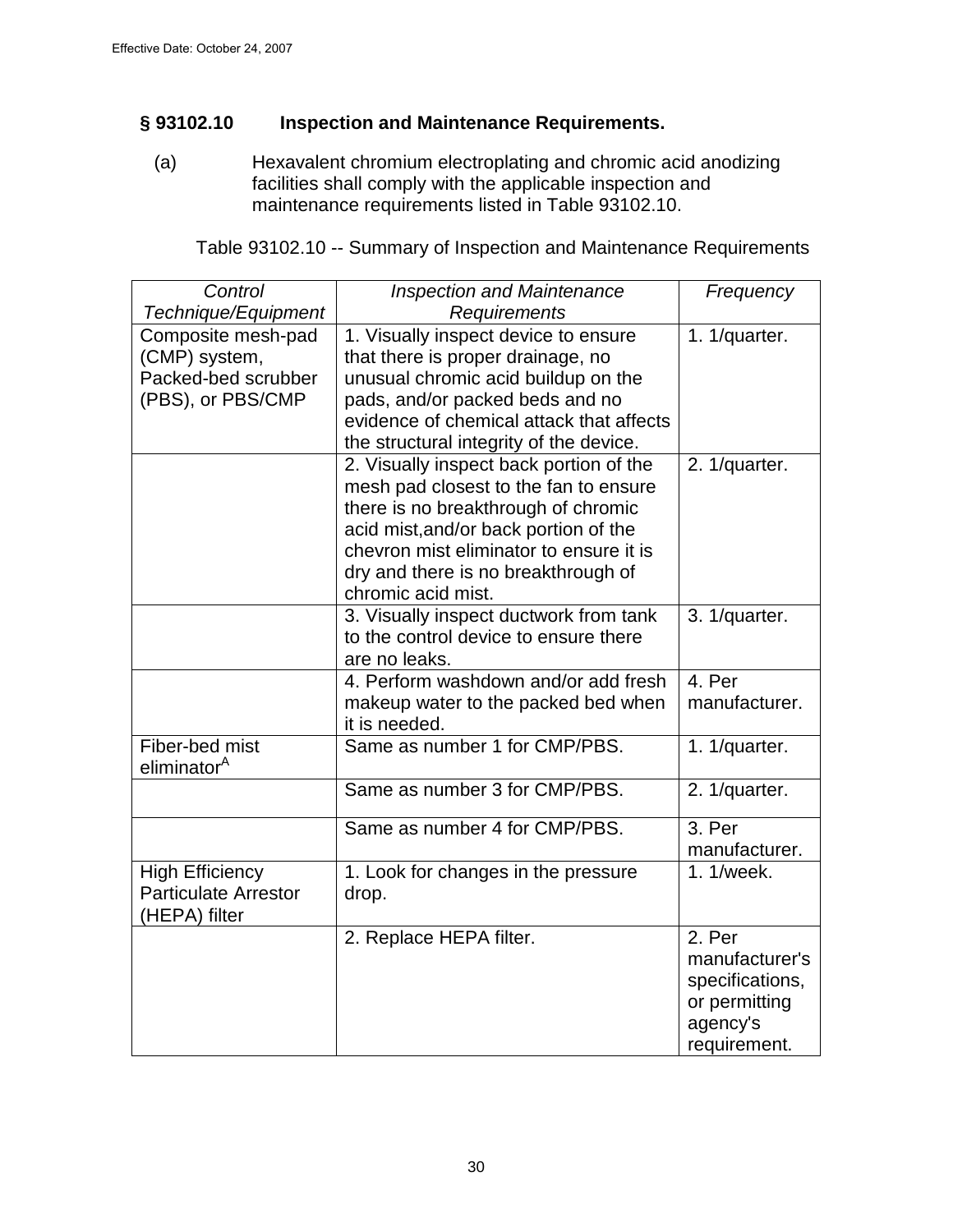### § 93102.10 Inspection and Maintenance Requirements.

(a) Hexavalent chromium electroplating and chromic acid anodizing facilities shall comply with the applicable inspection and maintenance requirements listed in Table 93102.10.

Table 93102.10 -- Summary of Inspection and Maintenance Requirements

| *Control Technique/Equipment* | *Inspection and Maintenance Requirements* | *Frequency* |
|---|---|---|
| Composite mesh-pad (CMP) system, Packed-bed scrubber (PBS), or PBS/CMP | 1. Visually inspect device to ensure that there is proper drainage, no unusual chromic acid buildup on the pads, and/or packed beds and no evidence of chemical attack that affects the structural integrity of the device. | 1. 1/quarter. |
| | 2. Visually inspect back portion of the mesh pad closest to the fan to ensure there is no breakthrough of chromic acid mist,and/or back portion of the chevron mist eliminator to ensure it is dry and there is no breakthrough of chromic acid mist. | 2. 1/quarter. |
| | 3. Visually inspect ductwork from tank to the control device to ensure there are no leaks. | 3. 1/quarter. |
| | 4. Perform washdown and/or add fresh makeup water to the packed bed when it is needed. | 4. Per manufacturer. |
| Fiber-bed mist eliminator[A] | Same as number 1 for CMP/PBS. | 1. 1/quarter. |
| | Same as number 3 for CMP/PBS. | 2. 1/quarter. |
| | Same as number 4 for CMP/PBS. | 3. Per manufacturer. |
| High Efficiency Particulate Arrestor (HEPA) filter | 1. Look for changes in the pressure drop. | 1. 1/week. |
| | 2. Replace HEPA filter. | 2. Per manufacturer's specifications, or permitting agency's requirement. |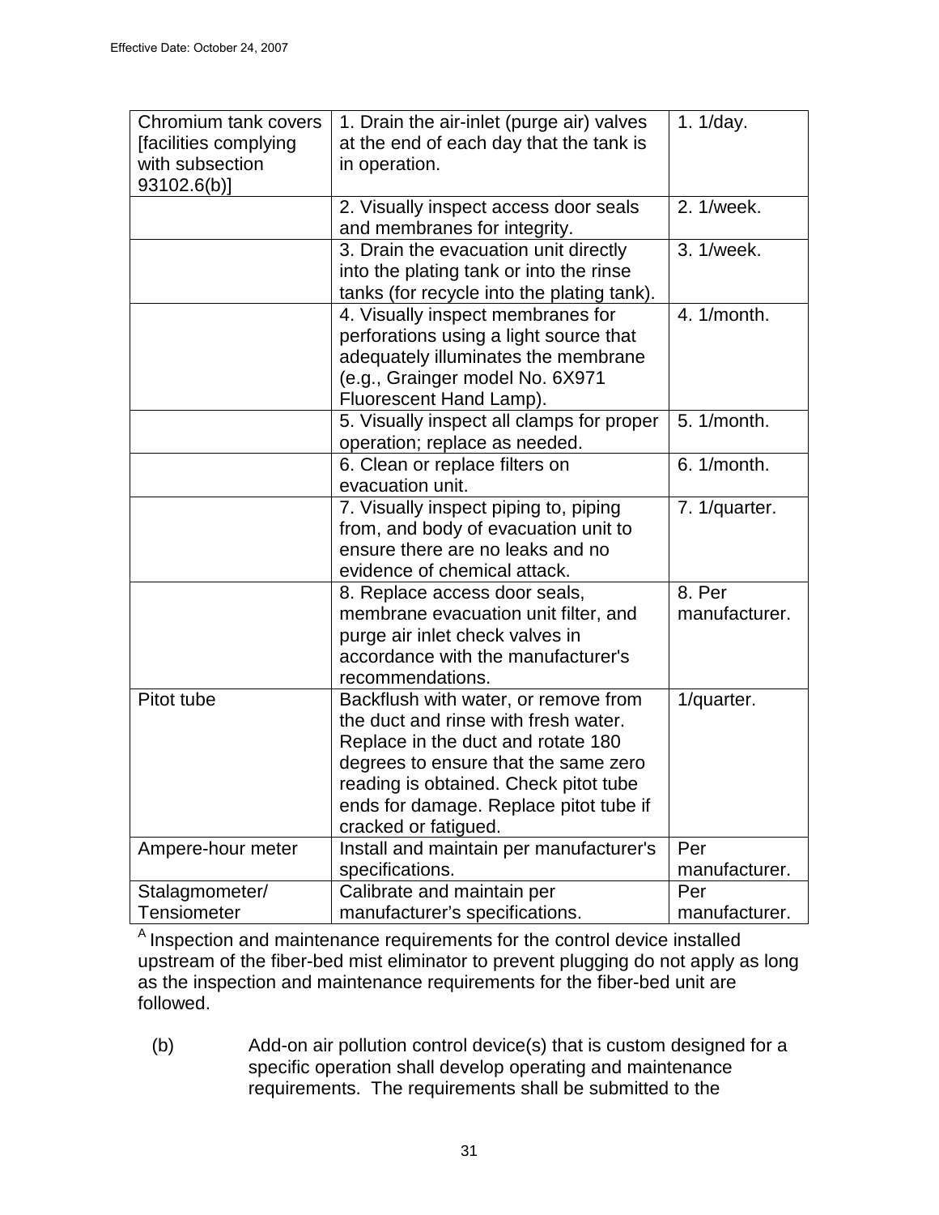| | | |
|---|---|---|
| Chromium tank covers [facilities complying with subsection 93102.6(b)] | 1. Drain the air-inlet (purge air) valves at the end of each day that the tank is in operation. | 1. 1/day. |
| | 2. Visually inspect access door seals and membranes for integrity. | 2. 1/week. |
| | 3. Drain the evacuation unit directly into the plating tank or into the rinse tanks (for recycle into the plating tank). | 3. 1/week. |
| | 4. Visually inspect membranes for perforations using a light source that adequately illuminates the membrane (e.g., Grainger model No. 6X971 Fluorescent Hand Lamp). | 4. 1/month. |
| | 5. Visually inspect all clamps for proper operation; replace as needed. | 5. 1/month. |
| | 6. Clean or replace filters on evacuation unit. | 6. 1/month. |
| | 7. Visually inspect piping to, piping from, and body of evacuation unit to ensure there are no leaks and no evidence of chemical attack. | 7. 1/quarter. |
| | 8. Replace access door seals, membrane evacuation unit filter, and purge air inlet check valves in accordance with the manufacturer's recommendations. | 8. Per manufacturer. |
| Pitot tube | Backflush with water, or remove from the duct and rinse with fresh water. Replace in the duct and rotate 180 degrees to ensure that the same zero reading is obtained. Check pitot tube ends for damage. Replace pitot tube if cracked or fatigued. | 1/quarter. |
| Ampere-hour meter | Install and maintain per manufacturer's specifications. | Per manufacturer. |
| Stalagmometer/ Tensiometer | Calibrate and maintain per manufacturer's specifications. | Per manufacturer. |

[A] Inspection and maintenance requirements for the control device installed upstream of the fiber-bed mist eliminator to prevent plugging do not apply as long as the inspection and maintenance requirements for the fiber-bed unit are followed.

(b) Add-on air pollution control device(s) that is custom designed for a specific operation shall develop operating and maintenance requirements. The requirements shall be submitted to the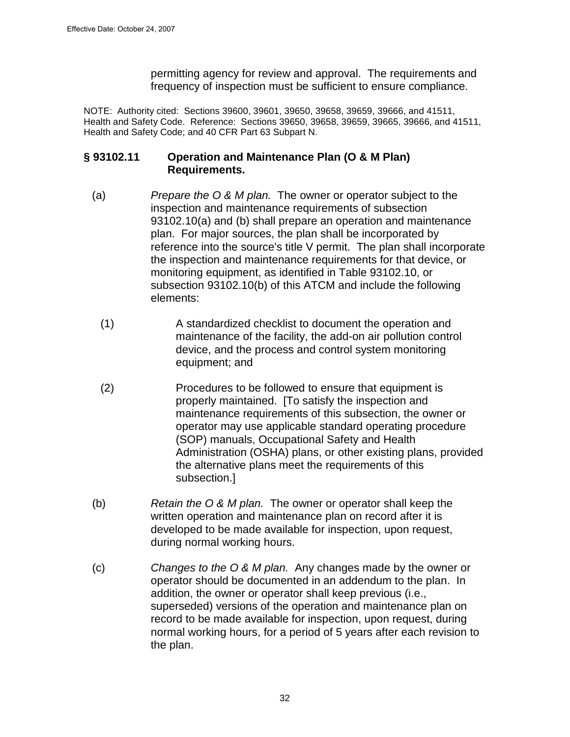permitting agency for review and approval. The requirements and frequency of inspection must be sufficient to ensure compliance.

NOTE: Authority cited: Sections 39600, 39601, 39650, 39658, 39659, 39666, and 41511, Health and Safety Code. Reference: Sections 39650, 39658, 39659, 39665, 39666, and 41511, Health and Safety Code; and 40 CFR Part 63 Subpart N.

## § 93102.11 Operation and Maintenance Plan (O & M Plan) Requirements.

(a) *Prepare the O & M plan.* The owner or operator subject to the inspection and maintenance requirements of subsection 93102.10(a) and (b) shall prepare an operation and maintenance plan. For major sources, the plan shall be incorporated by reference into the source's title V permit. The plan shall incorporate the inspection and maintenance requirements for that device, or monitoring equipment, as identified in Table 93102.10, or subsection 93102.10(b) of this ATCM and include the following elements:

(1) A standardized checklist to document the operation and maintenance of the facility, the add-on air pollution control device, and the process and control system monitoring equipment; and

(2) Procedures to be followed to ensure that equipment is properly maintained. [To satisfy the inspection and maintenance requirements of this subsection, the owner or operator may use applicable standard operating procedure (SOP) manuals, Occupational Safety and Health Administration (OSHA) plans, or other existing plans, provided the alternative plans meet the requirements of this subsection.]

(b) *Retain the O & M plan.* The owner or operator shall keep the written operation and maintenance plan on record after it is developed to be made available for inspection, upon request, during normal working hours.

(c) *Changes to the O & M plan.* Any changes made by the owner or operator should be documented in an addendum to the plan. In addition, the owner or operator shall keep previous (i.e., superseded) versions of the operation and maintenance plan on record to be made available for inspection, upon request, during normal working hours, for a period of 5 years after each revision to the plan.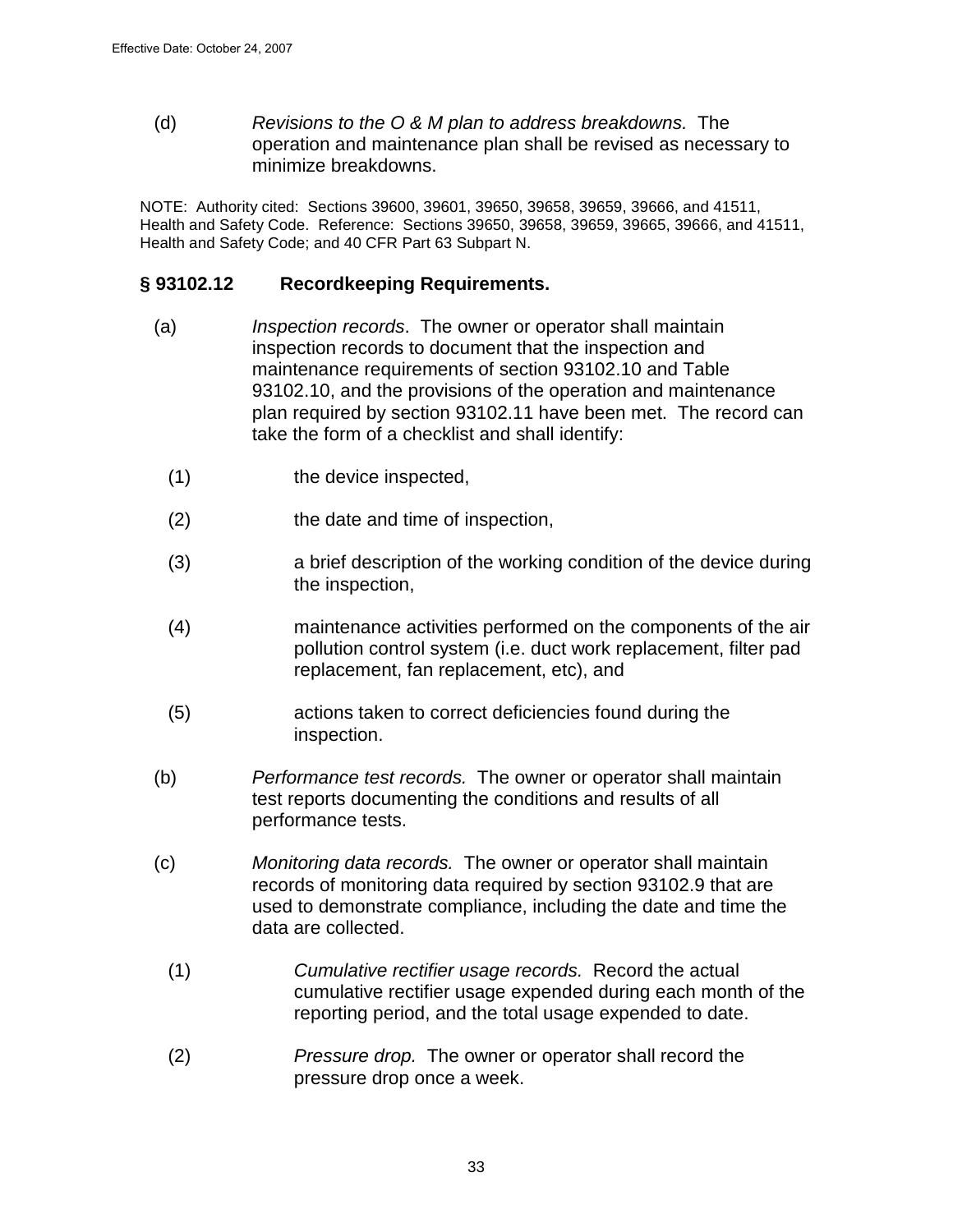(d) *Revisions to the O & M plan to address breakdowns.* The operation and maintenance plan shall be revised as necessary to minimize breakdowns.

NOTE: Authority cited: Sections 39600, 39601, 39650, 39658, 39659, 39666, and 41511, Health and Safety Code. Reference: Sections 39650, 39658, 39659, 39665, 39666, and 41511, Health and Safety Code; and 40 CFR Part 63 Subpart N.

### § 93102.12 Recordkeeping Requirements.

(a) *Inspection records*. The owner or operator shall maintain inspection records to document that the inspection and maintenance requirements of section 93102.10 and Table 93102.10, and the provisions of the operation and maintenance plan required by section 93102.11 have been met. The record can take the form of a checklist and shall identify:

(1) the device inspected,

(2) the date and time of inspection,

(3) a brief description of the working condition of the device during the inspection,

(4) maintenance activities performed on the components of the air pollution control system (i.e. duct work replacement, filter pad replacement, fan replacement, etc), and

(5) actions taken to correct deficiencies found during the inspection.

(b) *Performance test records.* The owner or operator shall maintain test reports documenting the conditions and results of all performance tests.

(c) *Monitoring data records.* The owner or operator shall maintain records of monitoring data required by section 93102.9 that are used to demonstrate compliance, including the date and time the data are collected.

(1) *Cumulative rectifier usage records.* Record the actual cumulative rectifier usage expended during each month of the reporting period, and the total usage expended to date.

(2) *Pressure drop.* The owner or operator shall record the pressure drop once a week.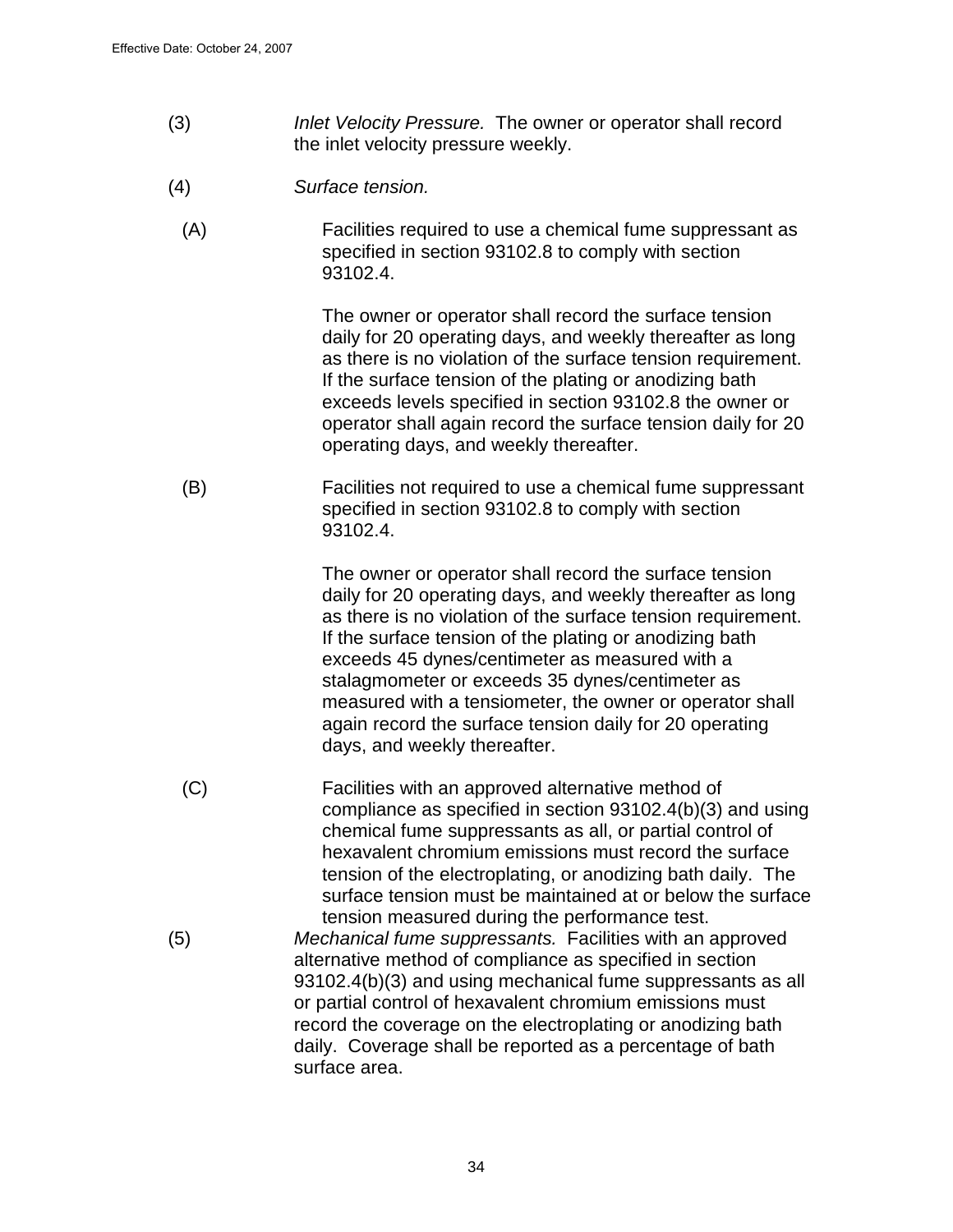(3) *Inlet Velocity Pressure.* The owner or operator shall record the inlet velocity pressure weekly.

(4) *Surface tension.*

(A) Facilities required to use a chemical fume suppressant as specified in section 93102.8 to comply with section 93102.4.

The owner or operator shall record the surface tension daily for 20 operating days, and weekly thereafter as long as there is no violation of the surface tension requirement. If the surface tension of the plating or anodizing bath exceeds levels specified in section 93102.8 the owner or operator shall again record the surface tension daily for 20 operating days, and weekly thereafter.

(B) Facilities not required to use a chemical fume suppressant specified in section 93102.8 to comply with section 93102.4.

The owner or operator shall record the surface tension daily for 20 operating days, and weekly thereafter as long as there is no violation of the surface tension requirement. If the surface tension of the plating or anodizing bath exceeds 45 dynes/centimeter as measured with a stalagmometer or exceeds 35 dynes/centimeter as measured with a tensiometer, the owner or operator shall again record the surface tension daily for 20 operating days, and weekly thereafter.

(C) Facilities with an approved alternative method of compliance as specified in section 93102.4(b)(3) and using chemical fume suppressants as all, or partial control of hexavalent chromium emissions must record the surface tension of the electroplating, or anodizing bath daily. The surface tension must be maintained at or below the surface tension measured during the performance test.

(5) *Mechanical fume suppressants.* Facilities with an approved alternative method of compliance as specified in section 93102.4(b)(3) and using mechanical fume suppressants as all or partial control of hexavalent chromium emissions must record the coverage on the electroplating or anodizing bath daily. Coverage shall be reported as a percentage of bath surface area.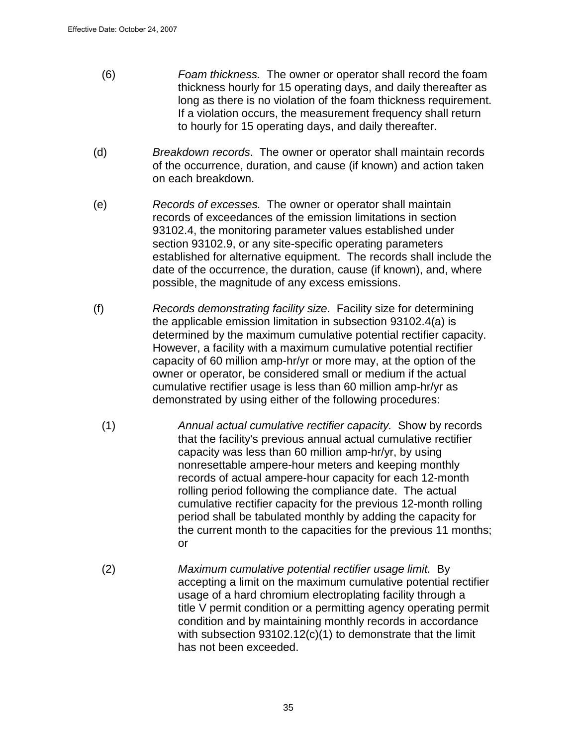(6) *Foam thickness.* The owner or operator shall record the foam thickness hourly for 15 operating days, and daily thereafter as long as there is no violation of the foam thickness requirement. If a violation occurs, the measurement frequency shall return to hourly for 15 operating days, and daily thereafter.

(d) *Breakdown records*. The owner or operator shall maintain records of the occurrence, duration, and cause (if known) and action taken on each breakdown.

(e) *Records of excesses.* The owner or operator shall maintain records of exceedances of the emission limitations in section 93102.4, the monitoring parameter values established under section 93102.9, or any site-specific operating parameters established for alternative equipment. The records shall include the date of the occurrence, the duration, cause (if known), and, where possible, the magnitude of any excess emissions.

(f) *Records demonstrating facility size*. Facility size for determining the applicable emission limitation in subsection 93102.4(a) is determined by the maximum cumulative potential rectifier capacity. However, a facility with a maximum cumulative potential rectifier capacity of 60 million amp-hr/yr or more may, at the option of the owner or operator, be considered small or medium if the actual cumulative rectifier usage is less than 60 million amp-hr/yr as demonstrated by using either of the following procedures:

(1) *Annual actual cumulative rectifier capacity.* Show by records that the facility's previous annual actual cumulative rectifier capacity was less than 60 million amp-hr/yr, by using nonresettable ampere-hour meters and keeping monthly records of actual ampere-hour capacity for each 12-month rolling period following the compliance date. The actual cumulative rectifier capacity for the previous 12-month rolling period shall be tabulated monthly by adding the capacity for the current month to the capacities for the previous 11 months; or

(2) *Maximum cumulative potential rectifier usage limit.* By accepting a limit on the maximum cumulative potential rectifier usage of a hard chromium electroplating facility through a title V permit condition or a permitting agency operating permit condition and by maintaining monthly records in accordance with subsection 93102.12(c)(1) to demonstrate that the limit has not been exceeded.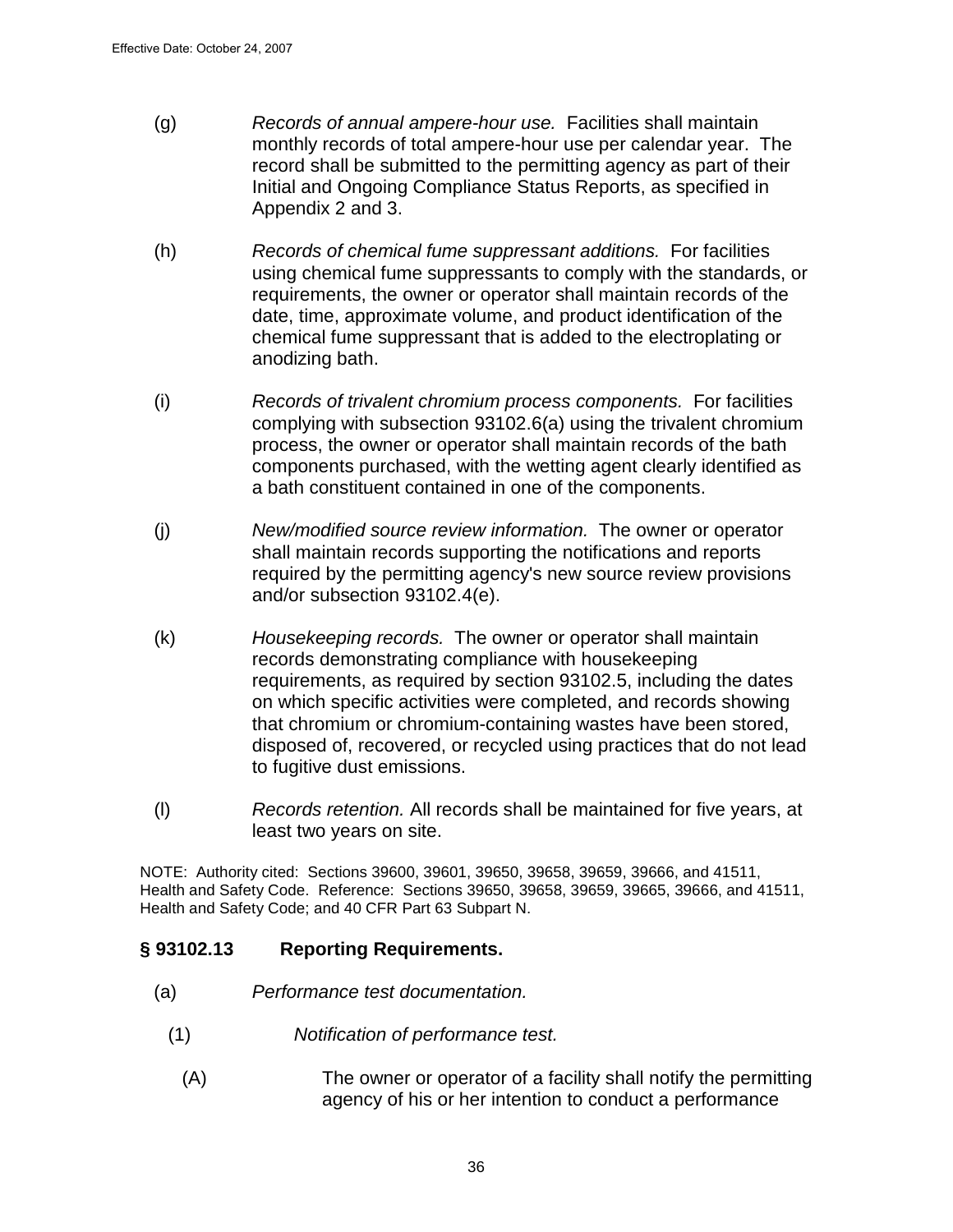(g) *Records of annual ampere-hour use.* Facilities shall maintain monthly records of total ampere-hour use per calendar year. The record shall be submitted to the permitting agency as part of their Initial and Ongoing Compliance Status Reports, as specified in Appendix 2 and 3.

(h) *Records of chemical fume suppressant additions.* For facilities using chemical fume suppressants to comply with the standards, or requirements, the owner or operator shall maintain records of the date, time, approximate volume, and product identification of the chemical fume suppressant that is added to the electroplating or anodizing bath.

(i) *Records of trivalent chromium process components.* For facilities complying with subsection 93102.6(a) using the trivalent chromium process, the owner or operator shall maintain records of the bath components purchased, with the wetting agent clearly identified as a bath constituent contained in one of the components.

(j) *New/modified source review information.* The owner or operator shall maintain records supporting the notifications and reports required by the permitting agency's new source review provisions and/or subsection 93102.4(e).

(k) *Housekeeping records.* The owner or operator shall maintain records demonstrating compliance with housekeeping requirements, as required by section 93102.5, including the dates on which specific activities were completed, and records showing that chromium or chromium-containing wastes have been stored, disposed of, recovered, or recycled using practices that do not lead to fugitive dust emissions.

(l) *Records retention.* All records shall be maintained for five years, at least two years on site.

NOTE: Authority cited: Sections 39600, 39601, 39650, 39658, 39659, 39666, and 41511, Health and Safety Code. Reference: Sections 39650, 39658, 39659, 39665, 39666, and 41511, Health and Safety Code; and 40 CFR Part 63 Subpart N.

## § 93102.13 Reporting Requirements.

(a) *Performance test documentation.*

(1) *Notification of performance test.*

(A) The owner or operator of a facility shall notify the permitting agency of his or her intention to conduct a performance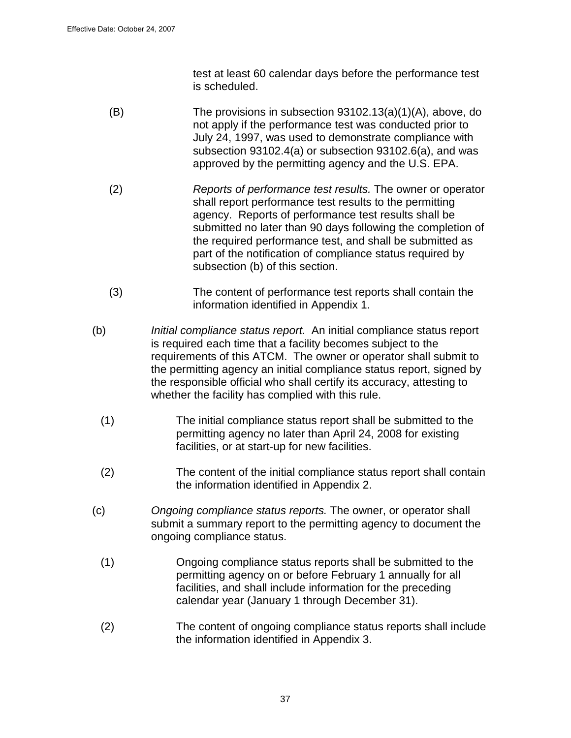test at least 60 calendar days before the performance test is scheduled.

(B) The provisions in subsection 93102.13(a)(1)(A), above, do not apply if the performance test was conducted prior to July 24, 1997, was used to demonstrate compliance with subsection 93102.4(a) or subsection 93102.6(a), and was approved by the permitting agency and the U.S. EPA.

(2) *Reports of performance test results.* The owner or operator shall report performance test results to the permitting agency. Reports of performance test results shall be submitted no later than 90 days following the completion of the required performance test, and shall be submitted as part of the notification of compliance status required by subsection (b) of this section.

(3) The content of performance test reports shall contain the information identified in Appendix 1.

(b) *Initial compliance status report.* An initial compliance status report is required each time that a facility becomes subject to the requirements of this ATCM. The owner or operator shall submit to the permitting agency an initial compliance status report, signed by the responsible official who shall certify its accuracy, attesting to whether the facility has complied with this rule.

(1) The initial compliance status report shall be submitted to the permitting agency no later than April 24, 2008 for existing facilities, or at start-up for new facilities.

(2) The content of the initial compliance status report shall contain the information identified in Appendix 2.

(c) *Ongoing compliance status reports.* The owner, or operator shall submit a summary report to the permitting agency to document the ongoing compliance status.

(1) Ongoing compliance status reports shall be submitted to the permitting agency on or before February 1 annually for all facilities, and shall include information for the preceding calendar year (January 1 through December 31).

(2) The content of ongoing compliance status reports shall include the information identified in Appendix 3.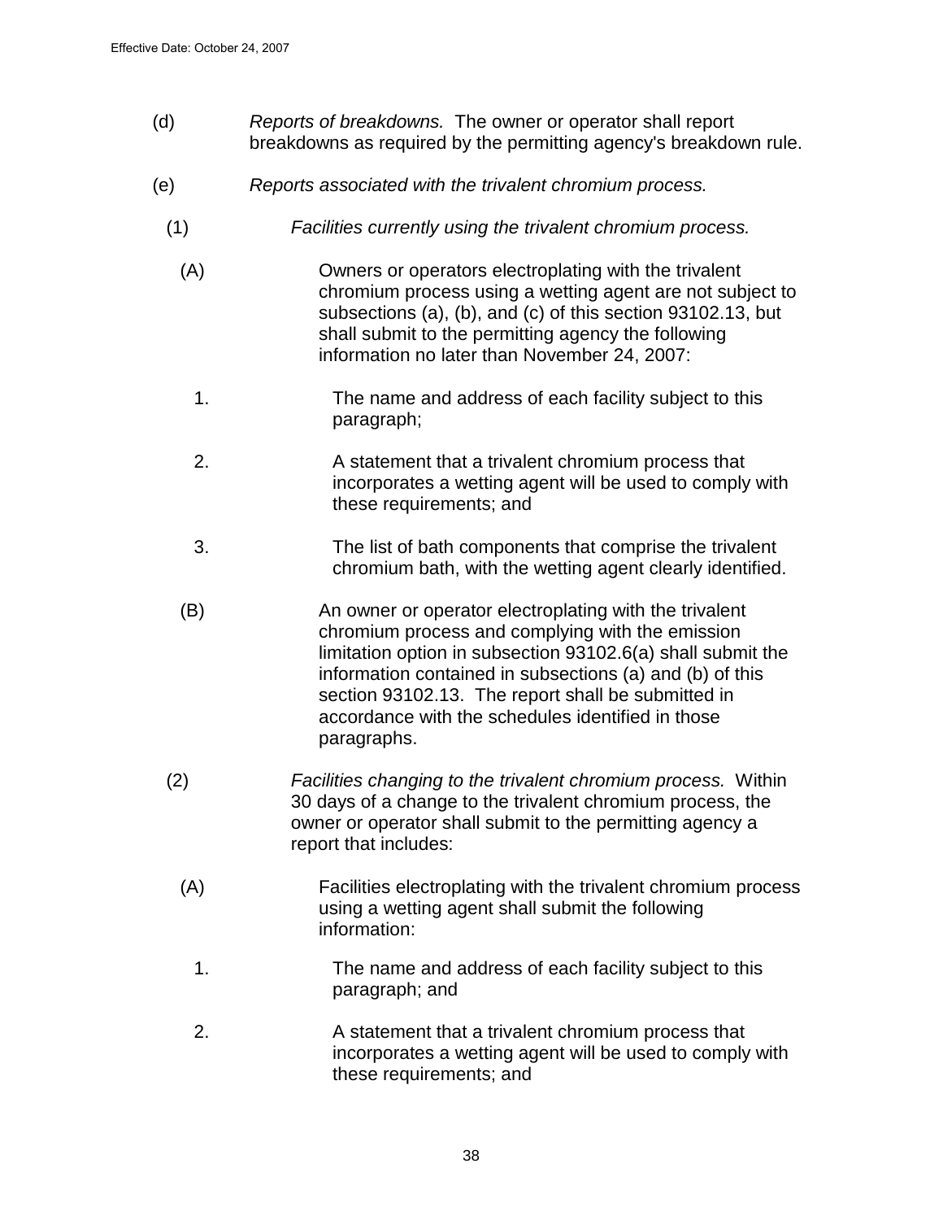(d) *Reports of breakdowns.* The owner or operator shall report breakdowns as required by the permitting agency's breakdown rule.

(e) *Reports associated with the trivalent chromium process.*

(1) *Facilities currently using the trivalent chromium process.*

(A) Owners or operators electroplating with the trivalent chromium process using a wetting agent are not subject to subsections (a), (b), and (c) of this section 93102.13, but shall submit to the permitting agency the following information no later than November 24, 2007:

1. The name and address of each facility subject to this paragraph;

2. A statement that a trivalent chromium process that incorporates a wetting agent will be used to comply with these requirements; and

3. The list of bath components that comprise the trivalent chromium bath, with the wetting agent clearly identified.

(B) An owner or operator electroplating with the trivalent chromium process and complying with the emission limitation option in subsection 93102.6(a) shall submit the information contained in subsections (a) and (b) of this section 93102.13. The report shall be submitted in accordance with the schedules identified in those paragraphs.

(2) *Facilities changing to the trivalent chromium process.* Within 30 days of a change to the trivalent chromium process, the owner or operator shall submit to the permitting agency a report that includes:

(A) Facilities electroplating with the trivalent chromium process using a wetting agent shall submit the following information:

1. The name and address of each facility subject to this paragraph; and

2. A statement that a trivalent chromium process that incorporates a wetting agent will be used to comply with these requirements; and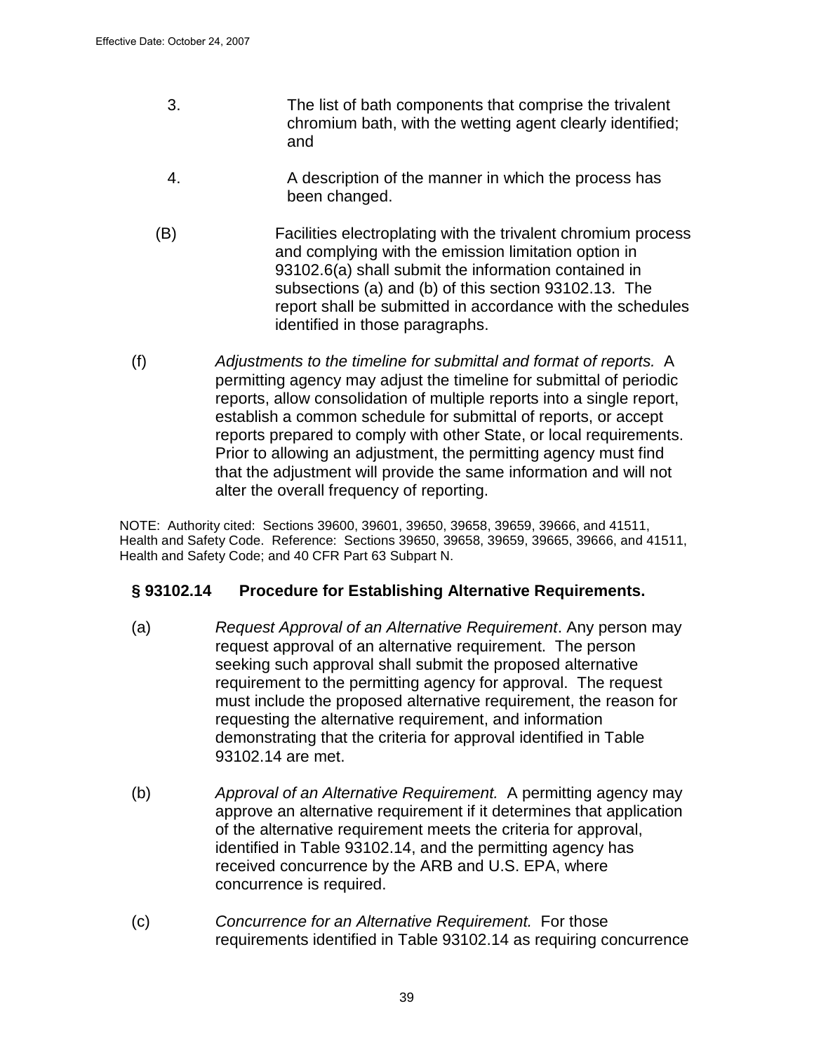3. The list of bath components that comprise the trivalent chromium bath, with the wetting agent clearly identified; and

4. A description of the manner in which the process has been changed.

(B) Facilities electroplating with the trivalent chromium process and complying with the emission limitation option in 93102.6(a) shall submit the information contained in subsections (a) and (b) of this section 93102.13. The report shall be submitted in accordance with the schedules identified in those paragraphs.

(f) *Adjustments to the timeline for submittal and format of reports.* A permitting agency may adjust the timeline for submittal of periodic reports, allow consolidation of multiple reports into a single report, establish a common schedule for submittal of reports, or accept reports prepared to comply with other State, or local requirements. Prior to allowing an adjustment, the permitting agency must find that the adjustment will provide the same information and will not alter the overall frequency of reporting.

NOTE: Authority cited: Sections 39600, 39601, 39650, 39658, 39659, 39666, and 41511, Health and Safety Code. Reference: Sections 39650, 39658, 39659, 39665, 39666, and 41511, Health and Safety Code; and 40 CFR Part 63 Subpart N.

## § 93102.14 Procedure for Establishing Alternative Requirements.

(a) *Request Approval of an Alternative Requirement*. Any person may request approval of an alternative requirement. The person seeking such approval shall submit the proposed alternative requirement to the permitting agency for approval. The request must include the proposed alternative requirement, the reason for requesting the alternative requirement, and information demonstrating that the criteria for approval identified in Table 93102.14 are met.

(b) *Approval of an Alternative Requirement.* A permitting agency may approve an alternative requirement if it determines that application of the alternative requirement meets the criteria for approval, identified in Table 93102.14, and the permitting agency has received concurrence by the ARB and U.S. EPA, where concurrence is required.

(c) *Concurrence for an Alternative Requirement.* For those requirements identified in Table 93102.14 as requiring concurrence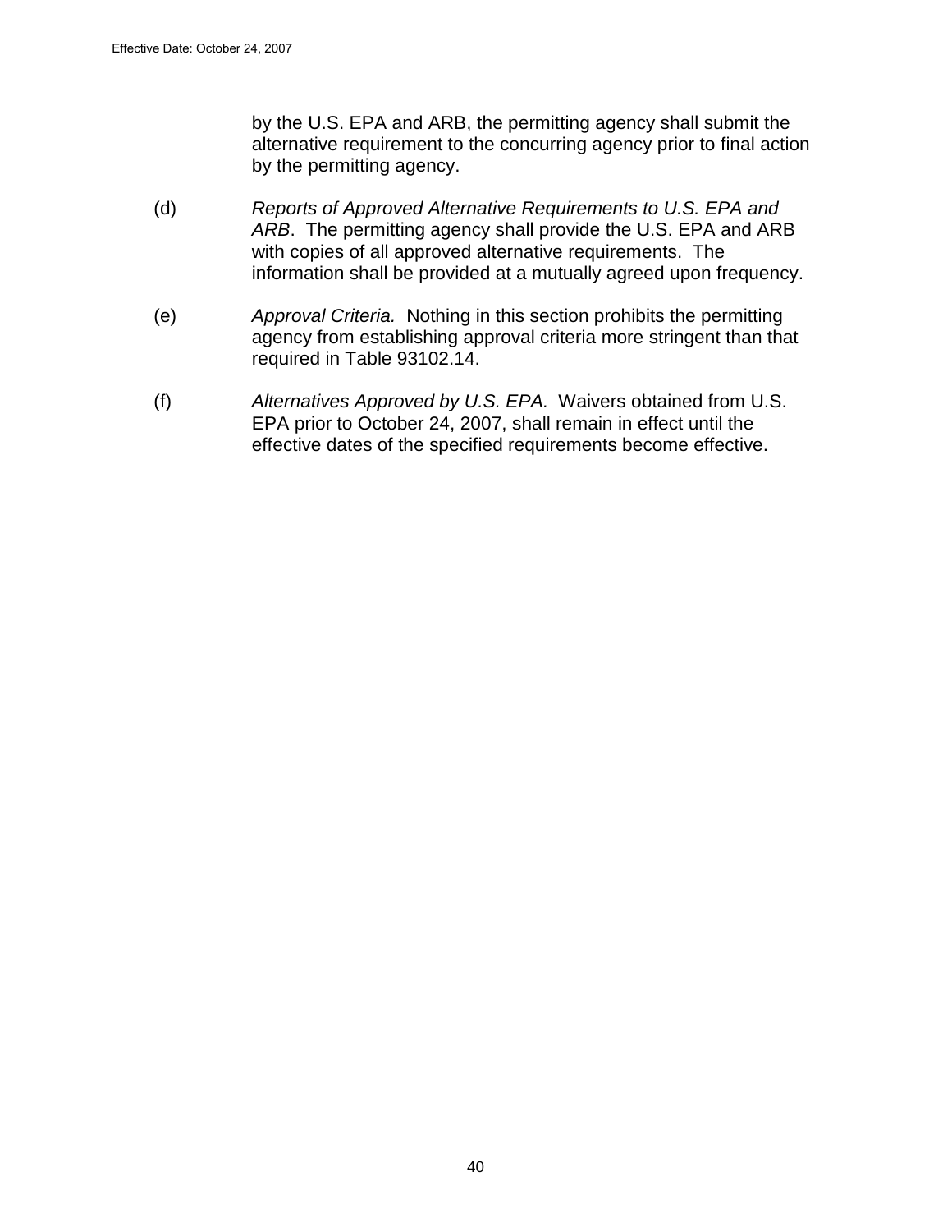by the U.S. EPA and ARB, the permitting agency shall submit the alternative requirement to the concurring agency prior to final action by the permitting agency.

(d) *Reports of Approved Alternative Requirements to U.S. EPA and ARB*. The permitting agency shall provide the U.S. EPA and ARB with copies of all approved alternative requirements. The information shall be provided at a mutually agreed upon frequency.

(e) *Approval Criteria.* Nothing in this section prohibits the permitting agency from establishing approval criteria more stringent than that required in Table 93102.14.

(f) *Alternatives Approved by U.S. EPA.* Waivers obtained from U.S. EPA prior to October 24, 2007, shall remain in effect until the effective dates of the specified requirements become effective.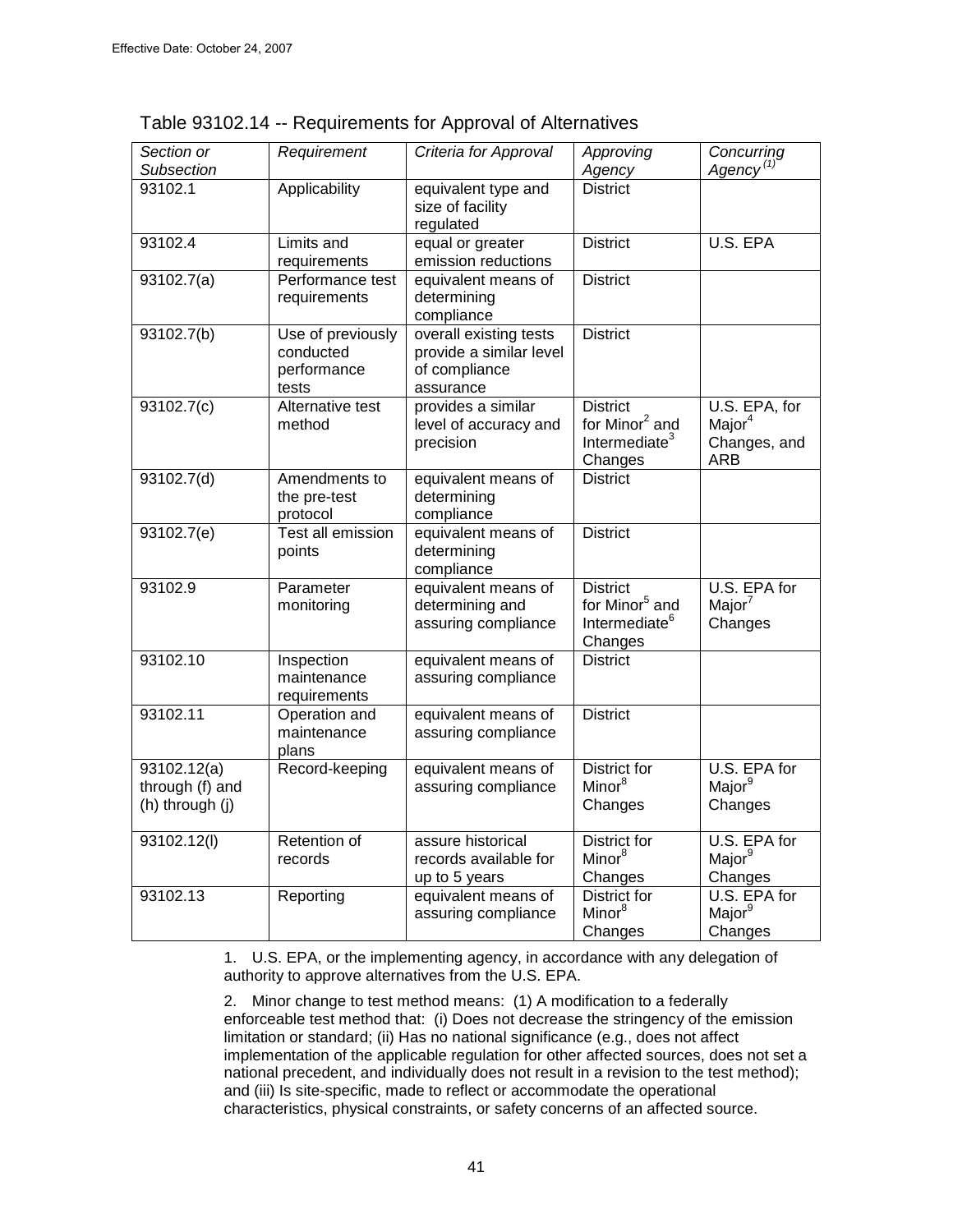Effective Date: October 24, 2007

Table 93102.14 -- Requirements for Approval of Alternatives

| *Section or Subsection* | *Requirement* | *Criteria for Approval* | *Approving Agency* | *Concurring Agency [(1)]* |
|---|---|---|---|---|
| 93102.1 | Applicability | equivalent type and size of facility regulated | District | |
| 93102.4 | Limits and requirements | equal or greater emission reductions | District | U.S. EPA |
| 93102.7(a) | Performance test requirements | equivalent means of determining compliance | District | |
| 93102.7(b) | Use of previously conducted performance tests | overall existing tests provide a similar level of compliance assurance | District | |
| 93102.7(c) | Alternative test method | provides a similar level of accuracy and precision | District for Minor[2] and Intermediate[3] Changes | U.S. EPA, for Major[4] Changes, and ARB |
| 93102.7(d) | Amendments to the pre-test protocol | equivalent means of determining compliance | District | |
| 93102.7(e) | Test all emission points | equivalent means of determining compliance | District | |
| 93102.9 | Parameter monitoring | equivalent means of determining and assuring compliance | District for Minor[5] and Intermediate[6] Changes | U.S. EPA for Major[7] Changes |
| 93102.10 | Inspection maintenance requirements | equivalent means of assuring compliance | District | |
| 93102.11 | Operation and maintenance plans | equivalent means of assuring compliance | District | |
| 93102.12(a) through (f) and (h) through (j) | Record-keeping | equivalent means of assuring compliance | District for Minor[8] Changes | U.S. EPA for Major[9] Changes |
| 93102.12(l) | Retention of records | assure historical records available for up to 5 years | District for Minor[8] Changes | U.S. EPA for Major[9] Changes |
| 93102.13 | Reporting | equivalent means of assuring compliance | District for Minor[8] Changes | U.S. EPA for Major[9] Changes |

1. U.S. EPA, or the implementing agency, in accordance with any delegation of authority to approve alternatives from the U.S. EPA.

2. Minor change to test method means: (1) A modification to a federally enforceable test method that: (i) Does not decrease the stringency of the emission limitation or standard; (ii) Has no national significance (e.g., does not affect implementation of the applicable regulation for other affected sources, does not set a national precedent, and individually does not result in a revision to the test method); and (iii) Is site-specific, made to reflect or accommodate the operational characteristics, physical constraints, or safety concerns of an affected source.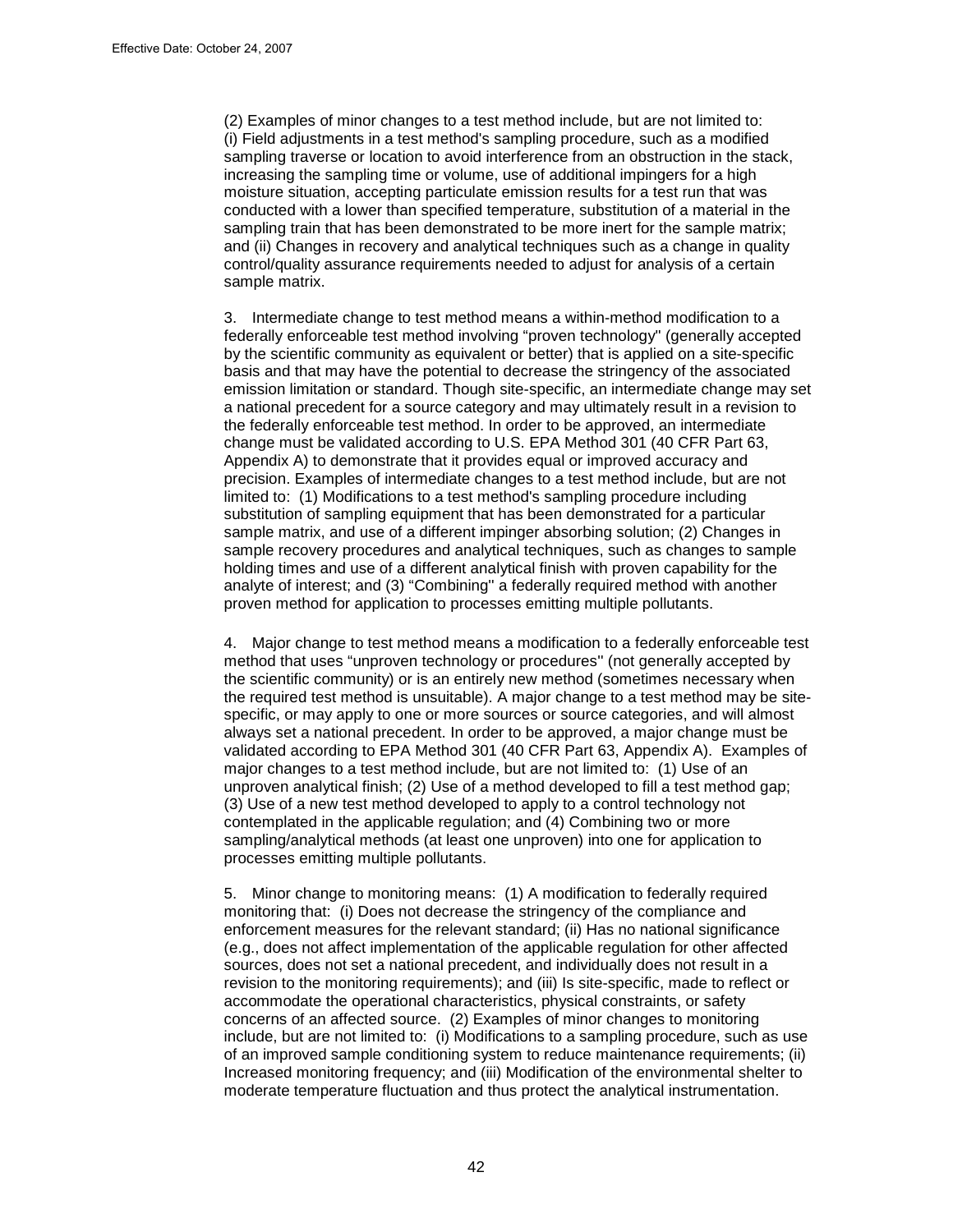(2) Examples of minor changes to a test method include, but are not limited to: (i) Field adjustments in a test method's sampling procedure, such as a modified sampling traverse or location to avoid interference from an obstruction in the stack, increasing the sampling time or volume, use of additional impingers for a high moisture situation, accepting particulate emission results for a test run that was conducted with a lower than specified temperature, substitution of a material in the sampling train that has been demonstrated to be more inert for the sample matrix; and (ii) Changes in recovery and analytical techniques such as a change in quality control/quality assurance requirements needed to adjust for analysis of a certain sample matrix.

3. Intermediate change to test method means a within-method modification to a federally enforceable test method involving "proven technology'' (generally accepted by the scientific community as equivalent or better) that is applied on a site-specific basis and that may have the potential to decrease the stringency of the associated emission limitation or standard. Though site-specific, an intermediate change may set a national precedent for a source category and may ultimately result in a revision to the federally enforceable test method. In order to be approved, an intermediate change must be validated according to U.S. EPA Method 301 (40 CFR Part 63, Appendix A) to demonstrate that it provides equal or improved accuracy and precision. Examples of intermediate changes to a test method include, but are not limited to: (1) Modifications to a test method's sampling procedure including substitution of sampling equipment that has been demonstrated for a particular sample matrix, and use of a different impinger absorbing solution; (2) Changes in sample recovery procedures and analytical techniques, such as changes to sample holding times and use of a different analytical finish with proven capability for the analyte of interest; and (3) "Combining'' a federally required method with another proven method for application to processes emitting multiple pollutants.

4. Major change to test method means a modification to a federally enforceable test method that uses "unproven technology or procedures'' (not generally accepted by the scientific community) or is an entirely new method (sometimes necessary when the required test method is unsuitable). A major change to a test method may be site-specific, or may apply to one or more sources or source categories, and will almost always set a national precedent. In order to be approved, a major change must be validated according to EPA Method 301 (40 CFR Part 63, Appendix A). Examples of major changes to a test method include, but are not limited to: (1) Use of an unproven analytical finish; (2) Use of a method developed to fill a test method gap; (3) Use of a new test method developed to apply to a control technology not contemplated in the applicable regulation; and (4) Combining two or more sampling/analytical methods (at least one unproven) into one for application to processes emitting multiple pollutants.

5. Minor change to monitoring means: (1) A modification to federally required monitoring that: (i) Does not decrease the stringency of the compliance and enforcement measures for the relevant standard; (ii) Has no national significance (e.g., does not affect implementation of the applicable regulation for other affected sources, does not set a national precedent, and individually does not result in a revision to the monitoring requirements); and (iii) Is site-specific, made to reflect or accommodate the operational characteristics, physical constraints, or safety concerns of an affected source. (2) Examples of minor changes to monitoring include, but are not limited to: (i) Modifications to a sampling procedure, such as use of an improved sample conditioning system to reduce maintenance requirements; (ii) Increased monitoring frequency; and (iii) Modification of the environmental shelter to moderate temperature fluctuation and thus protect the analytical instrumentation.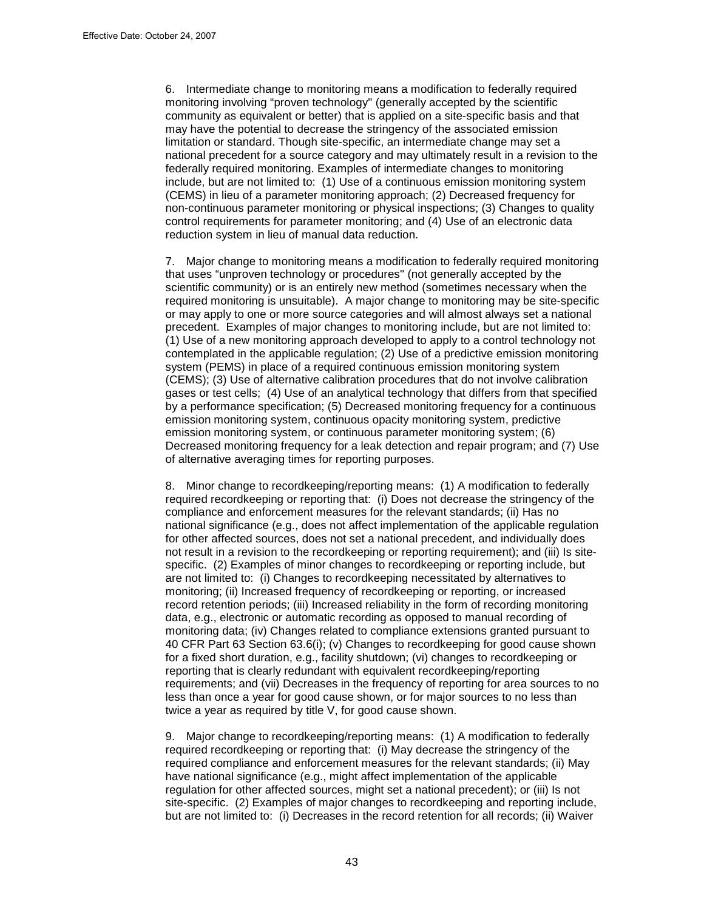6. Intermediate change to monitoring means a modification to federally required monitoring involving "proven technology" (generally accepted by the scientific community as equivalent or better) that is applied on a site-specific basis and that may have the potential to decrease the stringency of the associated emission limitation or standard. Though site-specific, an intermediate change may set a national precedent for a source category and may ultimately result in a revision to the federally required monitoring. Examples of intermediate changes to monitoring include, but are not limited to: (1) Use of a continuous emission monitoring system (CEMS) in lieu of a parameter monitoring approach; (2) Decreased frequency for non-continuous parameter monitoring or physical inspections; (3) Changes to quality control requirements for parameter monitoring; and (4) Use of an electronic data reduction system in lieu of manual data reduction.

7. Major change to monitoring means a modification to federally required monitoring that uses "unproven technology or procedures" (not generally accepted by the scientific community) or is an entirely new method (sometimes necessary when the required monitoring is unsuitable). A major change to monitoring may be site-specific or may apply to one or more source categories and will almost always set a national precedent. Examples of major changes to monitoring include, but are not limited to: (1) Use of a new monitoring approach developed to apply to a control technology not contemplated in the applicable regulation; (2) Use of a predictive emission monitoring system (PEMS) in place of a required continuous emission monitoring system (CEMS); (3) Use of alternative calibration procedures that do not involve calibration gases or test cells; (4) Use of an analytical technology that differs from that specified by a performance specification; (5) Decreased monitoring frequency for a continuous emission monitoring system, continuous opacity monitoring system, predictive emission monitoring system, or continuous parameter monitoring system; (6) Decreased monitoring frequency for a leak detection and repair program; and (7) Use of alternative averaging times for reporting purposes.

8. Minor change to recordkeeping/reporting means: (1) A modification to federally required recordkeeping or reporting that: (i) Does not decrease the stringency of the compliance and enforcement measures for the relevant standards; (ii) Has no national significance (e.g., does not affect implementation of the applicable regulation for other affected sources, does not set a national precedent, and individually does not result in a revision to the recordkeeping or reporting requirement); and (iii) Is site-specific. (2) Examples of minor changes to recordkeeping or reporting include, but are not limited to: (i) Changes to recordkeeping necessitated by alternatives to monitoring; (ii) Increased frequency of recordkeeping or reporting, or increased record retention periods; (iii) Increased reliability in the form of recording monitoring data, e.g., electronic or automatic recording as opposed to manual recording of monitoring data; (iv) Changes related to compliance extensions granted pursuant to 40 CFR Part 63 Section 63.6(i); (v) Changes to recordkeeping for good cause shown for a fixed short duration, e.g., facility shutdown; (vi) changes to recordkeeping or reporting that is clearly redundant with equivalent recordkeeping/reporting requirements; and (vii) Decreases in the frequency of reporting for area sources to no less than once a year for good cause shown, or for major sources to no less than twice a year as required by title V, for good cause shown.

9. Major change to recordkeeping/reporting means: (1) A modification to federally required recordkeeping or reporting that: (i) May decrease the stringency of the required compliance and enforcement measures for the relevant standards; (ii) May have national significance (e.g., might affect implementation of the applicable regulation for other affected sources, might set a national precedent); or (iii) Is not site-specific. (2) Examples of major changes to recordkeeping and reporting include, but are not limited to: (i) Decreases in the record retention for all records; (ii) Waiver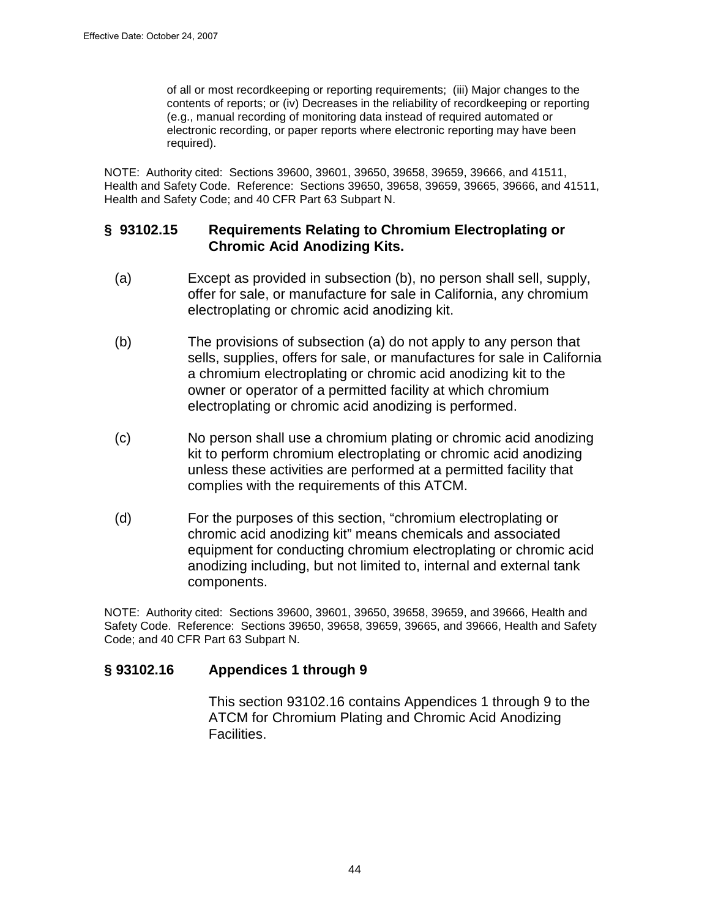of all or most recordkeeping or reporting requirements; (iii) Major changes to the contents of reports; or (iv) Decreases in the reliability of recordkeeping or reporting (e.g., manual recording of monitoring data instead of required automated or electronic recording, or paper reports where electronic reporting may have been required).

NOTE: Authority cited: Sections 39600, 39601, 39650, 39658, 39659, 39666, and 41511, Health and Safety Code. Reference: Sections 39650, 39658, 39659, 39665, 39666, and 41511, Health and Safety Code; and 40 CFR Part 63 Subpart N.

## § 93102.15 Requirements Relating to Chromium Electroplating or Chromic Acid Anodizing Kits.

(a) Except as provided in subsection (b), no person shall sell, supply, offer for sale, or manufacture for sale in California, any chromium electroplating or chromic acid anodizing kit.

(b) The provisions of subsection (a) do not apply to any person that sells, supplies, offers for sale, or manufactures for sale in California a chromium electroplating or chromic acid anodizing kit to the owner or operator of a permitted facility at which chromium electroplating or chromic acid anodizing is performed.

(c) No person shall use a chromium plating or chromic acid anodizing kit to perform chromium electroplating or chromic acid anodizing unless these activities are performed at a permitted facility that complies with the requirements of this ATCM.

(d) For the purposes of this section, "chromium electroplating or chromic acid anodizing kit" means chemicals and associated equipment for conducting chromium electroplating or chromic acid anodizing including, but not limited to, internal and external tank components.

NOTE: Authority cited: Sections 39600, 39601, 39650, 39658, 39659, and 39666, Health and Safety Code. Reference: Sections 39650, 39658, 39659, 39665, and 39666, Health and Safety Code; and 40 CFR Part 63 Subpart N.

## § 93102.16 Appendices 1 through 9

This section 93102.16 contains Appendices 1 through 9 to the ATCM for Chromium Plating and Chromic Acid Anodizing Facilities.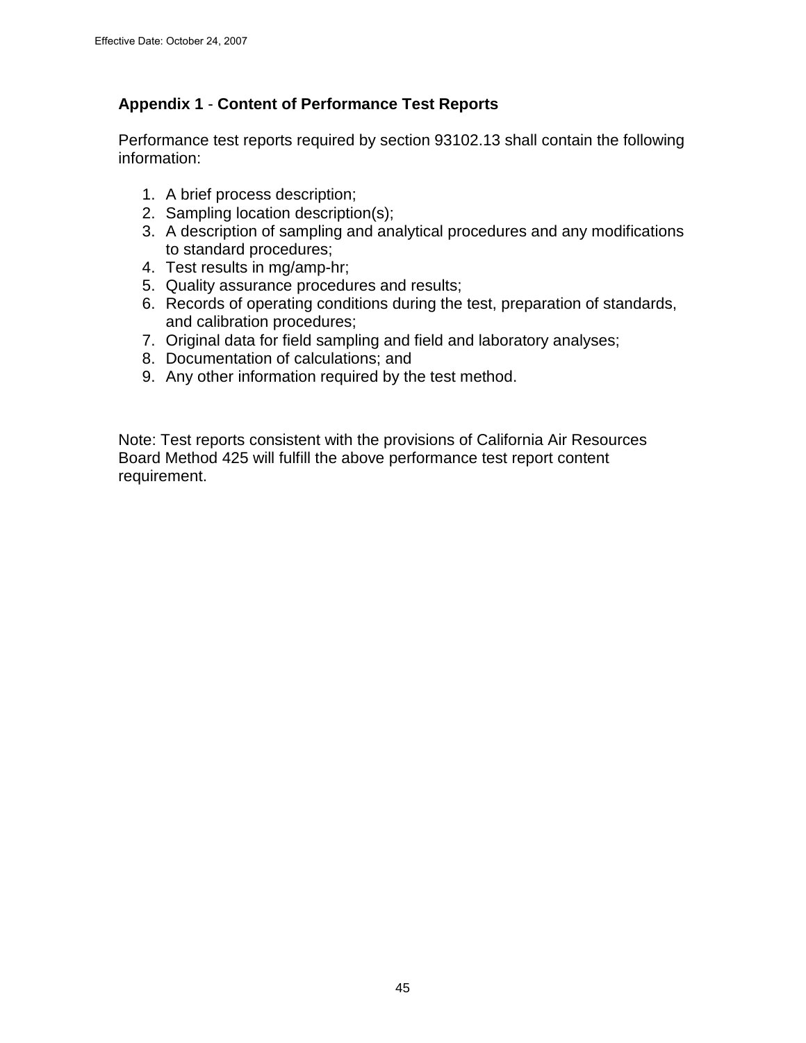## Appendix 1 - Content of Performance Test Reports

Performance test reports required by section 93102.13 shall contain the following information:

1. A brief process description;
2. Sampling location description(s);
3. A description of sampling and analytical procedures and any modifications to standard procedures;
4. Test results in mg/amp-hr;
5. Quality assurance procedures and results;
6. Records of operating conditions during the test, preparation of standards, and calibration procedures;
7. Original data for field sampling and field and laboratory analyses;
8. Documentation of calculations; and
9. Any other information required by the test method.

Note: Test reports consistent with the provisions of California Air Resources Board Method 425 will fulfill the above performance test report content requirement.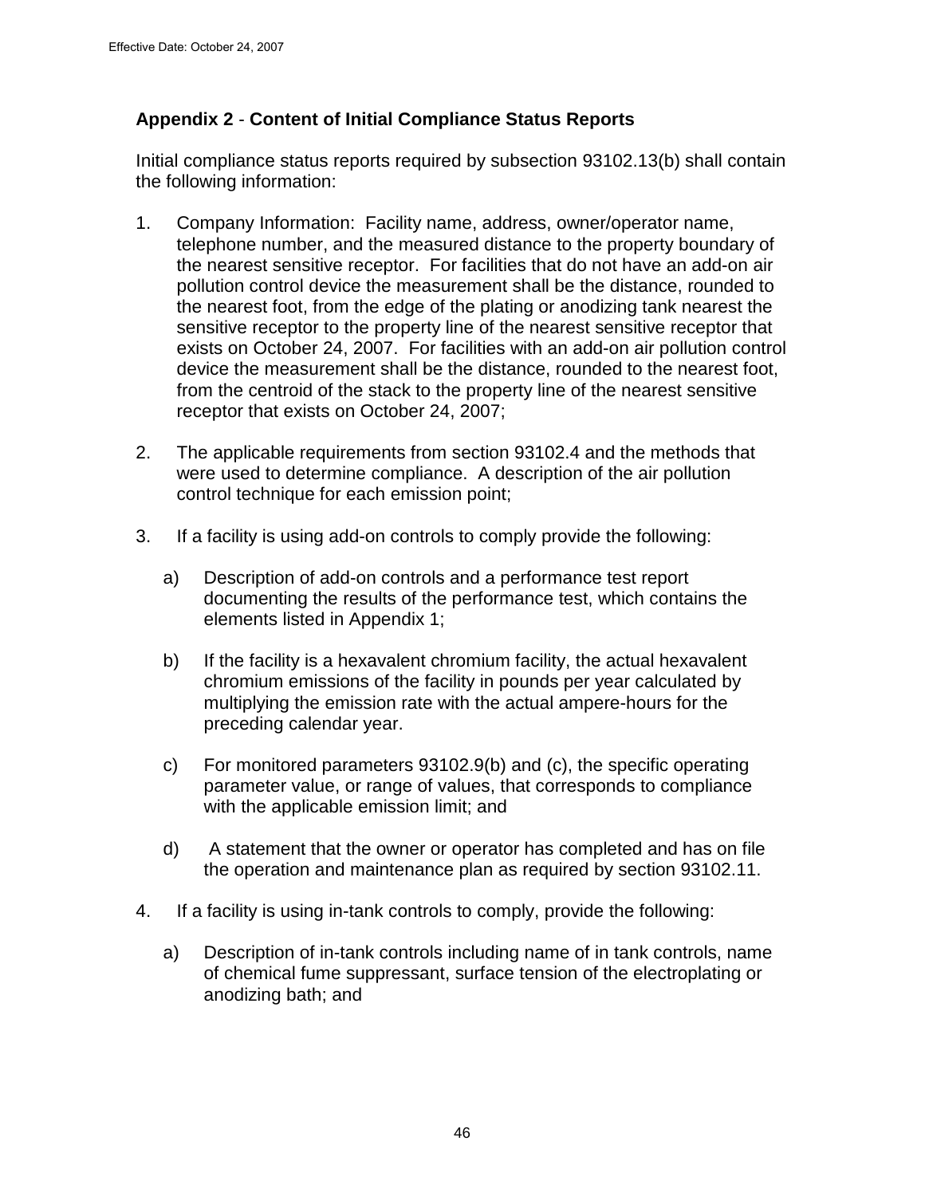## Appendix 2 - Content of Initial Compliance Status Reports

Initial compliance status reports required by subsection 93102.13(b) shall contain the following information:

1. Company Information: Facility name, address, owner/operator name, telephone number, and the measured distance to the property boundary of the nearest sensitive receptor. For facilities that do not have an add-on air pollution control device the measurement shall be the distance, rounded to the nearest foot, from the edge of the plating or anodizing tank nearest the sensitive receptor to the property line of the nearest sensitive receptor that exists on October 24, 2007. For facilities with an add-on air pollution control device the measurement shall be the distance, rounded to the nearest foot, from the centroid of the stack to the property line of the nearest sensitive receptor that exists on October 24, 2007;

2. The applicable requirements from section 93102.4 and the methods that were used to determine compliance. A description of the air pollution control technique for each emission point;

3. If a facility is using add-on controls to comply provide the following:

   a) Description of add-on controls and a performance test report documenting the results of the performance test, which contains the elements listed in Appendix 1;

   b) If the facility is a hexavalent chromium facility, the actual hexavalent chromium emissions of the facility in pounds per year calculated by multiplying the emission rate with the actual ampere-hours for the preceding calendar year.

   c) For monitored parameters 93102.9(b) and (c), the specific operating parameter value, or range of values, that corresponds to compliance with the applicable emission limit; and

   d) A statement that the owner or operator has completed and has on file the operation and maintenance plan as required by section 93102.11.

4. If a facility is using in-tank controls to comply, provide the following:

   a) Description of in-tank controls including name of in tank controls, name of chemical fume suppressant, surface tension of the electroplating or anodizing bath; and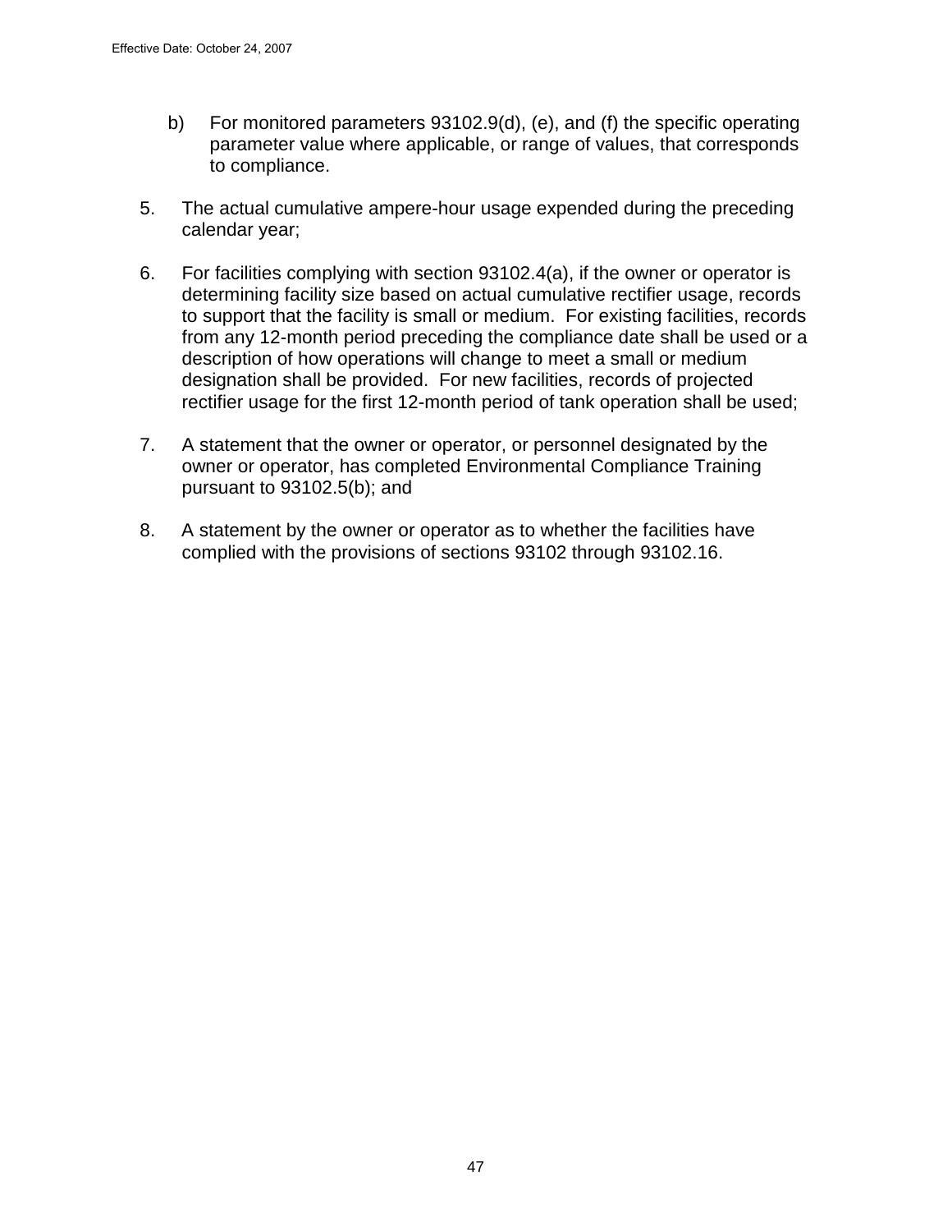b) For monitored parameters 93102.9(d), (e), and (f) the specific operating parameter value where applicable, or range of values, that corresponds to compliance.

5. The actual cumulative ampere-hour usage expended during the preceding calendar year;

6. For facilities complying with section 93102.4(a), if the owner or operator is determining facility size based on actual cumulative rectifier usage, records to support that the facility is small or medium. For existing facilities, records from any 12-month period preceding the compliance date shall be used or a description of how operations will change to meet a small or medium designation shall be provided. For new facilities, records of projected rectifier usage for the first 12-month period of tank operation shall be used;

7. A statement that the owner or operator, or personnel designated by the owner or operator, has completed Environmental Compliance Training pursuant to 93102.5(b); and

8. A statement by the owner or operator as to whether the facilities have complied with the provisions of sections 93102 through 93102.16.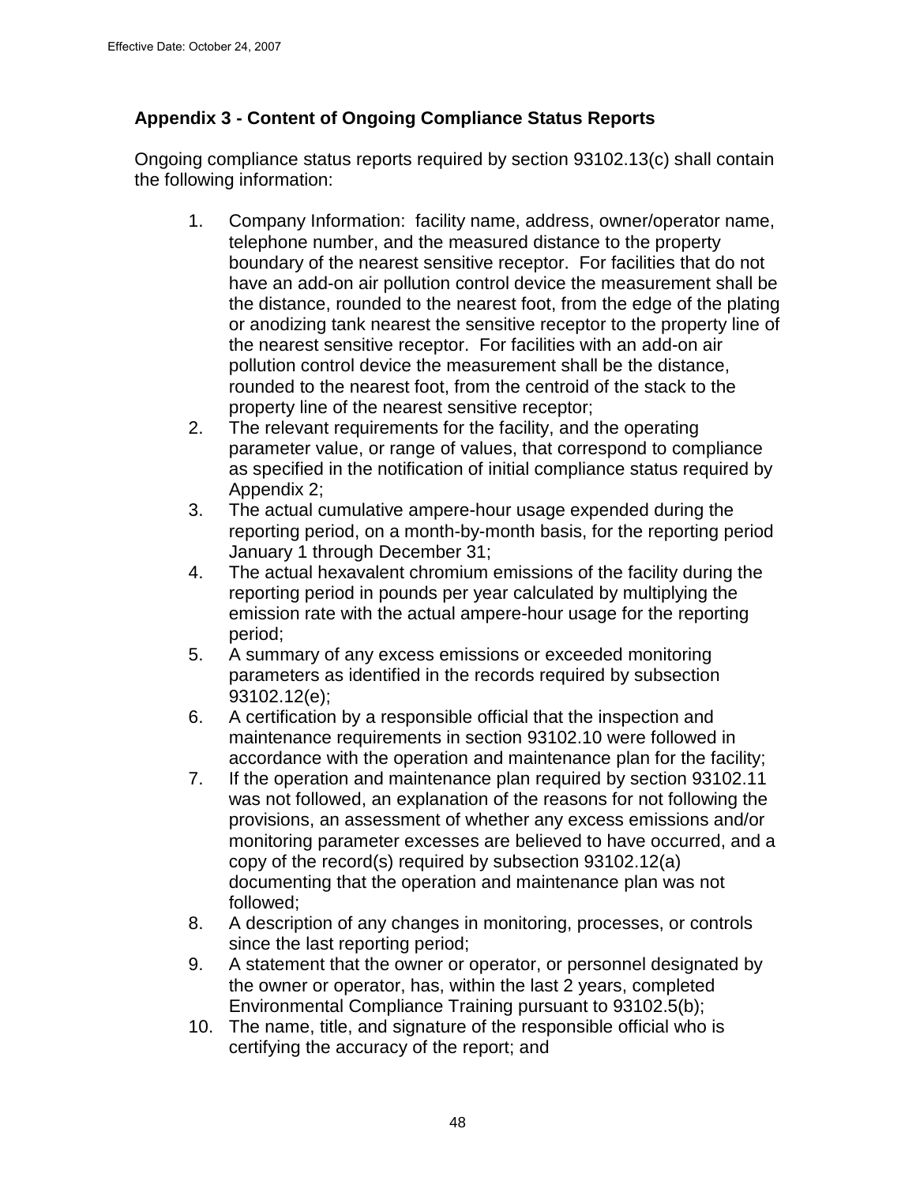## Appendix 3 - Content of Ongoing Compliance Status Reports

Ongoing compliance status reports required by section 93102.13(c) shall contain the following information:

1. Company Information: facility name, address, owner/operator name, telephone number, and the measured distance to the property boundary of the nearest sensitive receptor. For facilities that do not have an add-on air pollution control device the measurement shall be the distance, rounded to the nearest foot, from the edge of the plating or anodizing tank nearest the sensitive receptor to the property line of the nearest sensitive receptor. For facilities with an add-on air pollution control device the measurement shall be the distance, rounded to the nearest foot, from the centroid of the stack to the property line of the nearest sensitive receptor;
2. The relevant requirements for the facility, and the operating parameter value, or range of values, that correspond to compliance as specified in the notification of initial compliance status required by Appendix 2;
3. The actual cumulative ampere-hour usage expended during the reporting period, on a month-by-month basis, for the reporting period January 1 through December 31;
4. The actual hexavalent chromium emissions of the facility during the reporting period in pounds per year calculated by multiplying the emission rate with the actual ampere-hour usage for the reporting period;
5. A summary of any excess emissions or exceeded monitoring parameters as identified in the records required by subsection 93102.12(e);
6. A certification by a responsible official that the inspection and maintenance requirements in section 93102.10 were followed in accordance with the operation and maintenance plan for the facility;
7. If the operation and maintenance plan required by section 93102.11 was not followed, an explanation of the reasons for not following the provisions, an assessment of whether any excess emissions and/or monitoring parameter excesses are believed to have occurred, and a copy of the record(s) required by subsection 93102.12(a) documenting that the operation and maintenance plan was not followed;
8. A description of any changes in monitoring, processes, or controls since the last reporting period;
9. A statement that the owner or operator, or personnel designated by the owner or operator, has, within the last 2 years, completed Environmental Compliance Training pursuant to 93102.5(b);
10. The name, title, and signature of the responsible official who is certifying the accuracy of the report; and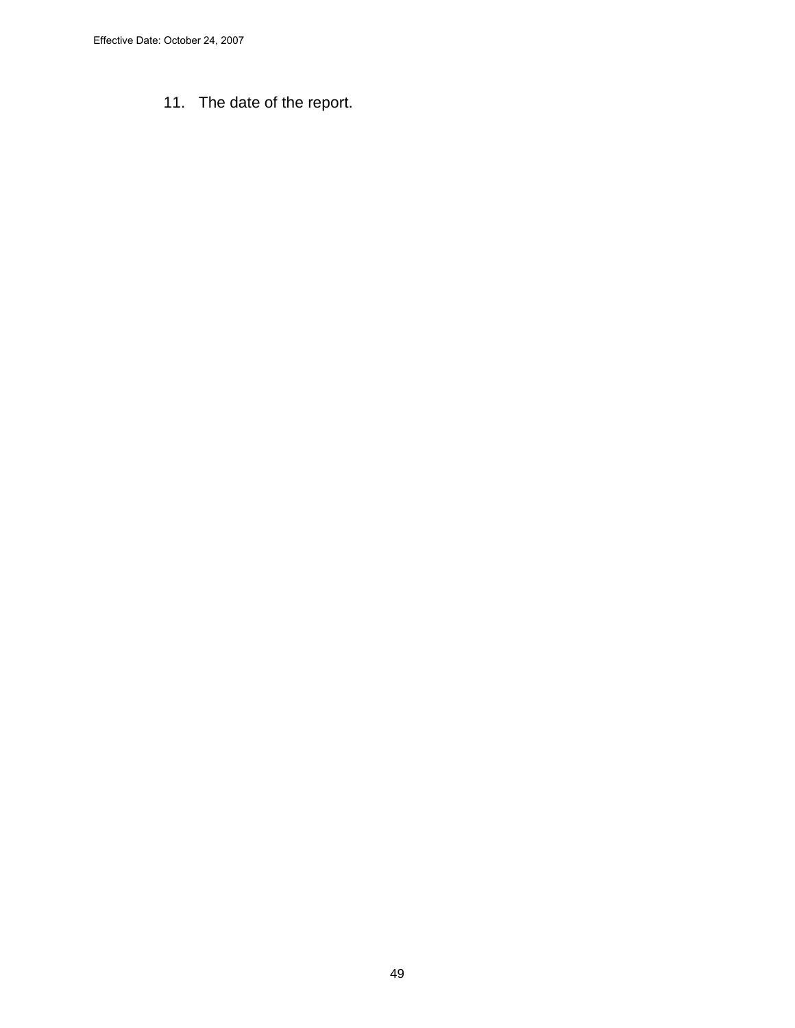11. The date of the report.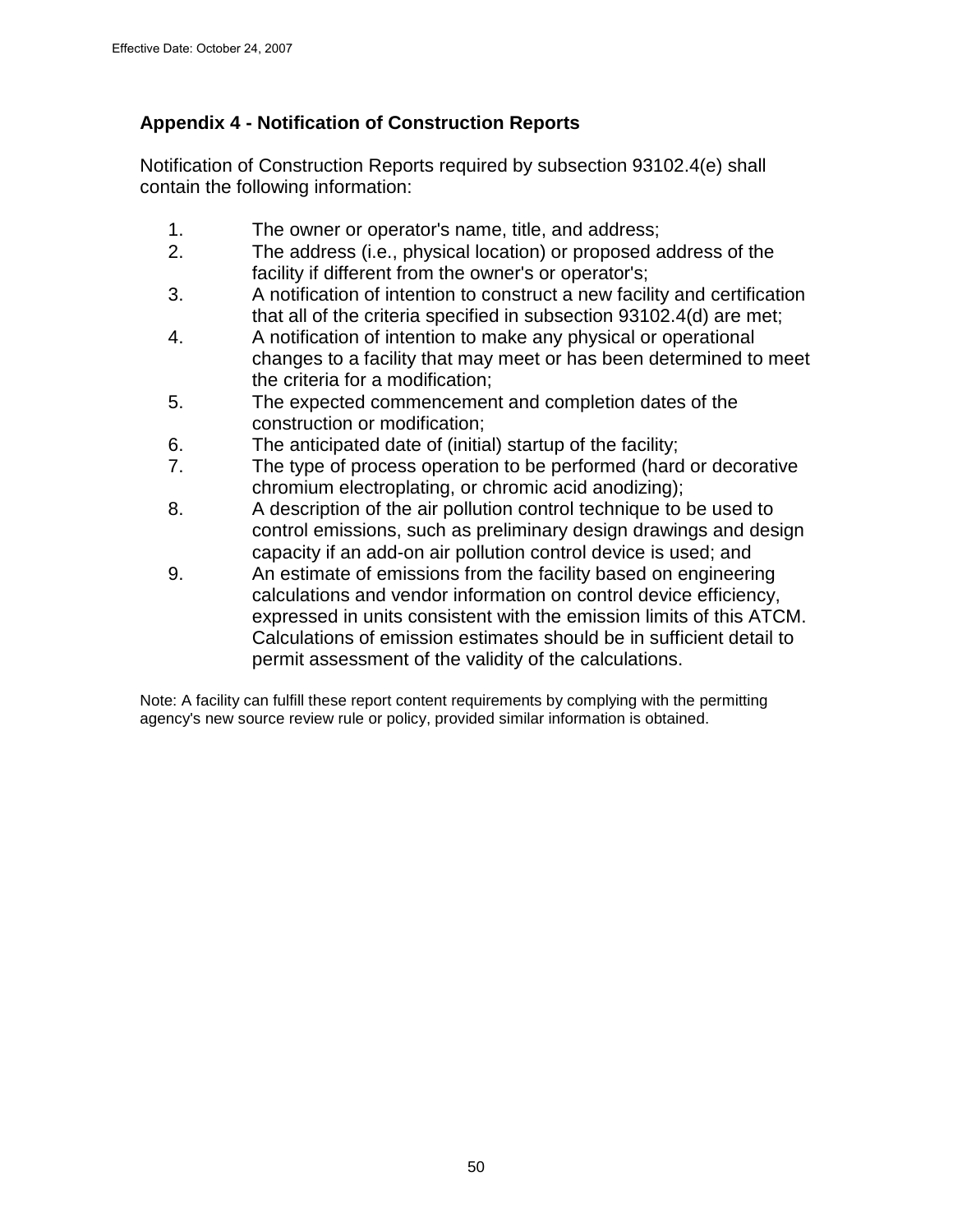## Appendix 4 - Notification of Construction Reports

Notification of Construction Reports required by subsection 93102.4(e) shall contain the following information:

1. The owner or operator's name, title, and address;
2. The address (i.e., physical location) or proposed address of the facility if different from the owner's or operator's;
3. A notification of intention to construct a new facility and certification that all of the criteria specified in subsection 93102.4(d) are met;
4. A notification of intention to make any physical or operational changes to a facility that may meet or has been determined to meet the criteria for a modification;
5. The expected commencement and completion dates of the construction or modification;
6. The anticipated date of (initial) startup of the facility;
7. The type of process operation to be performed (hard or decorative chromium electroplating, or chromic acid anodizing);
8. A description of the air pollution control technique to be used to control emissions, such as preliminary design drawings and design capacity if an add-on air pollution control device is used; and
9. An estimate of emissions from the facility based on engineering calculations and vendor information on control device efficiency, expressed in units consistent with the emission limits of this ATCM. Calculations of emission estimates should be in sufficient detail to permit assessment of the validity of the calculations.

Note: A facility can fulfill these report content requirements by complying with the permitting agency's new source review rule or policy, provided similar information is obtained.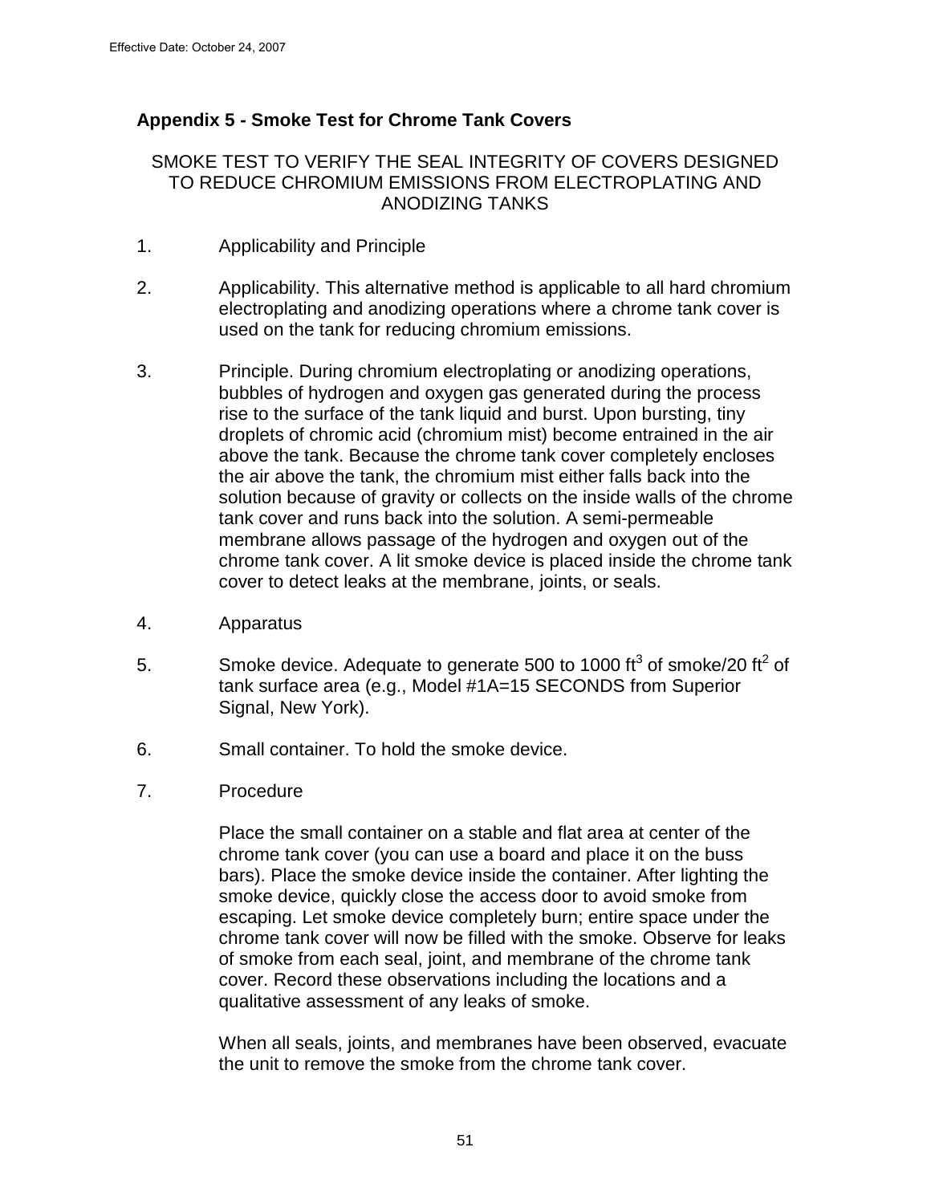## Appendix 5 - Smoke Test for Chrome Tank Covers

SMOKE TEST TO VERIFY THE SEAL INTEGRITY OF COVERS DESIGNED TO REDUCE CHROMIUM EMISSIONS FROM ELECTROPLATING AND ANODIZING TANKS

1. Applicability and Principle

2. Applicability. This alternative method is applicable to all hard chromium electroplating and anodizing operations where a chrome tank cover is used on the tank for reducing chromium emissions.

3. Principle. During chromium electroplating or anodizing operations, bubbles of hydrogen and oxygen gas generated during the process rise to the surface of the tank liquid and burst. Upon bursting, tiny droplets of chromic acid (chromium mist) become entrained in the air above the tank. Because the chrome tank cover completely encloses the air above the tank, the chromium mist either falls back into the solution because of gravity or collects on the inside walls of the chrome tank cover and runs back into the solution. A semi-permeable membrane allows passage of the hydrogen and oxygen out of the chrome tank cover. A lit smoke device is placed inside the chrome tank cover to detect leaks at the membrane, joints, or seals.

4. Apparatus

5. Smoke device. Adequate to generate 500 to 1000 $ft^3$ of smoke/20 $ft^2$ of tank surface area (e.g., Model #1A=15 SECONDS from Superior Signal, New York).

6. Small container. To hold the smoke device.

7. Procedure

   Place the small container on a stable and flat area at center of the chrome tank cover (you can use a board and place it on the buss bars). Place the smoke device inside the container. After lighting the smoke device, quickly close the access door to avoid smoke from escaping. Let smoke device completely burn; entire space under the chrome tank cover will now be filled with the smoke. Observe for leaks of smoke from each seal, joint, and membrane of the chrome tank cover. Record these observations including the locations and a qualitative assessment of any leaks of smoke.

   When all seals, joints, and membranes have been observed, evacuate the unit to remove the smoke from the chrome tank cover.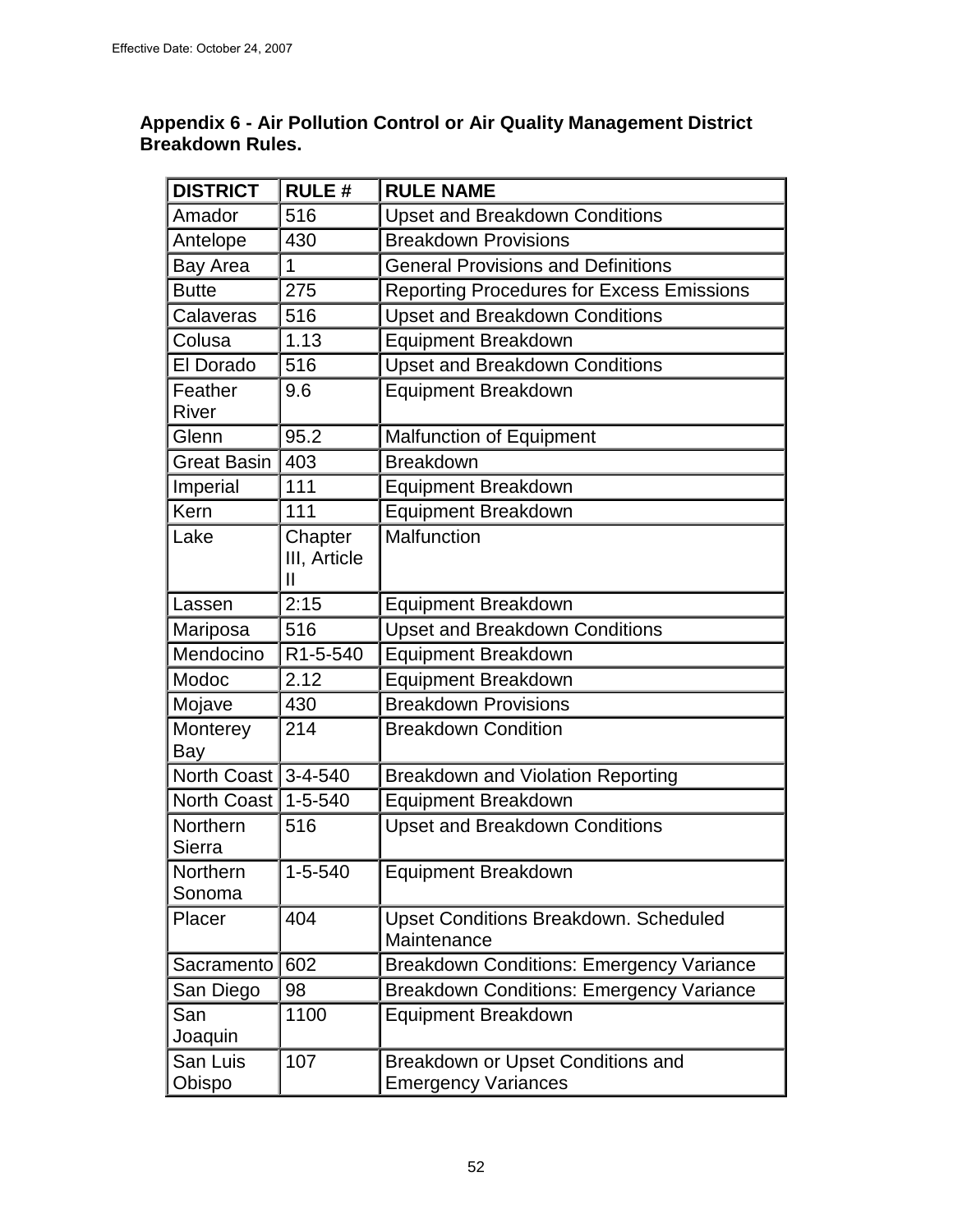**Appendix 6 - Air Pollution Control or Air Quality Management District Breakdown Rules.**

| DISTRICT | RULE # | RULE NAME |
|---|---|---|
| Amador | 516 | Upset and Breakdown Conditions |
| Antelope | 430 | Breakdown Provisions |
| Bay Area | 1 | General Provisions and Definitions |
| Butte | 275 | Reporting Procedures for Excess Emissions |
| Calaveras | 516 | Upset and Breakdown Conditions |
| Colusa | 1.13 | Equipment Breakdown |
| El Dorado | 516 | Upset and Breakdown Conditions |
| Feather River | 9.6 | Equipment Breakdown |
| Glenn | 95.2 | Malfunction of Equipment |
| Great Basin | 403 | Breakdown |
| Imperial | 111 | Equipment Breakdown |
| Kern | 111 | Equipment Breakdown |
| Lake | Chapter III, Article II | Malfunction |
| Lassen | 2:15 | Equipment Breakdown |
| Mariposa | 516 | Upset and Breakdown Conditions |
| Mendocino | R1-5-540 | Equipment Breakdown |
| Modoc | 2.12 | Equipment Breakdown |
| Mojave | 430 | Breakdown Provisions |
| Monterey Bay | 214 | Breakdown Condition |
| North Coast | 3-4-540 | Breakdown and Violation Reporting |
| North Coast | 1-5-540 | Equipment Breakdown |
| Northern Sierra | 516 | Upset and Breakdown Conditions |
| Northern Sonoma | 1-5-540 | Equipment Breakdown |
| Placer | 404 | Upset Conditions Breakdown. Scheduled Maintenance |
| Sacramento | 602 | Breakdown Conditions: Emergency Variance |
| San Diego | 98 | Breakdown Conditions: Emergency Variance |
| San Joaquin | 1100 | Equipment Breakdown |
| San Luis Obispo | 107 | Breakdown or Upset Conditions and Emergency Variances |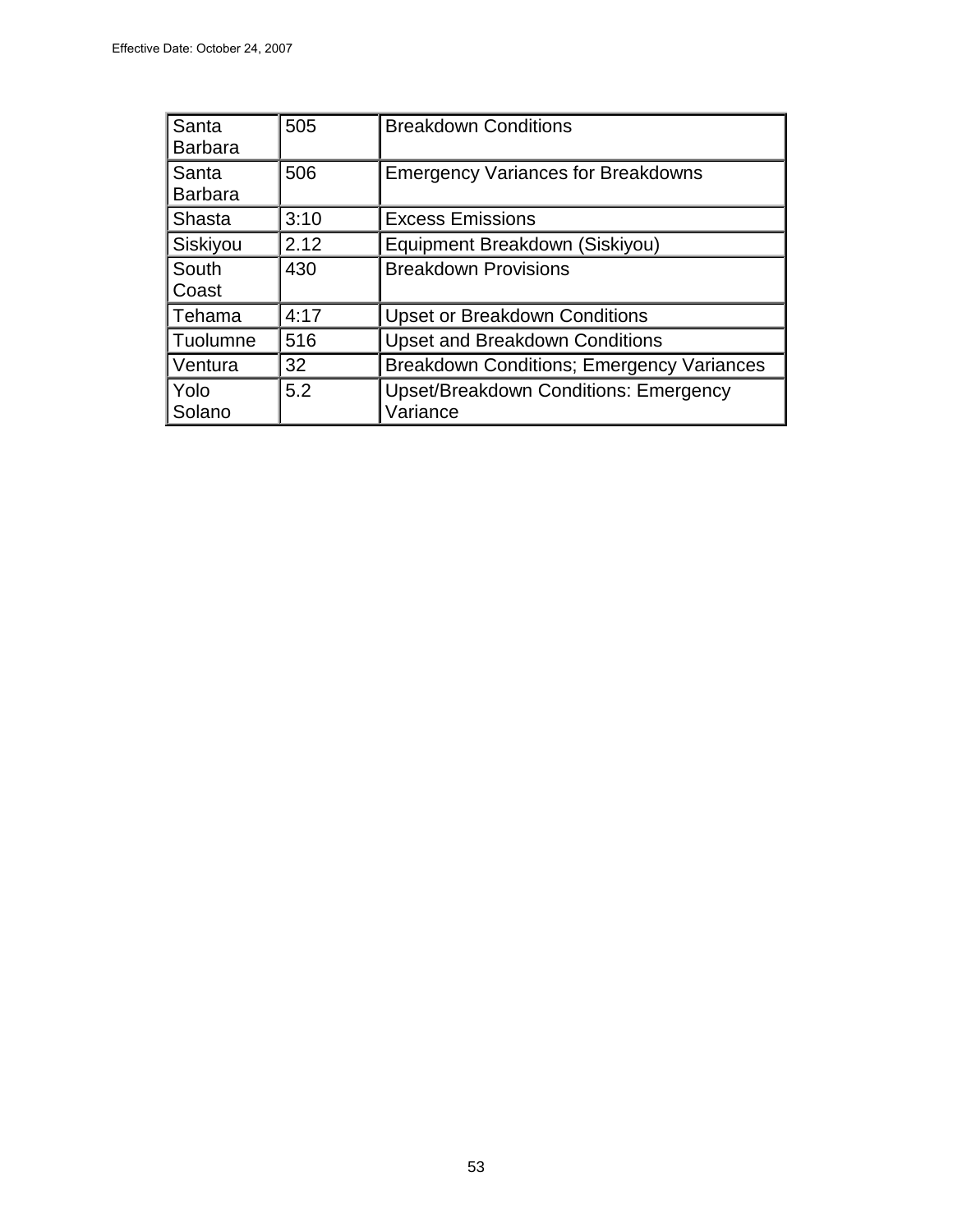| Santa Barbara | 505 | Breakdown Conditions |
|---|---|---|
| Santa Barbara | 506 | Emergency Variances for Breakdowns |
| Shasta | 3:10 | Excess Emissions |
| Siskiyou | 2.12 | Equipment Breakdown (Siskiyou) |
| South Coast | 430 | Breakdown Provisions |
| Tehama | 4:17 | Upset or Breakdown Conditions |
| Tuolumne | 516 | Upset and Breakdown Conditions |
| Ventura | 32 | Breakdown Conditions; Emergency Variances |
| Yolo Solano | 5.2 | Upset/Breakdown Conditions: Emergency Variance |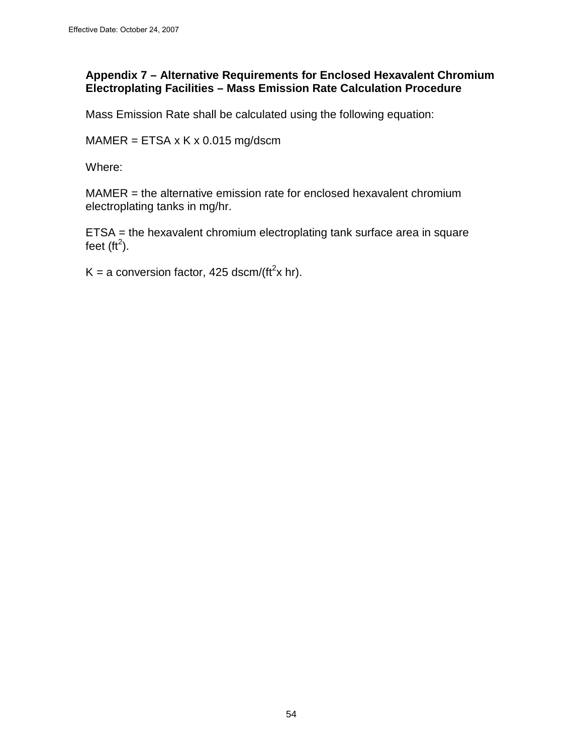## Appendix 7 – Alternative Requirements for Enclosed Hexavalent Chromium Electroplating Facilities – Mass Emission Rate Calculation Procedure

Mass Emission Rate shall be calculated using the following equation:

MAMER = ETSA x K x 0.015 mg/dscm

Where:

MAMER = the alternative emission rate for enclosed hexavalent chromium electroplating tanks in mg/hr.

ETSA = the hexavalent chromium electroplating tank surface area in square feet ($ft^2$).

K = a conversion factor, 425 dscm/($ft^2$x hr).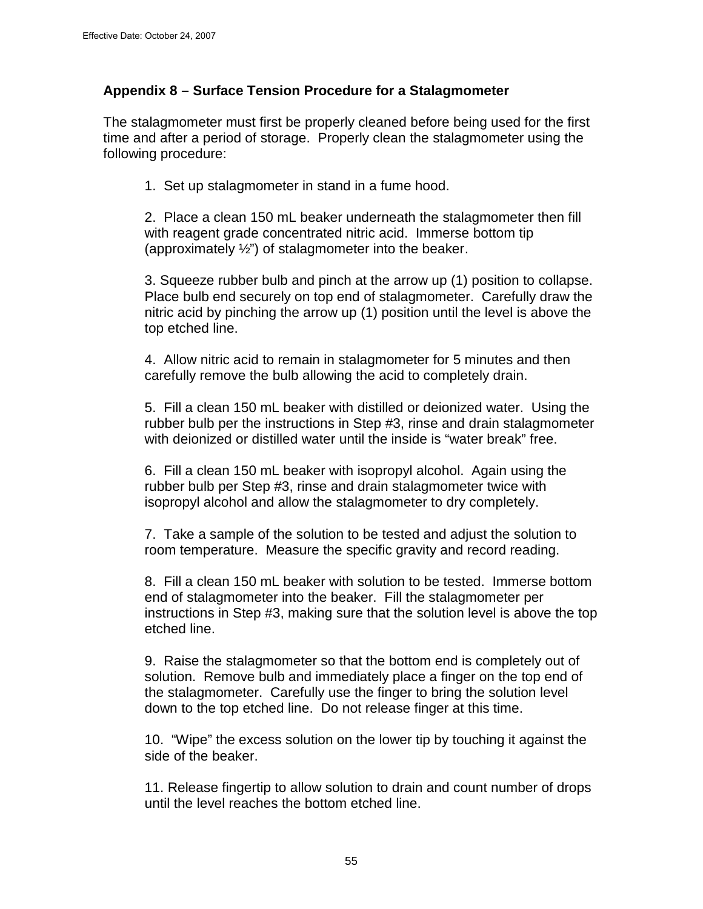## Appendix 8 – Surface Tension Procedure for a Stalagmometer

The stalagmometer must first be properly cleaned before being used for the first time and after a period of storage. Properly clean the stalagmometer using the following procedure:

1. Set up stalagmometer in stand in a fume hood.

2. Place a clean 150 mL beaker underneath the stalagmometer then fill with reagent grade concentrated nitric acid. Immerse bottom tip (approximately ½") of stalagmometer into the beaker.

3. Squeeze rubber bulb and pinch at the arrow up (1) position to collapse. Place bulb end securely on top end of stalagmometer. Carefully draw the nitric acid by pinching the arrow up (1) position until the level is above the top etched line.

4. Allow nitric acid to remain in stalagmometer for 5 minutes and then carefully remove the bulb allowing the acid to completely drain.

5. Fill a clean 150 mL beaker with distilled or deionized water. Using the rubber bulb per the instructions in Step #3, rinse and drain stalagmometer with deionized or distilled water until the inside is "water break" free.

6. Fill a clean 150 mL beaker with isopropyl alcohol. Again using the rubber bulb per Step #3, rinse and drain stalagmometer twice with isopropyl alcohol and allow the stalagmometer to dry completely.

7. Take a sample of the solution to be tested and adjust the solution to room temperature. Measure the specific gravity and record reading.

8. Fill a clean 150 mL beaker with solution to be tested. Immerse bottom end of stalagmometer into the beaker. Fill the stalagmometer per instructions in Step #3, making sure that the solution level is above the top etched line.

9. Raise the stalagmometer so that the bottom end is completely out of solution. Remove bulb and immediately place a finger on the top end of the stalagmometer. Carefully use the finger to bring the solution level down to the top etched line. Do not release finger at this time.

10. "Wipe" the excess solution on the lower tip by touching it against the side of the beaker.

11. Release fingertip to allow solution to drain and count number of drops until the level reaches the bottom etched line.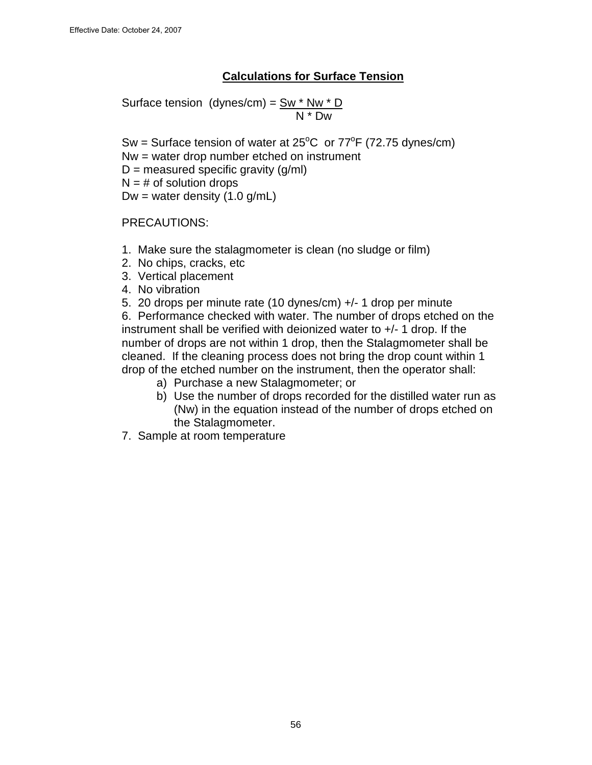## Calculations for Surface Tension

$$\text{Surface tension (dynes/cm)} = \frac{Sw * Nw * D}{N * Dw}$$

Sw = Surface tension of water at 25$^{o}$C or 77$^{o}$F (72.75 dynes/cm)
Nw = water drop number etched on instrument
D = measured specific gravity (g/ml)
N = # of solution drops
Dw = water density (1.0 g/mL)

PRECAUTIONS:

1. Make sure the stalagmometer is clean (no sludge or film)
2. No chips, cracks, etc
3. Vertical placement
4. No vibration
5. 20 drops per minute rate (10 dynes/cm) +/- 1 drop per minute
6. Performance checked with water. The number of drops etched on the instrument shall be verified with deionized water to +/- 1 drop. If the number of drops are not within 1 drop, then the Stalagmometer shall be cleaned. If the cleaning process does not bring the drop count within 1 drop of the etched number on the instrument, then the operator shall:
   a) Purchase a new Stalagmometer; or
   b) Use the number of drops recorded for the distilled water run as (Nw) in the equation instead of the number of drops etched on the Stalagmometer.
7. Sample at room temperature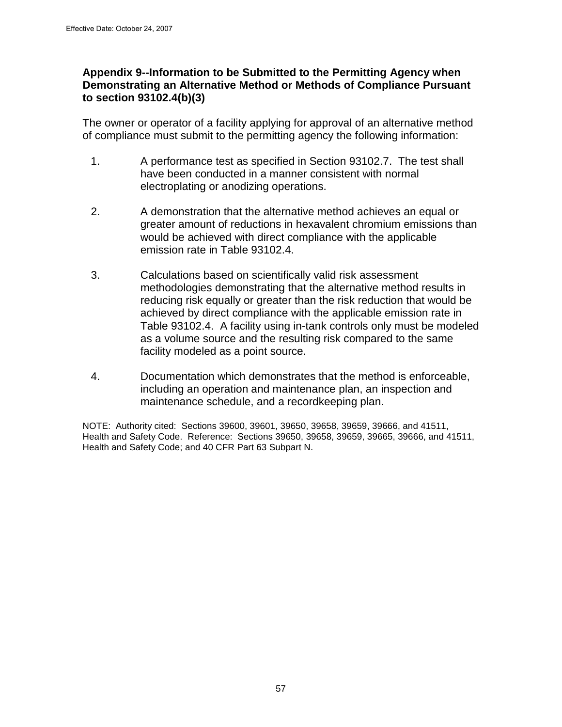## Appendix 9--Information to be Submitted to the Permitting Agency when Demonstrating an Alternative Method or Methods of Compliance Pursuant to section 93102.4(b)(3)

The owner or operator of a facility applying for approval of an alternative method of compliance must submit to the permitting agency the following information:

1. A performance test as specified in Section 93102.7. The test shall have been conducted in a manner consistent with normal electroplating or anodizing operations.

2. A demonstration that the alternative method achieves an equal or greater amount of reductions in hexavalent chromium emissions than would be achieved with direct compliance with the applicable emission rate in Table 93102.4.

3. Calculations based on scientifically valid risk assessment methodologies demonstrating that the alternative method results in reducing risk equally or greater than the risk reduction that would be achieved by direct compliance with the applicable emission rate in Table 93102.4. A facility using in-tank controls only must be modeled as a volume source and the resulting risk compared to the same facility modeled as a point source.

4. Documentation which demonstrates that the method is enforceable, including an operation and maintenance plan, an inspection and maintenance schedule, and a recordkeeping plan.

NOTE: Authority cited: Sections 39600, 39601, 39650, 39658, 39659, 39666, and 41511, Health and Safety Code. Reference: Sections 39650, 39658, 39659, 39665, 39666, and 41511, Health and Safety Code; and 40 CFR Part 63 Subpart N.